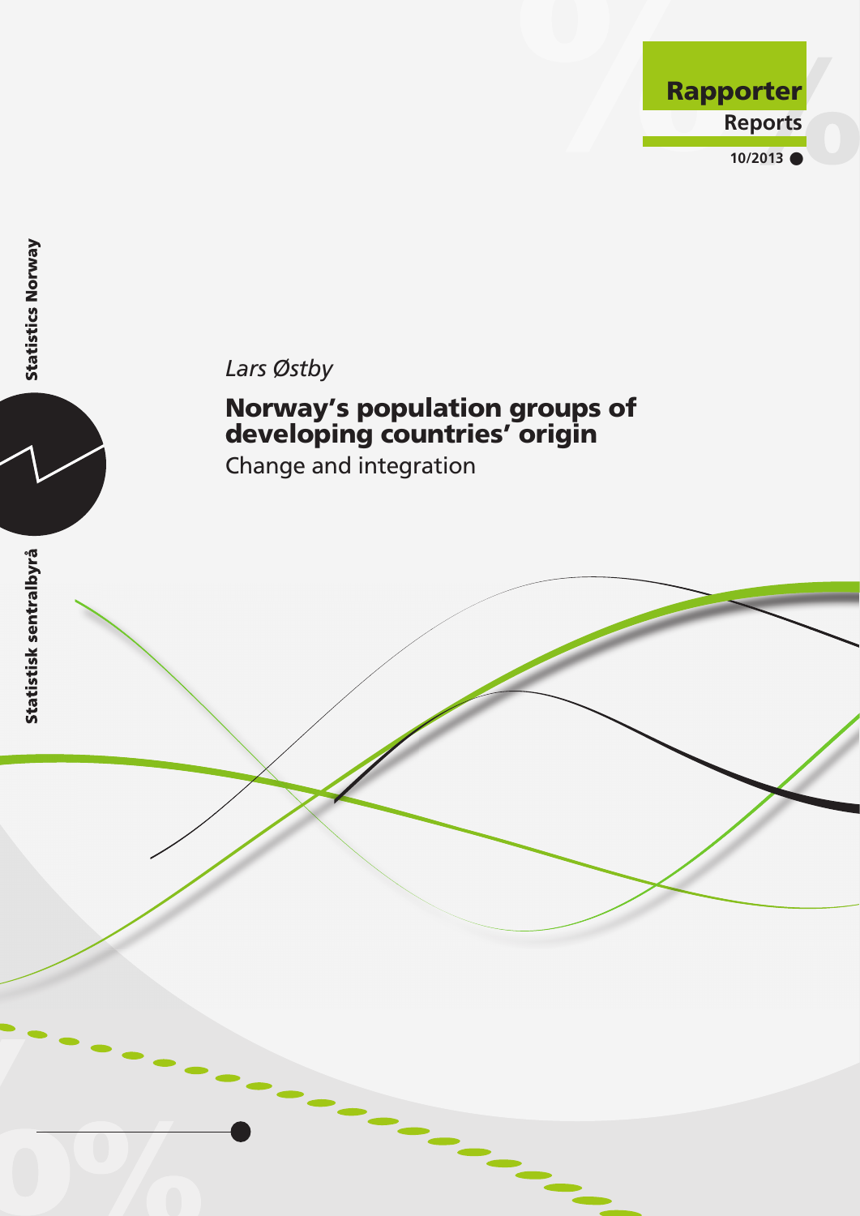Rapporter
Reports
10/2013

Statistics Norway

Statistisk sentralbyrå

*Lars Østby*

# Norway's population groups of developing countries' origin

Change and integration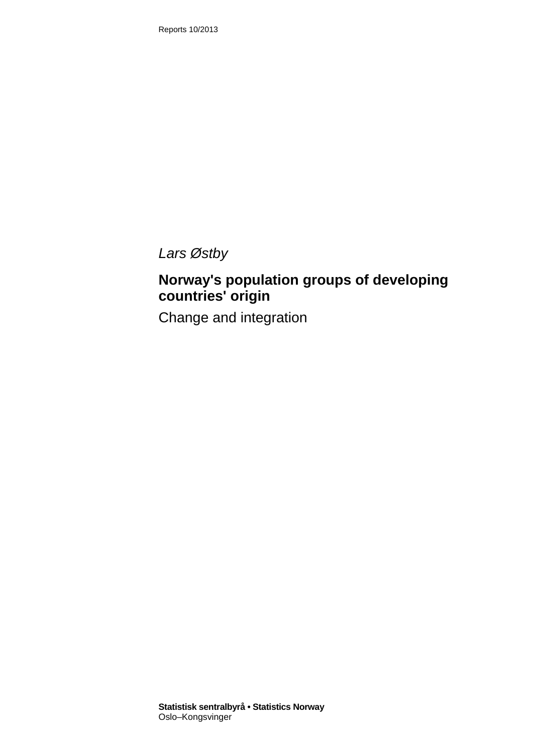Reports 10/2013

*Lars Østby*

# Norway's population groups of developing countries' origin

Change and integration

**Statistisk sentralbyrå • Statistics Norway**
Oslo–Kongsvinger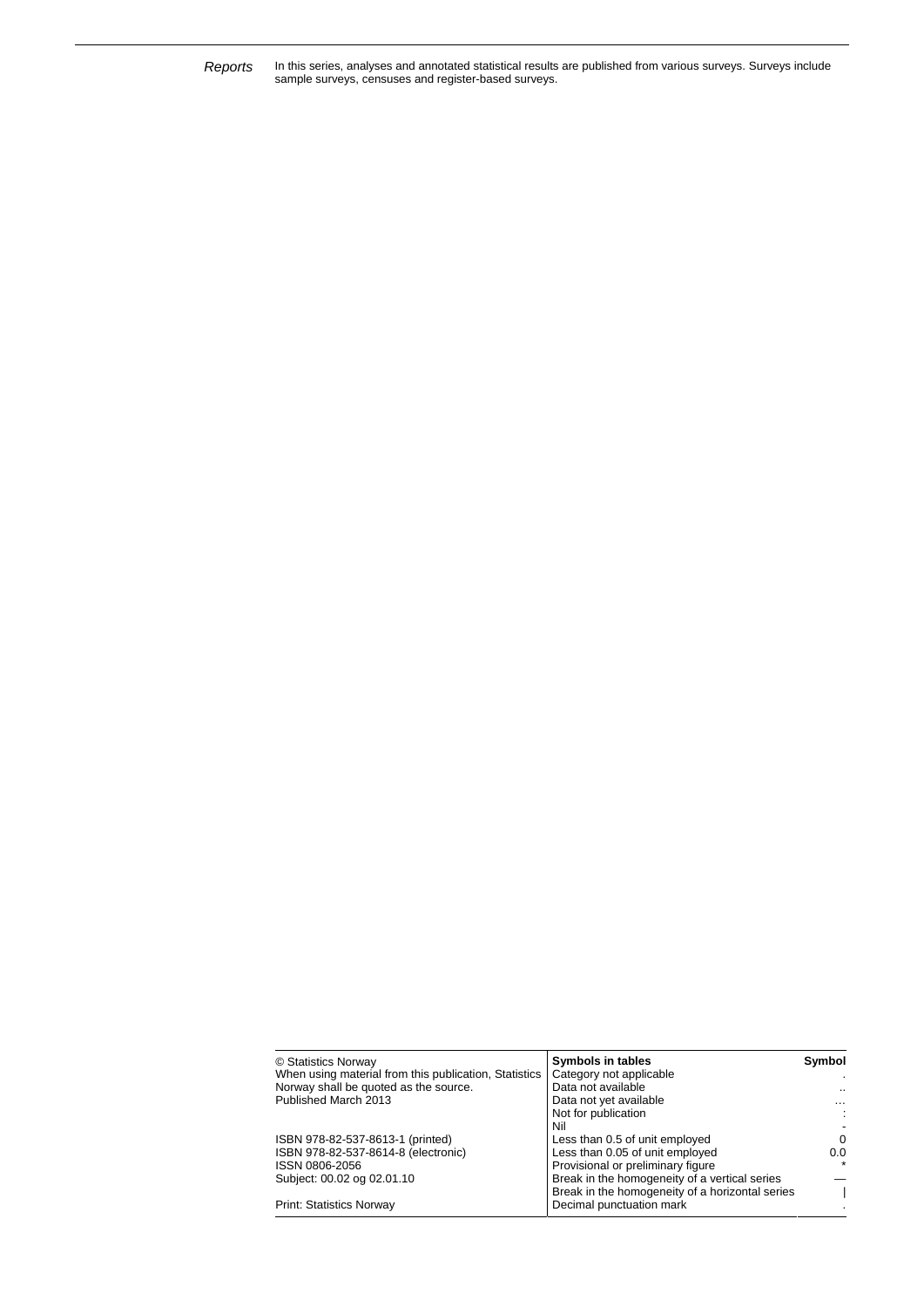*Reports* In this series, analyses and annotated statistical results are published from various surveys. Surveys include sample surveys, censuses and register-based surveys.

© Statistics Norway
When using material from this publication, Statistics Norway shall be quoted as the source.
Published March 2013

ISBN 978-82-537-8613-1 (printed)
ISBN 978-82-537-8614-8 (electronic)
ISSN 0806-2056
Subject: 00.02 og 02.01.10

Print: Statistics Norway

| **Symbols in tables** | **Symbol** |
|---|---|
| Category not applicable | . |
| Data not available | .. |
| Data not yet available | ... |
| Not for publication | : |
| Nil | - |
| Less than 0.5 of unit employed | 0 |
| Less than 0.05 of unit employed | 0.0 |
| Provisional or preliminary figure | * |
| Break in the homogeneity of a vertical series | — |
| Break in the homogeneity of a horizontal series | \| |
| Decimal punctuation mark | . |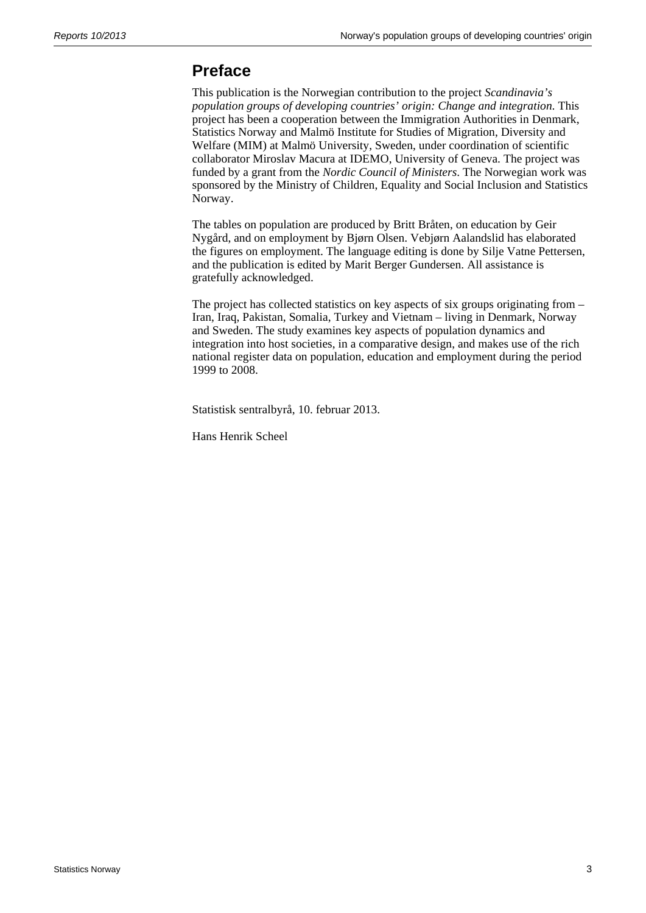# Preface

This publication is the Norwegian contribution to the project *Scandinavia's population groups of developing countries' origin: Change and integration.* This project has been a cooperation between the Immigration Authorities in Denmark, Statistics Norway and Malmö Institute for Studies of Migration, Diversity and Welfare (MIM) at Malmö University, Sweden, under coordination of scientific collaborator Miroslav Macura at IDEMO, University of Geneva. The project was funded by a grant from the *Nordic Council of Ministers*. The Norwegian work was sponsored by the Ministry of Children, Equality and Social Inclusion and Statistics Norway.

The tables on population are produced by Britt Bråten, on education by Geir Nygård, and on employment by Bjørn Olsen. Vebjørn Aalandslid has elaborated the figures on employment. The language editing is done by Silje Vatne Pettersen, and the publication is edited by Marit Berger Gundersen. All assistance is gratefully acknowledged.

The project has collected statistics on key aspects of six groups originating from – Iran, Iraq, Pakistan, Somalia, Turkey and Vietnam – living in Denmark, Norway and Sweden. The study examines key aspects of population dynamics and integration into host societies, in a comparative design, and makes use of the rich national register data on population, education and employment during the period 1999 to 2008.

Statistisk sentralbyrå, 10. februar 2013.

Hans Henrik Scheel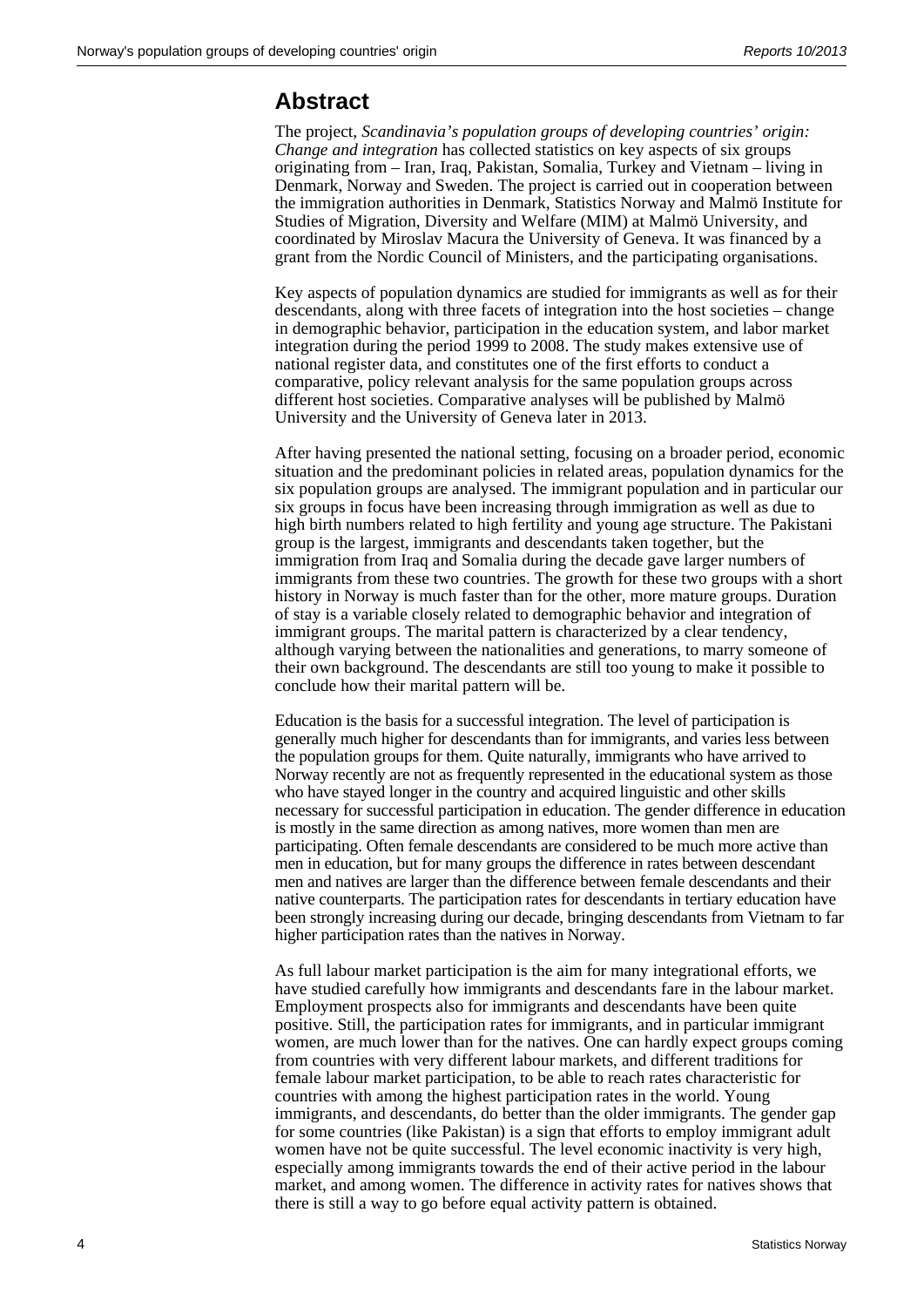## Abstract

The project, *Scandinavia's population groups of developing countries' origin: Change and integration* has collected statistics on key aspects of six groups originating from – Iran, Iraq, Pakistan, Somalia, Turkey and Vietnam – living in Denmark, Norway and Sweden. The project is carried out in cooperation between the immigration authorities in Denmark, Statistics Norway and Malmö Institute for Studies of Migration, Diversity and Welfare (MIM) at Malmö University, and coordinated by Miroslav Macura the University of Geneva. It was financed by a grant from the Nordic Council of Ministers, and the participating organisations.

Key aspects of population dynamics are studied for immigrants as well as for their descendants, along with three facets of integration into the host societies – change in demographic behavior, participation in the education system, and labor market integration during the period 1999 to 2008. The study makes extensive use of national register data, and constitutes one of the first efforts to conduct a comparative, policy relevant analysis for the same population groups across different host societies. Comparative analyses will be published by Malmö University and the University of Geneva later in 2013.

After having presented the national setting, focusing on a broader period, economic situation and the predominant policies in related areas, population dynamics for the six population groups are analysed. The immigrant population and in particular our six groups in focus have been increasing through immigration as well as due to high birth numbers related to high fertility and young age structure. The Pakistani group is the largest, immigrants and descendants taken together, but the immigration from Iraq and Somalia during the decade gave larger numbers of immigrants from these two countries. The growth for these two groups with a short history in Norway is much faster than for the other, more mature groups. Duration of stay is a variable closely related to demographic behavior and integration of immigrant groups. The marital pattern is characterized by a clear tendency, although varying between the nationalities and generations, to marry someone of their own background. The descendants are still too young to make it possible to conclude how their marital pattern will be.

Education is the basis for a successful integration. The level of participation is generally much higher for descendants than for immigrants, and varies less between the population groups for them. Quite naturally, immigrants who have arrived to Norway recently are not as frequently represented in the educational system as those who have stayed longer in the country and acquired linguistic and other skills necessary for successful participation in education. The gender difference in education is mostly in the same direction as among natives, more women than men are participating. Often female descendants are considered to be much more active than men in education, but for many groups the difference in rates between descendant men and natives are larger than the difference between female descendants and their native counterparts. The participation rates for descendants in tertiary education have been strongly increasing during our decade, bringing descendants from Vietnam to far higher participation rates than the natives in Norway.

As full labour market participation is the aim for many integrational efforts, we have studied carefully how immigrants and descendants fare in the labour market. Employment prospects also for immigrants and descendants have been quite positive. Still, the participation rates for immigrants, and in particular immigrant women, are much lower than for the natives. One can hardly expect groups coming from countries with very different labour markets, and different traditions for female labour market participation, to be able to reach rates characteristic for countries with among the highest participation rates in the world. Young immigrants, and descendants, do better than the older immigrants. The gender gap for some countries (like Pakistan) is a sign that efforts to employ immigrant adult women have not be quite successful. The level economic inactivity is very high, especially among immigrants towards the end of their active period in the labour market, and among women. The difference in activity rates for natives shows that there is still a way to go before equal activity pattern is obtained.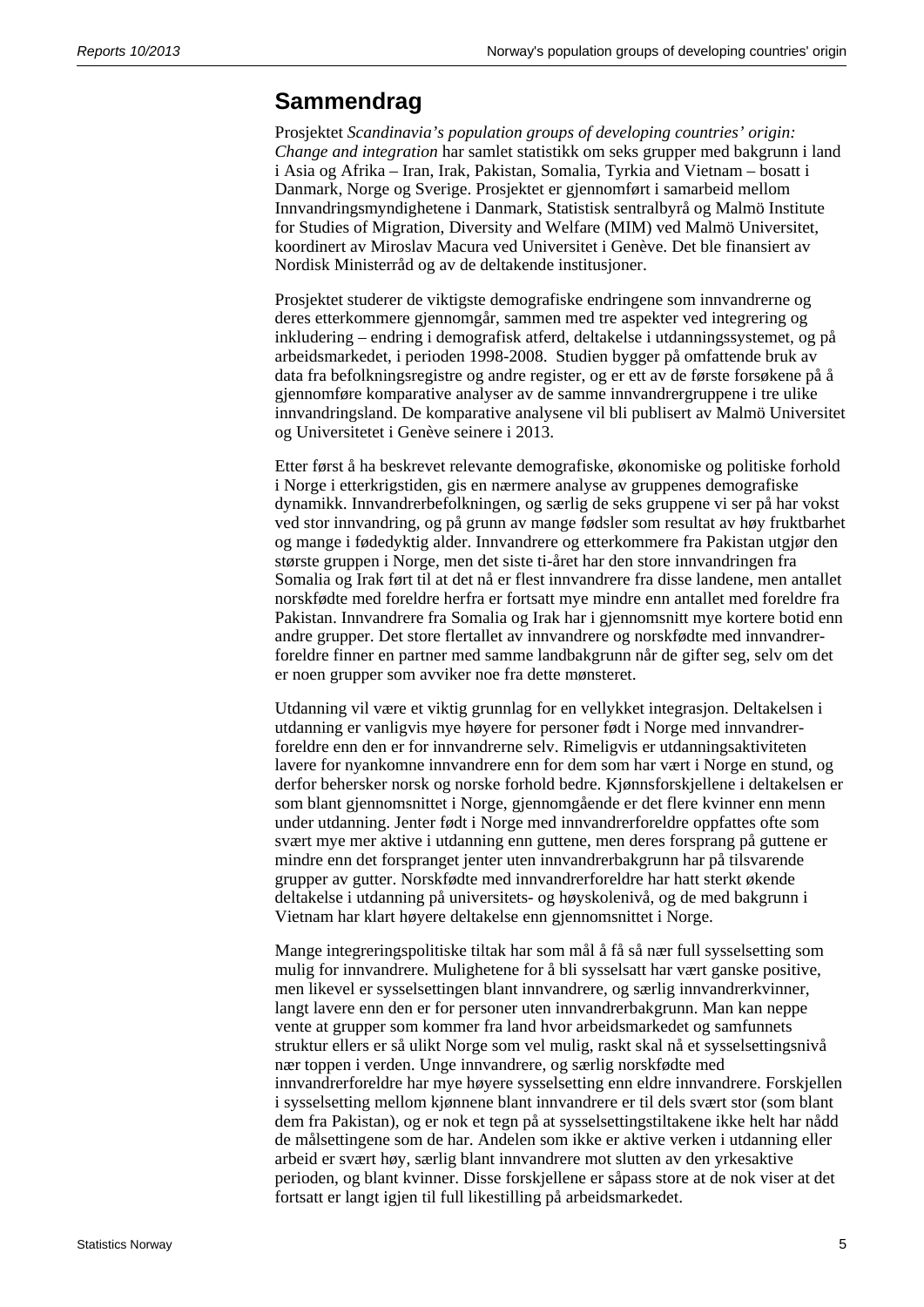## Sammendrag

Prosjektet *Scandinavia's population groups of developing countries' origin: Change and integration* har samlet statistikk om seks grupper med bakgrunn i land i Asia og Afrika – Iran, Irak, Pakistan, Somalia, Tyrkia and Vietnam – bosatt i Danmark, Norge og Sverige. Prosjektet er gjennomført i samarbeid mellom Innvandringsmyndighetene i Danmark, Statistisk sentralbyrå og Malmö Institute for Studies of Migration, Diversity and Welfare (MIM) ved Malmö Universitet, koordinert av Miroslav Macura ved Universitet i Genève. Det ble finansiert av Nordisk Ministerråd og av de deltakende institusjoner.

Prosjektet studerer de viktigste demografiske endringene som innvandrerne og deres etterkommere gjennomgår, sammen med tre aspekter ved integrering og inkludering – endring i demografisk atferd, deltakelse i utdanningssystemet, og på arbeidsmarkedet, i perioden 1998-2008. Studien bygger på omfattende bruk av data fra befolkningsregistre og andre register, og er ett av de første forsøkene på å gjennomføre komparative analyser av de samme innvandrergruppene i tre ulike innvandringsland. De komparative analysene vil bli publisert av Malmö Universitet og Universitetet i Genève seinere i 2013.

Etter først å ha beskrevet relevante demografiske, økonomiske og politiske forhold i Norge i etterkrigstiden, gis en nærmere analyse av gruppenes demografiske dynamikk. Innvandrerbefolkningen, og særlig de seks gruppene vi ser på har vokst ved stor innvandring, og på grunn av mange fødsler som resultat av høy fruktbarhet og mange i fødedyktig alder. Innvandrere og etterkommere fra Pakistan utgjør den største gruppen i Norge, men det siste ti-året har den store innvandringen fra Somalia og Irak ført til at det nå er flest innvandrere fra disse landene, men antallet norskfødte med foreldre herfra er fortsatt mye mindre enn antallet med foreldre fra Pakistan. Innvandrere fra Somalia og Irak har i gjennomsnitt mye kortere botid enn andre grupper. Det store flertallet av innvandrere og norskfødte med innvandrer-foreldre finner en partner med samme landbakgrunn når de gifter seg, selv om det er noen grupper som avviker noe fra dette mønsteret.

Utdanning vil være et viktig grunnlag for en vellykket integrasjon. Deltakelsen i utdanning er vanligvis mye høyere for personer født i Norge med innvandrer-foreldre enn den er for innvandrerne selv. Rimeligvis er utdanningsaktiviteten lavere for nyankomne innvandrere enn for dem som har vært i Norge en stund, og derfor behersker norsk og norske forhold bedre. Kjønnsforskjellene i deltakelsen er som blant gjennomsnittet i Norge, gjennomgående er det flere kvinner enn menn under utdanning. Jenter født i Norge med innvandrerforeldre oppfattes ofte som svært mye mer aktive i utdanning enn guttene, men deres forsprang på guttene er mindre enn det forspranget jenter uten innvandrerbakgrunn har på tilsvarende grupper av gutter. Norskfødte med innvandrerforeldre har hatt sterkt økende deltakelse i utdanning på universitets- og høyskolenivå, og de med bakgrunn i Vietnam har klart høyere deltakelse enn gjennomsnittet i Norge.

Mange integreringspolitiske tiltak har som mål å få så nær full sysselsetting som mulig for innvandrere. Mulighetene for å bli sysselsatt har vært ganske positive, men likevel er sysselsettingen blant innvandrere, og særlig innvandrerkvinner, langt lavere enn den er for personer uten innvandrerbakgrunn. Man kan neppe vente at grupper som kommer fra land hvor arbeidsmarkedet og samfunnets struktur ellers er så ulikt Norge som vel mulig, raskt skal nå et sysselsettingsnivå nær toppen i verden. Unge innvandrere, og særlig norskfødte med innvandrerforeldre har mye høyere sysselsetting enn eldre innvandrere. Forskjellen i sysselsetting mellom kjønnene blant innvandrere er til dels svært stor (som blant dem fra Pakistan), og er nok et tegn på at sysselsettingstiltakene ikke helt har nådd de målsettingene som de har. Andelen som ikke er aktive verken i utdanning eller arbeid er svært høy, særlig blant innvandrere mot slutten av den yrkesaktive perioden, og blant kvinner. Disse forskjellene er såpass store at de nok viser at det fortsatt er langt igjen til full likestilling på arbeidsmarkedet.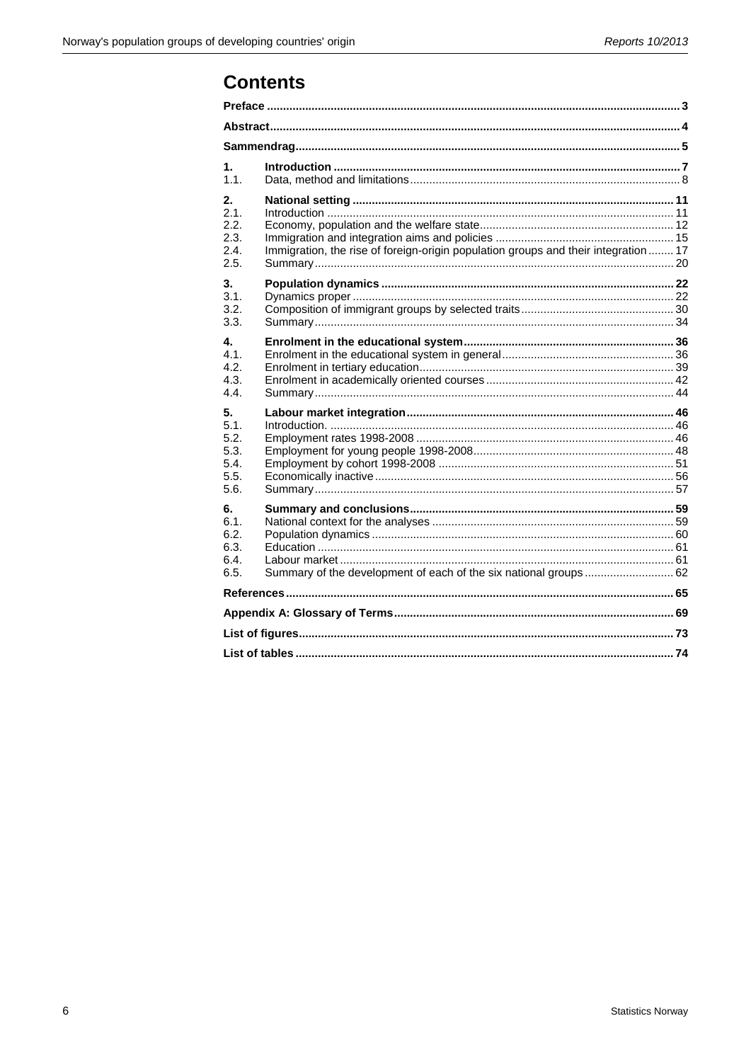# Contents

**Preface** ... 3

**Abstract** ... 4

**Sammendrag** ... 5

**1. Introduction** ... 7
- 1.1. Data, method and limitations ... 8

**2. National setting** ... 11
- 2.1. Introduction ... 11
- 2.2. Economy, population and the welfare state ... 12
- 2.3. Immigration and integration aims and policies ... 15
- 2.4. Immigration, the rise of foreign-origin population groups and their integration ... 17
- 2.5. Summary ... 20

**3. Population dynamics** ... 22
- 3.1. Dynamics proper ... 22
- 3.2. Composition of immigrant groups by selected traits ... 30
- 3.3. Summary ... 34

**4. Enrolment in the educational system** ... 36
- 4.1. Enrolment in the educational system in general ... 36
- 4.2. Enrolment in tertiary education ... 39
- 4.3. Enrolment in academically oriented courses ... 42
- 4.4. Summary ... 44

**5. Labour market integration** ... 46
- 5.1. Introduction. ... 46
- 5.2. Employment rates 1998-2008 ... 46
- 5.3. Employment for young people 1998-2008 ... 48
- 5.4. Employment by cohort 1998-2008 ... 51
- 5.5. Economically inactive ... 56
- 5.6. Summary ... 57

**6. Summary and conclusions** ... 59
- 6.1. National context for the analyses ... 59
- 6.2. Population dynamics ... 60
- 6.3. Education ... 61
- 6.4. Labour market ... 61
- 6.5. Summary of the development of each of the six national groups ... 62

**References** ... 65

**Appendix A: Glossary of Terms** ... 69

**List of figures** ... 73

**List of tables** ... 74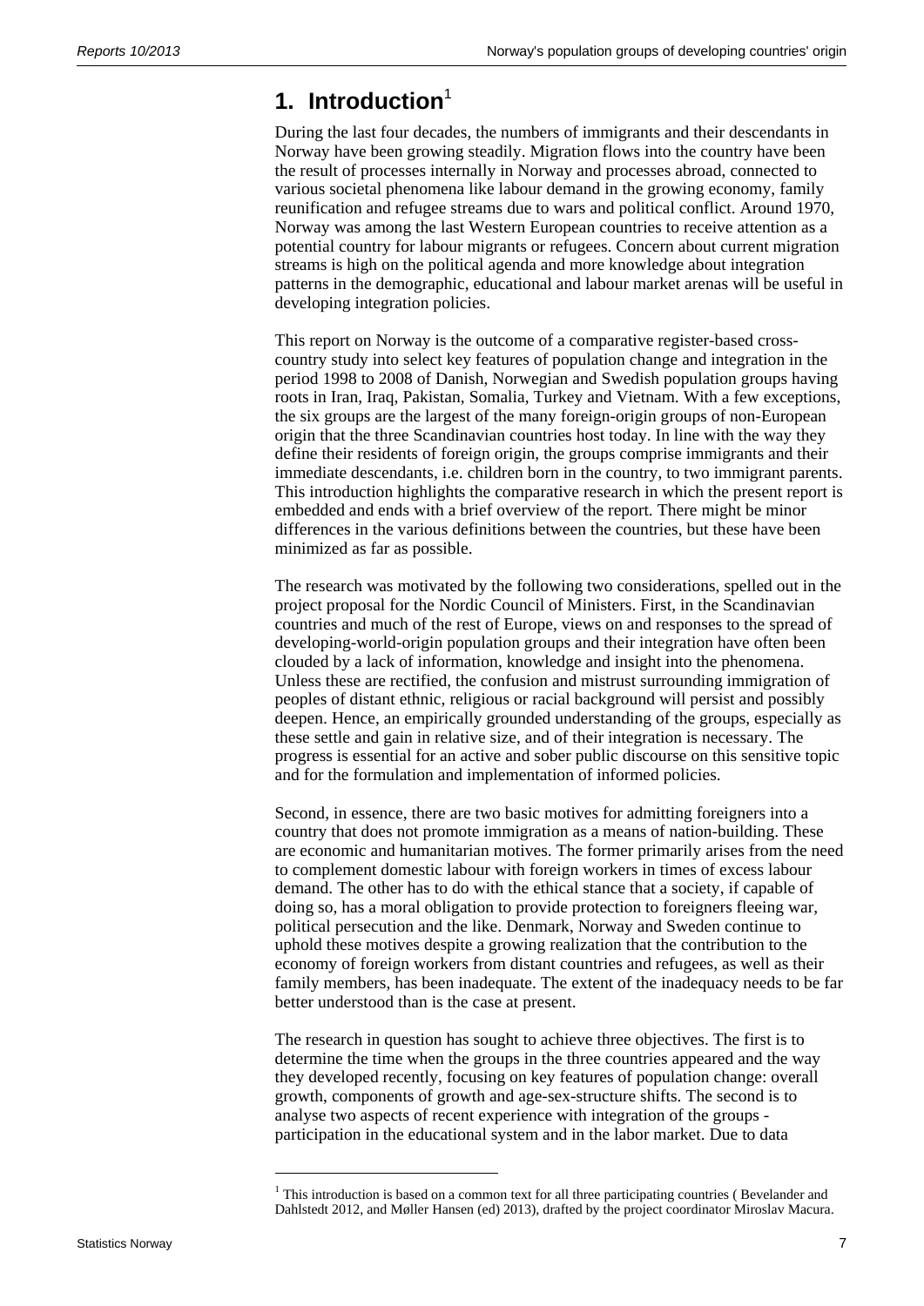# 1. Introduction[1]

During the last four decades, the numbers of immigrants and their descendants in Norway have been growing steadily. Migration flows into the country have been the result of processes internally in Norway and processes abroad, connected to various societal phenomena like labour demand in the growing economy, family reunification and refugee streams due to wars and political conflict. Around 1970, Norway was among the last Western European countries to receive attention as a potential country for labour migrants or refugees. Concern about current migration streams is high on the political agenda and more knowledge about integration patterns in the demographic, educational and labour market arenas will be useful in developing integration policies.

This report on Norway is the outcome of a comparative register-based cross-country study into select key features of population change and integration in the period 1998 to 2008 of Danish, Norwegian and Swedish population groups having roots in Iran, Iraq, Pakistan, Somalia, Turkey and Vietnam. With a few exceptions, the six groups are the largest of the many foreign-origin groups of non-European origin that the three Scandinavian countries host today. In line with the way they define their residents of foreign origin, the groups comprise immigrants and their immediate descendants, i.e. children born in the country, to two immigrant parents. This introduction highlights the comparative research in which the present report is embedded and ends with a brief overview of the report. There might be minor differences in the various definitions between the countries, but these have been minimized as far as possible.

The research was motivated by the following two considerations, spelled out in the project proposal for the Nordic Council of Ministers. First, in the Scandinavian countries and much of the rest of Europe, views on and responses to the spread of developing-world-origin population groups and their integration have often been clouded by a lack of information, knowledge and insight into the phenomena. Unless these are rectified, the confusion and mistrust surrounding immigration of peoples of distant ethnic, religious or racial background will persist and possibly deepen. Hence, an empirically grounded understanding of the groups, especially as these settle and gain in relative size, and of their integration is necessary. The progress is essential for an active and sober public discourse on this sensitive topic and for the formulation and implementation of informed policies.

Second, in essence, there are two basic motives for admitting foreigners into a country that does not promote immigration as a means of nation-building. These are economic and humanitarian motives. The former primarily arises from the need to complement domestic labour with foreign workers in times of excess labour demand. The other has to do with the ethical stance that a society, if capable of doing so, has a moral obligation to provide protection to foreigners fleeing war, political persecution and the like. Denmark, Norway and Sweden continue to uphold these motives despite a growing realization that the contribution to the economy of foreign workers from distant countries and refugees, as well as their family members, has been inadequate. The extent of the inadequacy needs to be far better understood than is the case at present.

The research in question has sought to achieve three objectives. The first is to determine the time when the groups in the three countries appeared and the way they developed recently, focusing on key features of population change: overall growth, components of growth and age-sex-structure shifts. The second is to analyse two aspects of recent experience with integration of the groups - participation in the educational system and in the labor market. Due to data

[1] This introduction is based on a common text for all three participating countries ( Bevelander and Dahlstedt 2012, and Møller Hansen (ed) 2013), drafted by the project coordinator Miroslav Macura.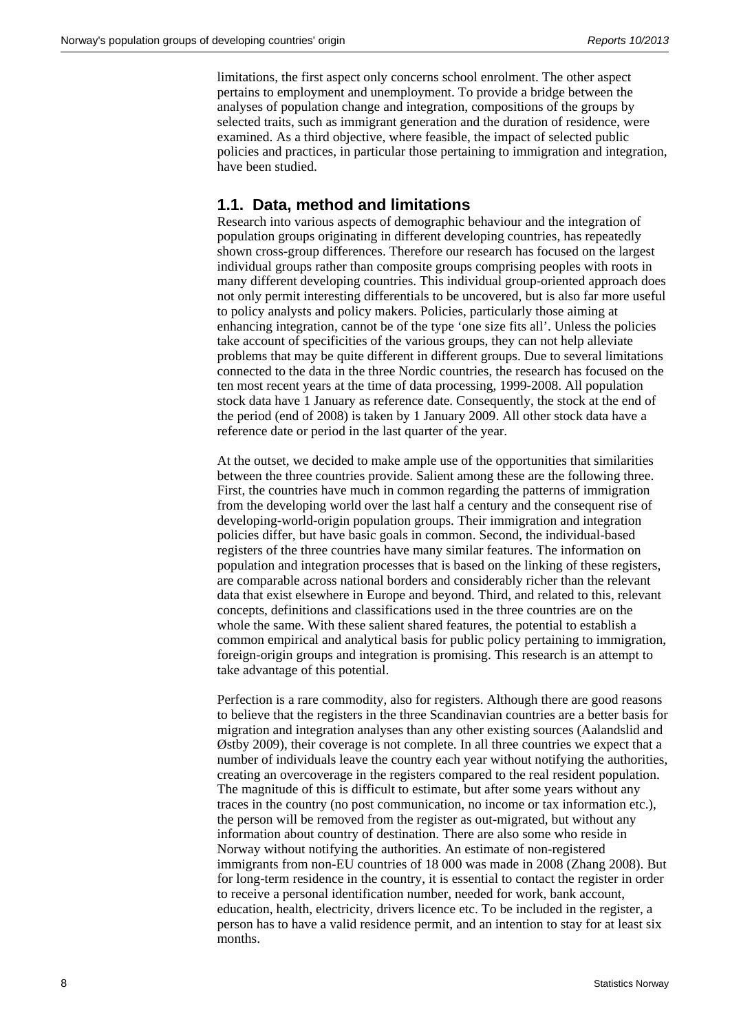limitations, the first aspect only concerns school enrolment. The other aspect pertains to employment and unemployment. To provide a bridge between the analyses of population change and integration, compositions of the groups by selected traits, such as immigrant generation and the duration of residence, were examined. As a third objective, where feasible, the impact of selected public policies and practices, in particular those pertaining to immigration and integration, have been studied.

## 1.1. Data, method and limitations

Research into various aspects of demographic behaviour and the integration of population groups originating in different developing countries, has repeatedly shown cross-group differences. Therefore our research has focused on the largest individual groups rather than composite groups comprising peoples with roots in many different developing countries. This individual group-oriented approach does not only permit interesting differentials to be uncovered, but is also far more useful to policy analysts and policy makers. Policies, particularly those aiming at enhancing integration, cannot be of the type 'one size fits all'. Unless the policies take account of specificities of the various groups, they can not help alleviate problems that may be quite different in different groups. Due to several limitations connected to the data in the three Nordic countries, the research has focused on the ten most recent years at the time of data processing, 1999-2008. All population stock data have 1 January as reference date. Consequently, the stock at the end of the period (end of 2008) is taken by 1 January 2009. All other stock data have a reference date or period in the last quarter of the year.

At the outset, we decided to make ample use of the opportunities that similarities between the three countries provide. Salient among these are the following three. First, the countries have much in common regarding the patterns of immigration from the developing world over the last half a century and the consequent rise of developing-world-origin population groups. Their immigration and integration policies differ, but have basic goals in common. Second, the individual-based registers of the three countries have many similar features. The information on population and integration processes that is based on the linking of these registers, are comparable across national borders and considerably richer than the relevant data that exist elsewhere in Europe and beyond. Third, and related to this, relevant concepts, definitions and classifications used in the three countries are on the whole the same. With these salient shared features, the potential to establish a common empirical and analytical basis for public policy pertaining to immigration, foreign-origin groups and integration is promising. This research is an attempt to take advantage of this potential.

Perfection is a rare commodity, also for registers. Although there are good reasons to believe that the registers in the three Scandinavian countries are a better basis for migration and integration analyses than any other existing sources (Aalandslid and Østby 2009), their coverage is not complete. In all three countries we expect that a number of individuals leave the country each year without notifying the authorities, creating an overcoverage in the registers compared to the real resident population. The magnitude of this is difficult to estimate, but after some years without any traces in the country (no post communication, no income or tax information etc.), the person will be removed from the register as out-migrated, but without any information about country of destination. There are also some who reside in Norway without notifying the authorities. An estimate of non-registered immigrants from non-EU countries of 18 000 was made in 2008 (Zhang 2008). But for long-term residence in the country, it is essential to contact the register in order to receive a personal identification number, needed for work, bank account, education, health, electricity, drivers licence etc. To be included in the register, a person has to have a valid residence permit, and an intention to stay for at least six months.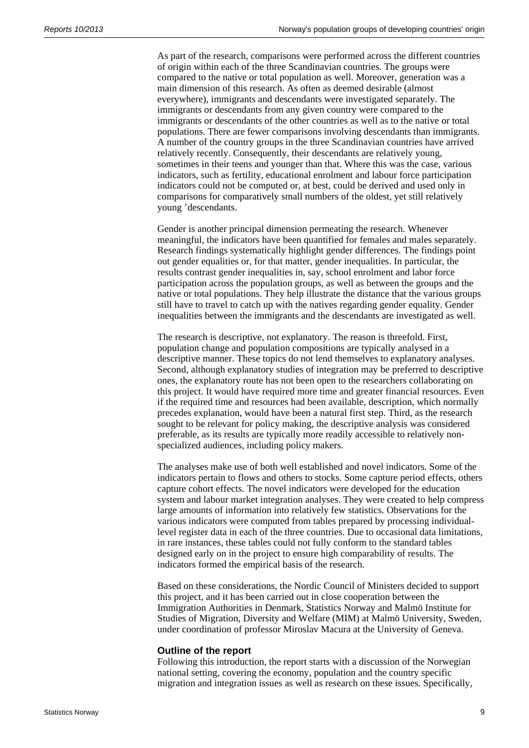As part of the research, comparisons were performed across the different countries of origin within each of the three Scandinavian countries. The groups were compared to the native or total population as well. Moreover, generation was a main dimension of this research. As often as deemed desirable (almost everywhere), immigrants and descendants were investigated separately. The immigrants or descendants from any given country were compared to the immigrants or descendants of the other countries as well as to the native or total populations. There are fewer comparisons involving descendants than immigrants. A number of the country groups in the three Scandinavian countries have arrived relatively recently. Consequently, their descendants are relatively young, sometimes in their teens and younger than that. Where this was the case, various indicators, such as fertility, educational enrolment and labour force participation indicators could not be computed or, at best, could be derived and used only in comparisons for comparatively small numbers of the oldest, yet still relatively young 'descendants.

Gender is another principal dimension permeating the research. Whenever meaningful, the indicators have been quantified for females and males separately. Research findings systematically highlight gender differences. The findings point out gender equalities or, for that matter, gender inequalities. In particular, the results contrast gender inequalities in, say, school enrolment and labor force participation across the population groups, as well as between the groups and the native or total populations. They help illustrate the distance that the various groups still have to travel to catch up with the natives regarding gender equality. Gender inequalities between the immigrants and the descendants are investigated as well.

The research is descriptive, not explanatory. The reason is threefold. First, population change and population compositions are typically analysed in a descriptive manner. These topics do not lend themselves to explanatory analyses. Second, although explanatory studies of integration may be preferred to descriptive ones, the explanatory route has not been open to the researchers collaborating on this project. It would have required more time and greater financial resources. Even if the required time and resources had been available, description, which normally precedes explanation, would have been a natural first step. Third, as the research sought to be relevant for policy making, the descriptive analysis was considered preferable, as its results are typically more readily accessible to relatively non-specialized audiences, including policy makers.

The analyses make use of both well established and novel indicators. Some of the indicators pertain to flows and others to stocks. Some capture period effects, others capture cohort effects. The novel indicators were developed for the education system and labour market integration analyses. They were created to help compress large amounts of information into relatively few statistics. Observations for the various indicators were computed from tables prepared by processing individual-level register data in each of the three countries. Due to occasional data limitations, in rare instances, these tables could not fully conform to the standard tables designed early on in the project to ensure high comparability of results. The indicators formed the empirical basis of the research.

Based on these considerations, the Nordic Council of Ministers decided to support this project, and it has been carried out in close cooperation between the Immigration Authorities in Denmark, Statistics Norway and Malmö Institute for Studies of Migration, Diversity and Welfare (MIM) at Malmö University, Sweden, under coordination of professor Miroslav Macura at the University of Geneva.

#### Outline of the report

Following this introduction, the report starts with a discussion of the Norwegian national setting, covering the economy, population and the country specific migration and integration issues as well as research on these issues. Specifically,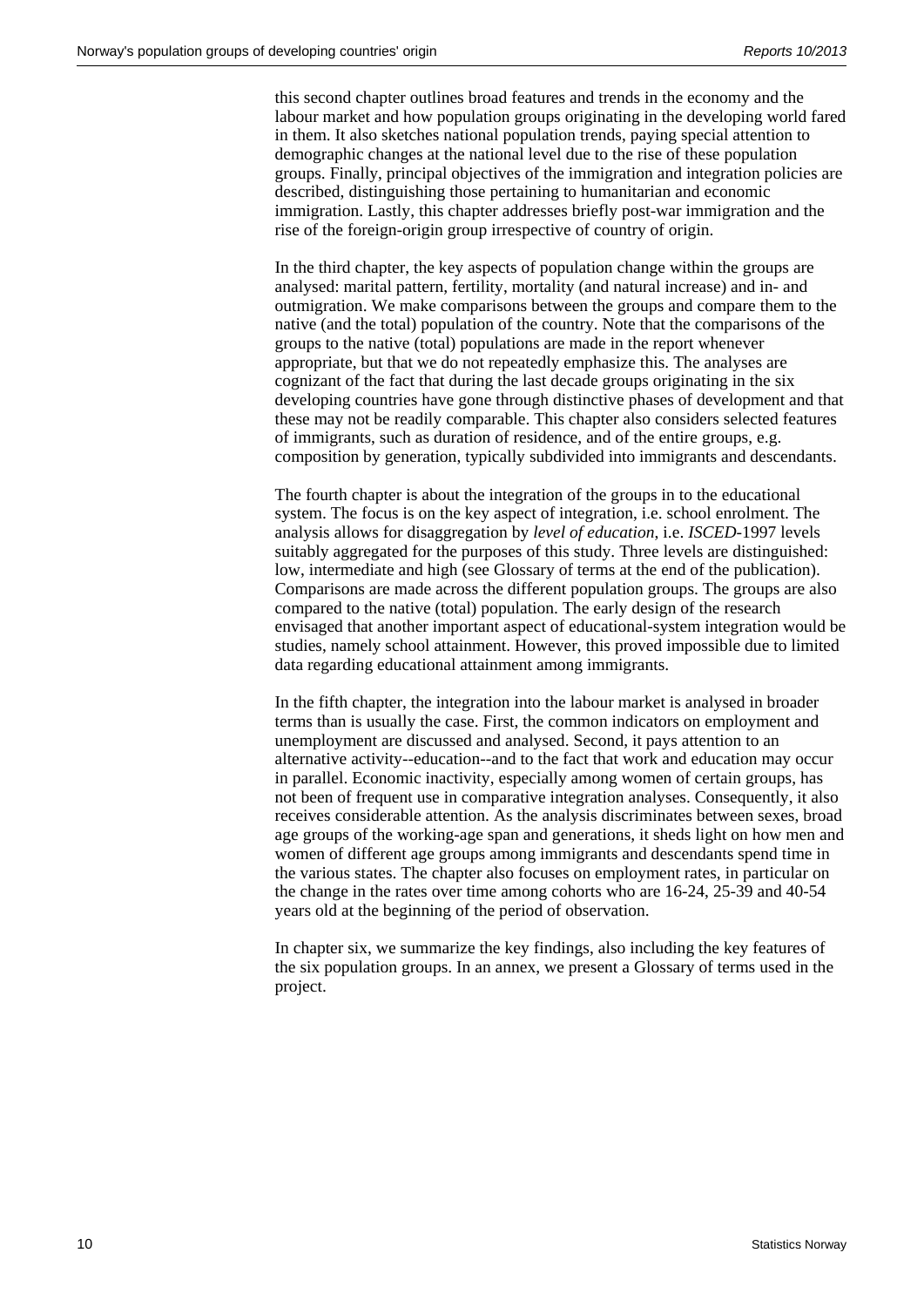this second chapter outlines broad features and trends in the economy and the labour market and how population groups originating in the developing world fared in them. It also sketches national population trends, paying special attention to demographic changes at the national level due to the rise of these population groups. Finally, principal objectives of the immigration and integration policies are described, distinguishing those pertaining to humanitarian and economic immigration. Lastly, this chapter addresses briefly post-war immigration and the rise of the foreign-origin group irrespective of country of origin.

In the third chapter, the key aspects of population change within the groups are analysed: marital pattern, fertility, mortality (and natural increase) and in- and outmigration. We make comparisons between the groups and compare them to the native (and the total) population of the country. Note that the comparisons of the groups to the native (total) populations are made in the report whenever appropriate, but that we do not repeatedly emphasize this. The analyses are cognizant of the fact that during the last decade groups originating in the six developing countries have gone through distinctive phases of development and that these may not be readily comparable. This chapter also considers selected features of immigrants, such as duration of residence, and of the entire groups, e.g. composition by generation, typically subdivided into immigrants and descendants.

The fourth chapter is about the integration of the groups in to the educational system. The focus is on the key aspect of integration, i.e. school enrolment. The analysis allows for disaggregation by *level of education*, i.e. *ISCED*-1997 levels suitably aggregated for the purposes of this study. Three levels are distinguished: low, intermediate and high (see Glossary of terms at the end of the publication). Comparisons are made across the different population groups. The groups are also compared to the native (total) population. The early design of the research envisaged that another important aspect of educational-system integration would be studies, namely school attainment. However, this proved impossible due to limited data regarding educational attainment among immigrants.

In the fifth chapter, the integration into the labour market is analysed in broader terms than is usually the case. First, the common indicators on employment and unemployment are discussed and analysed. Second, it pays attention to an alternative activity--education--and to the fact that work and education may occur in parallel. Economic inactivity, especially among women of certain groups, has not been of frequent use in comparative integration analyses. Consequently, it also receives considerable attention. As the analysis discriminates between sexes, broad age groups of the working-age span and generations, it sheds light on how men and women of different age groups among immigrants and descendants spend time in the various states. The chapter also focuses on employment rates, in particular on the change in the rates over time among cohorts who are 16-24, 25-39 and 40-54 years old at the beginning of the period of observation.

In chapter six, we summarize the key findings, also including the key features of the six population groups. In an annex, we present a Glossary of terms used in the project.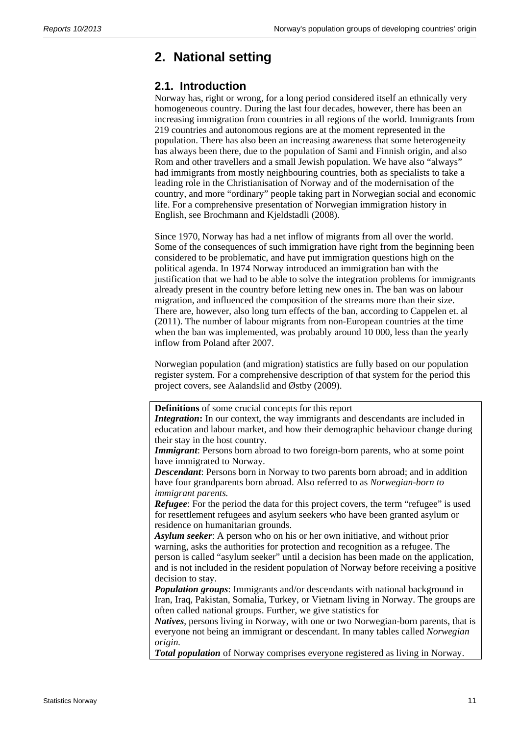# 2. National setting

## 2.1. Introduction

Norway has, right or wrong, for a long period considered itself an ethnically very homogeneous country. During the last four decades, however, there has been an increasing immigration from countries in all regions of the world. Immigrants from 219 countries and autonomous regions are at the moment represented in the population. There has also been an increasing awareness that some heterogeneity has always been there, due to the population of Sami and Finnish origin, and also Rom and other travellers and a small Jewish population. We have also "always" had immigrants from mostly neighbouring countries, both as specialists to take a leading role in the Christianisation of Norway and of the modernisation of the country, and more "ordinary" people taking part in Norwegian social and economic life. For a comprehensive presentation of Norwegian immigration history in English, see Brochmann and Kjeldstadli (2008).

Since 1970, Norway has had a net inflow of migrants from all over the world. Some of the consequences of such immigration have right from the beginning been considered to be problematic, and have put immigration questions high on the political agenda. In 1974 Norway introduced an immigration ban with the justification that we had to be able to solve the integration problems for immigrants already present in the country before letting new ones in. The ban was on labour migration, and influenced the composition of the streams more than their size. There are, however, also long turn effects of the ban, according to Cappelen et. al (2011). The number of labour migrants from non-European countries at the time when the ban was implemented, was probably around 10 000, less than the yearly inflow from Poland after 2007.

Norwegian population (and migration) statistics are fully based on our population register system. For a comprehensive description of that system for the period this project covers, see Aalandslid and Østby (2009).

**Definitions** of some crucial concepts for this report

***Integration*:** In our context, the way immigrants and descendants are included in education and labour market, and how their demographic behaviour change during their stay in the host country.

***Immigrant***: Persons born abroad to two foreign-born parents, who at some point have immigrated to Norway.

***Descendant***: Persons born in Norway to two parents born abroad; and in addition have four grandparents born abroad. Also referred to as *Norwegian-born to immigrant parents.*

***Refugee***: For the period the data for this project covers, the term "refugee" is used for resettlement refugees and asylum seekers who have been granted asylum or residence on humanitarian grounds.

***Asylum seeker***: A person who on his or her own initiative, and without prior warning, asks the authorities for protection and recognition as a refugee. The person is called "asylum seeker" until a decision has been made on the application, and is not included in the resident population of Norway before receiving a positive decision to stay.

***Population groups***: Immigrants and/or descendants with national background in Iran, Iraq, Pakistan, Somalia, Turkey, or Vietnam living in Norway. The groups are often called national groups. Further, we give statistics for

***Natives***, persons living in Norway, with one or two Norwegian-born parents, that is everyone not being an immigrant or descendant. In many tables called *Norwegian origin.*

***Total population*** of Norway comprises everyone registered as living in Norway.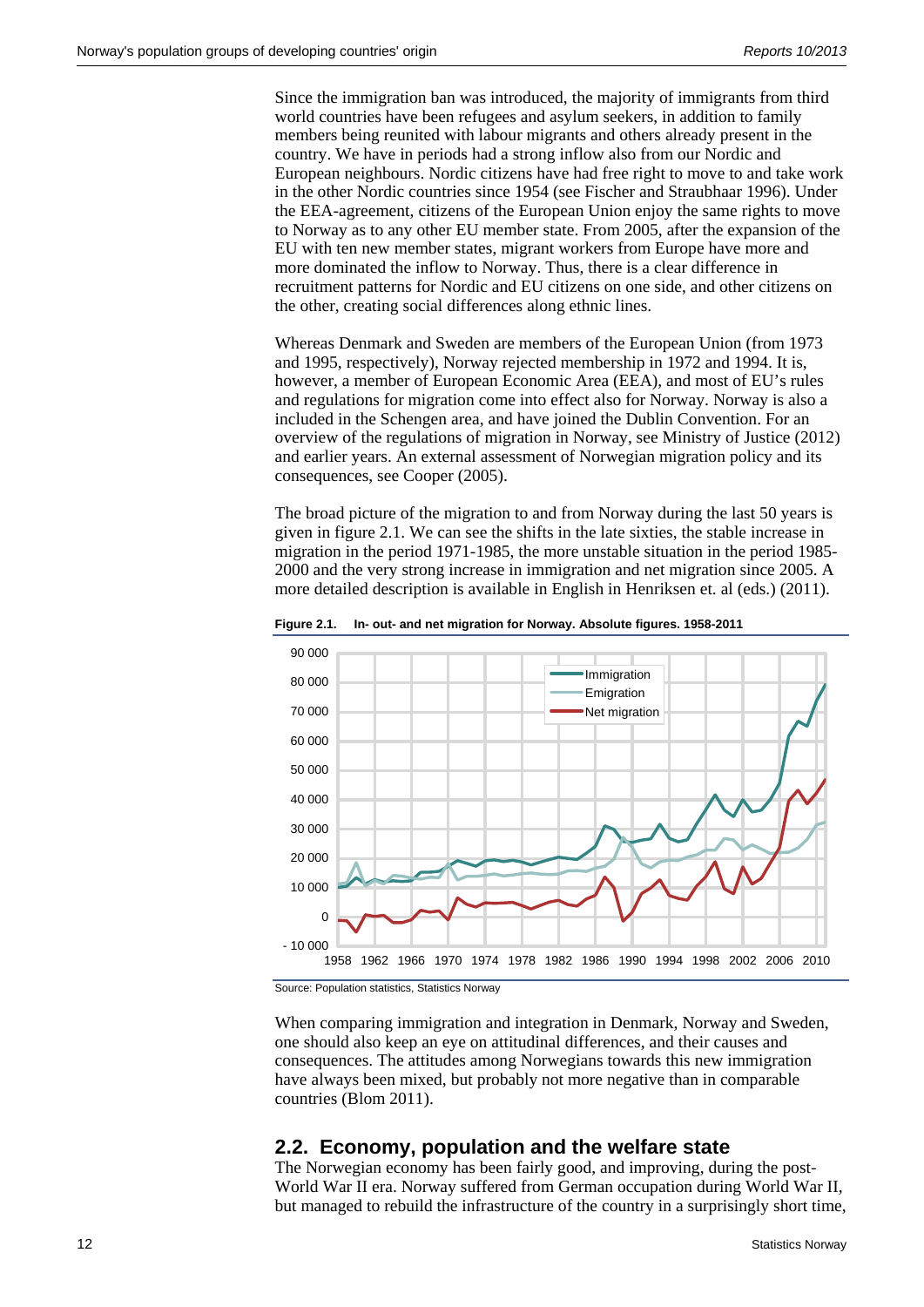Since the immigration ban was introduced, the majority of immigrants from third world countries have been refugees and asylum seekers, in addition to family members being reunited with labour migrants and others already present in the country. We have in periods had a strong inflow also from our Nordic and European neighbours. Nordic citizens have had free right to move to and take work in the other Nordic countries since 1954 (see Fischer and Straubhaar 1996). Under the EEA-agreement, citizens of the European Union enjoy the same rights to move to Norway as to any other EU member state. From 2005, after the expansion of the EU with ten new member states, migrant workers from Europe have more and more dominated the inflow to Norway. Thus, there is a clear difference in recruitment patterns for Nordic and EU citizens on one side, and other citizens on the other, creating social differences along ethnic lines.

Whereas Denmark and Sweden are members of the European Union (from 1973 and 1995, respectively), Norway rejected membership in 1972 and 1994. It is, however, a member of European Economic Area (EEA), and most of EU's rules and regulations for migration come into effect also for Norway. Norway is also a included in the Schengen area, and have joined the Dublin Convention. For an overview of the regulations of migration in Norway, see Ministry of Justice (2012) and earlier years. An external assessment of Norwegian migration policy and its consequences, see Cooper (2005).

The broad picture of the migration to and from Norway during the last 50 years is given in figure 2.1. We can see the shifts in the late sixties, the stable increase in migration in the period 1971-1985, the more unstable situation in the period 1985-2000 and the very strong increase in immigration and net migration since 2005. A more detailed description is available in English in Henriksen et. al (eds.) (2011).

**Figure 2.1. In- out- and net migration for Norway. Absolute figures. 1958-2011**

Source: Population statistics, Statistics Norway

When comparing immigration and integration in Denmark, Norway and Sweden, one should also keep an eye on attitudinal differences, and their causes and consequences. The attitudes among Norwegians towards this new immigration have always been mixed, but probably not more negative than in comparable countries (Blom 2011).

## 2.2. Economy, population and the welfare state

The Norwegian economy has been fairly good, and improving, during the post-World War II era. Norway suffered from German occupation during World War II, but managed to rebuild the infrastructure of the country in a surprisingly short time,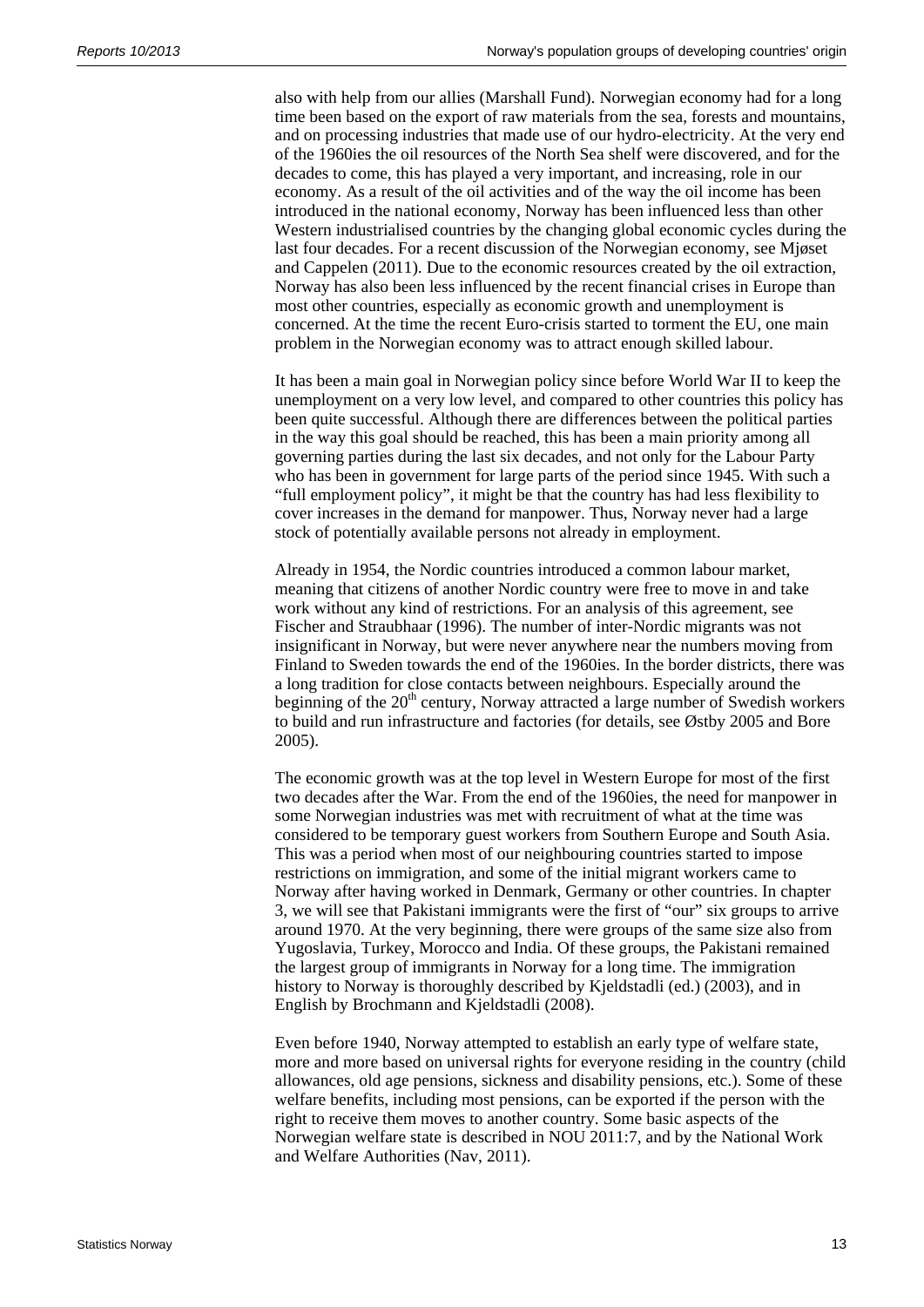also with help from our allies (Marshall Fund). Norwegian economy had for a long time been based on the export of raw materials from the sea, forests and mountains, and on processing industries that made use of our hydro-electricity. At the very end of the 1960ies the oil resources of the North Sea shelf were discovered, and for the decades to come, this has played a very important, and increasing, role in our economy. As a result of the oil activities and of the way the oil income has been introduced in the national economy, Norway has been influenced less than other Western industrialised countries by the changing global economic cycles during the last four decades. For a recent discussion of the Norwegian economy, see Mjøset and Cappelen (2011). Due to the economic resources created by the oil extraction, Norway has also been less influenced by the recent financial crises in Europe than most other countries, especially as economic growth and unemployment is concerned. At the time the recent Euro-crisis started to torment the EU, one main problem in the Norwegian economy was to attract enough skilled labour.

It has been a main goal in Norwegian policy since before World War II to keep the unemployment on a very low level, and compared to other countries this policy has been quite successful. Although there are differences between the political parties in the way this goal should be reached, this has been a main priority among all governing parties during the last six decades, and not only for the Labour Party who has been in government for large parts of the period since 1945. With such a "full employment policy", it might be that the country has had less flexibility to cover increases in the demand for manpower. Thus, Norway never had a large stock of potentially available persons not already in employment.

Already in 1954, the Nordic countries introduced a common labour market, meaning that citizens of another Nordic country were free to move in and take work without any kind of restrictions. For an analysis of this agreement, see Fischer and Straubhaar (1996). The number of inter-Nordic migrants was not insignificant in Norway, but were never anywhere near the numbers moving from Finland to Sweden towards the end of the 1960ies. In the border districts, there was a long tradition for close contacts between neighbours. Especially around the beginning of the 20th century, Norway attracted a large number of Swedish workers to build and run infrastructure and factories (for details, see Østby 2005 and Bore 2005).

The economic growth was at the top level in Western Europe for most of the first two decades after the War. From the end of the 1960ies, the need for manpower in some Norwegian industries was met with recruitment of what at the time was considered to be temporary guest workers from Southern Europe and South Asia. This was a period when most of our neighbouring countries started to impose restrictions on immigration, and some of the initial migrant workers came to Norway after having worked in Denmark, Germany or other countries. In chapter 3, we will see that Pakistani immigrants were the first of "our" six groups to arrive around 1970. At the very beginning, there were groups of the same size also from Yugoslavia, Turkey, Morocco and India. Of these groups, the Pakistani remained the largest group of immigrants in Norway for a long time. The immigration history to Norway is thoroughly described by Kjeldstadli (ed.) (2003), and in English by Brochmann and Kjeldstadli (2008).

Even before 1940, Norway attempted to establish an early type of welfare state, more and more based on universal rights for everyone residing in the country (child allowances, old age pensions, sickness and disability pensions, etc.). Some of these welfare benefits, including most pensions, can be exported if the person with the right to receive them moves to another country. Some basic aspects of the Norwegian welfare state is described in NOU 2011:7, and by the National Work and Welfare Authorities (Nav, 2011).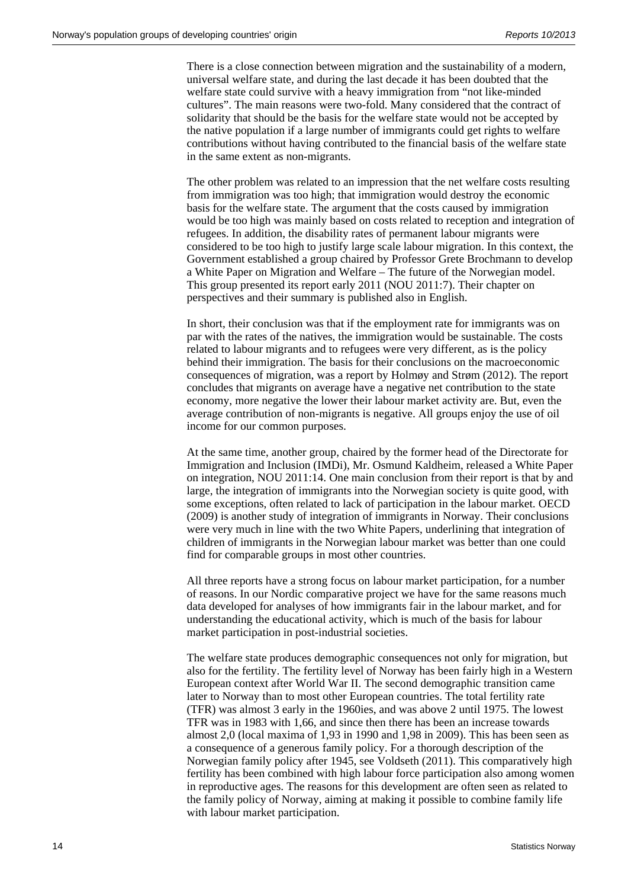There is a close connection between migration and the sustainability of a modern, universal welfare state, and during the last decade it has been doubted that the welfare state could survive with a heavy immigration from "not like-minded cultures". The main reasons were two-fold. Many considered that the contract of solidarity that should be the basis for the welfare state would not be accepted by the native population if a large number of immigrants could get rights to welfare contributions without having contributed to the financial basis of the welfare state in the same extent as non-migrants.

The other problem was related to an impression that the net welfare costs resulting from immigration was too high; that immigration would destroy the economic basis for the welfare state. The argument that the costs caused by immigration would be too high was mainly based on costs related to reception and integration of refugees. In addition, the disability rates of permanent labour migrants were considered to be too high to justify large scale labour migration. In this context, the Government established a group chaired by Professor Grete Brochmann to develop a White Paper on Migration and Welfare – The future of the Norwegian model. This group presented its report early 2011 (NOU 2011:7). Their chapter on perspectives and their summary is published also in English.

In short, their conclusion was that if the employment rate for immigrants was on par with the rates of the natives, the immigration would be sustainable. The costs related to labour migrants and to refugees were very different, as is the policy behind their immigration. The basis for their conclusions on the macroeconomic consequences of migration, was a report by Holmøy and Strøm (2012). The report concludes that migrants on average have a negative net contribution to the state economy, more negative the lower their labour market activity are. But, even the average contribution of non-migrants is negative. All groups enjoy the use of oil income for our common purposes.

At the same time, another group, chaired by the former head of the Directorate for Immigration and Inclusion (IMDi), Mr. Osmund Kaldheim, released a White Paper on integration, NOU 2011:14. One main conclusion from their report is that by and large, the integration of immigrants into the Norwegian society is quite good, with some exceptions, often related to lack of participation in the labour market. OECD (2009) is another study of integration of immigrants in Norway. Their conclusions were very much in line with the two White Papers, underlining that integration of children of immigrants in the Norwegian labour market was better than one could find for comparable groups in most other countries.

All three reports have a strong focus on labour market participation, for a number of reasons. In our Nordic comparative project we have for the same reasons much data developed for analyses of how immigrants fair in the labour market, and for understanding the educational activity, which is much of the basis for labour market participation in post-industrial societies.

The welfare state produces demographic consequences not only for migration, but also for the fertility. The fertility level of Norway has been fairly high in a Western European context after World War II. The second demographic transition came later to Norway than to most other European countries. The total fertility rate (TFR) was almost 3 early in the 1960ies, and was above 2 until 1975. The lowest TFR was in 1983 with 1,66, and since then there has been an increase towards almost 2,0 (local maxima of 1,93 in 1990 and 1,98 in 2009). This has been seen as a consequence of a generous family policy. For a thorough description of the Norwegian family policy after 1945, see Voldseth (2011). This comparatively high fertility has been combined with high labour force participation also among women in reproductive ages. The reasons for this development are often seen as related to the family policy of Norway, aiming at making it possible to combine family life with labour market participation.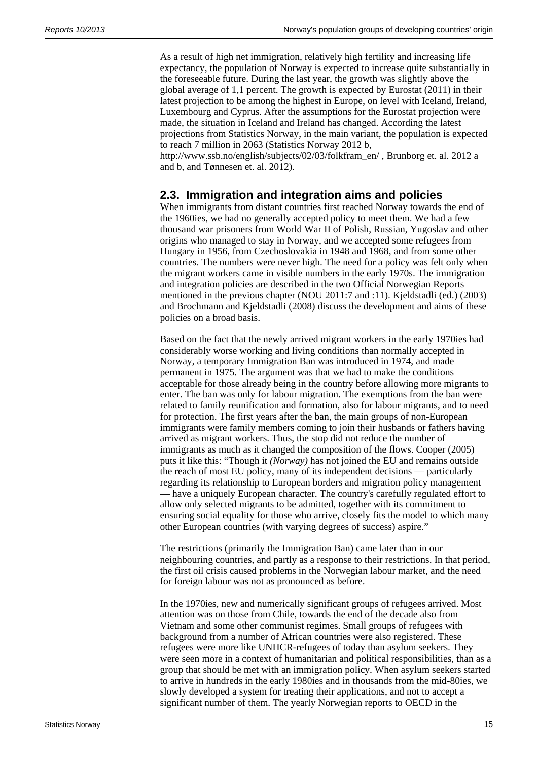As a result of high net immigration, relatively high fertility and increasing life expectancy, the population of Norway is expected to increase quite substantially in the foreseeable future. During the last year, the growth was slightly above the global average of 1,1 percent. The growth is expected by Eurostat (2011) in their latest projection to be among the highest in Europe, on level with Iceland, Ireland, Luxembourg and Cyprus. After the assumptions for the Eurostat projection were made, the situation in Iceland and Ireland has changed. According the latest projections from Statistics Norway, in the main variant, the population is expected to reach 7 million in 2063 (Statistics Norway 2012 b, http://www.ssb.no/english/subjects/02/03/folkfram_en/ , Brunborg et. al. 2012 a and b, and Tønnesen et. al. 2012).

## 2.3. Immigration and integration aims and policies

When immigrants from distant countries first reached Norway towards the end of the 1960ies, we had no generally accepted policy to meet them. We had a few thousand war prisoners from World War II of Polish, Russian, Yugoslav and other origins who managed to stay in Norway, and we accepted some refugees from Hungary in 1956, from Czechoslovakia in 1948 and 1968, and from some other countries. The numbers were never high. The need for a policy was felt only when the migrant workers came in visible numbers in the early 1970s. The immigration and integration policies are described in the two Official Norwegian Reports mentioned in the previous chapter (NOU 2011:7 and :11). Kjeldstadli (ed.) (2003) and Brochmann and Kjeldstadli (2008) discuss the development and aims of these policies on a broad basis.

Based on the fact that the newly arrived migrant workers in the early 1970ies had considerably worse working and living conditions than normally accepted in Norway, a temporary Immigration Ban was introduced in 1974, and made permanent in 1975. The argument was that we had to make the conditions acceptable for those already being in the country before allowing more migrants to enter. The ban was only for labour migration. The exemptions from the ban were related to family reunification and formation, also for labour migrants, and to need for protection. The first years after the ban, the main groups of non-European immigrants were family members coming to join their husbands or fathers having arrived as migrant workers. Thus, the stop did not reduce the number of immigrants as much as it changed the composition of the flows. Cooper (2005) puts it like this: "Though it *(Norway)* has not joined the EU and remains outside the reach of most EU policy, many of its independent decisions — particularly regarding its relationship to European borders and migration policy management — have a uniquely European character. The country's carefully regulated effort to allow only selected migrants to be admitted, together with its commitment to ensuring social equality for those who arrive, closely fits the model to which many other European countries (with varying degrees of success) aspire."

The restrictions (primarily the Immigration Ban) came later than in our neighbouring countries, and partly as a response to their restrictions. In that period, the first oil crisis caused problems in the Norwegian labour market, and the need for foreign labour was not as pronounced as before.

In the 1970ies, new and numerically significant groups of refugees arrived. Most attention was on those from Chile, towards the end of the decade also from Vietnam and some other communist regimes. Small groups of refugees with background from a number of African countries were also registered. These refugees were more like UNHCR-refugees of today than asylum seekers. They were seen more in a context of humanitarian and political responsibilities, than as a group that should be met with an immigration policy. When asylum seekers started to arrive in hundreds in the early 1980ies and in thousands from the mid-80ies, we slowly developed a system for treating their applications, and not to accept a significant number of them. The yearly Norwegian reports to OECD in the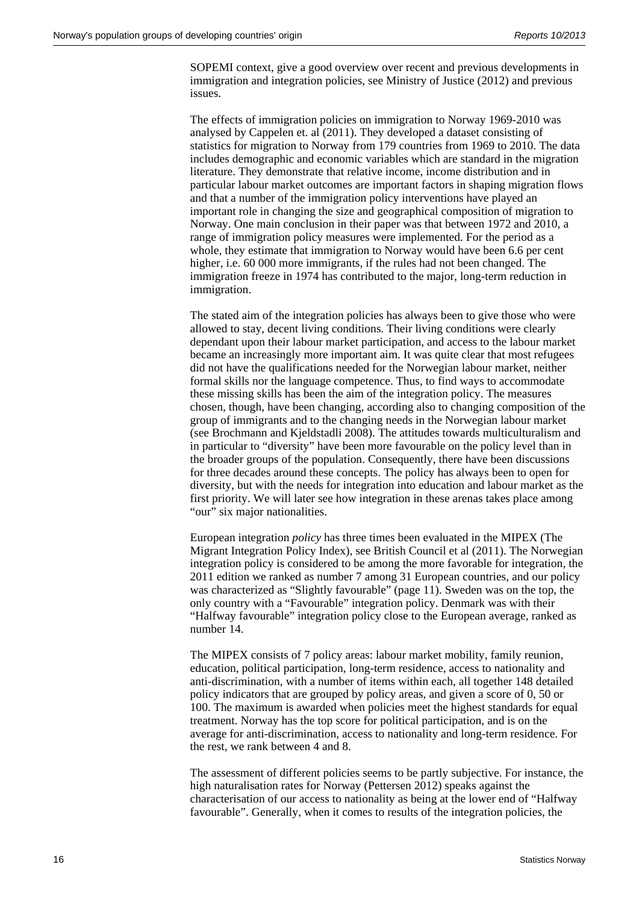SOPEMI context, give a good overview over recent and previous developments in immigration and integration policies, see Ministry of Justice (2012) and previous issues.

The effects of immigration policies on immigration to Norway 1969-2010 was analysed by Cappelen et. al (2011). They developed a dataset consisting of statistics for migration to Norway from 179 countries from 1969 to 2010. The data includes demographic and economic variables which are standard in the migration literature. They demonstrate that relative income, income distribution and in particular labour market outcomes are important factors in shaping migration flows and that a number of the immigration policy interventions have played an important role in changing the size and geographical composition of migration to Norway. One main conclusion in their paper was that between 1972 and 2010, a range of immigration policy measures were implemented. For the period as a whole, they estimate that immigration to Norway would have been 6.6 per cent higher, i.e. 60 000 more immigrants, if the rules had not been changed. The immigration freeze in 1974 has contributed to the major, long-term reduction in immigration.

The stated aim of the integration policies has always been to give those who were allowed to stay, decent living conditions. Their living conditions were clearly dependant upon their labour market participation, and access to the labour market became an increasingly more important aim. It was quite clear that most refugees did not have the qualifications needed for the Norwegian labour market, neither formal skills nor the language competence. Thus, to find ways to accommodate these missing skills has been the aim of the integration policy. The measures chosen, though, have been changing, according also to changing composition of the group of immigrants and to the changing needs in the Norwegian labour market (see Brochmann and Kjeldstadli 2008). The attitudes towards multiculturalism and in particular to "diversity" have been more favourable on the policy level than in the broader groups of the population. Consequently, there have been discussions for three decades around these concepts. The policy has always been to open for diversity, but with the needs for integration into education and labour market as the first priority. We will later see how integration in these arenas takes place among "our" six major nationalities.

European integration *policy* has three times been evaluated in the MIPEX (The Migrant Integration Policy Index), see British Council et al (2011). The Norwegian integration policy is considered to be among the more favorable for integration, the 2011 edition we ranked as number 7 among 31 European countries, and our policy was characterized as "Slightly favourable" (page 11). Sweden was on the top, the only country with a "Favourable" integration policy. Denmark was with their "Halfway favourable" integration policy close to the European average, ranked as number 14.

The MIPEX consists of 7 policy areas: labour market mobility, family reunion, education, political participation, long-term residence, access to nationality and anti-discrimination, with a number of items within each, all together 148 detailed policy indicators that are grouped by policy areas, and given a score of 0, 50 or 100. The maximum is awarded when policies meet the highest standards for equal treatment. Norway has the top score for political participation, and is on the average for anti-discrimination, access to nationality and long-term residence. For the rest, we rank between 4 and 8.

The assessment of different policies seems to be partly subjective. For instance, the high naturalisation rates for Norway (Pettersen 2012) speaks against the characterisation of our access to nationality as being at the lower end of "Halfway favourable". Generally, when it comes to results of the integration policies, the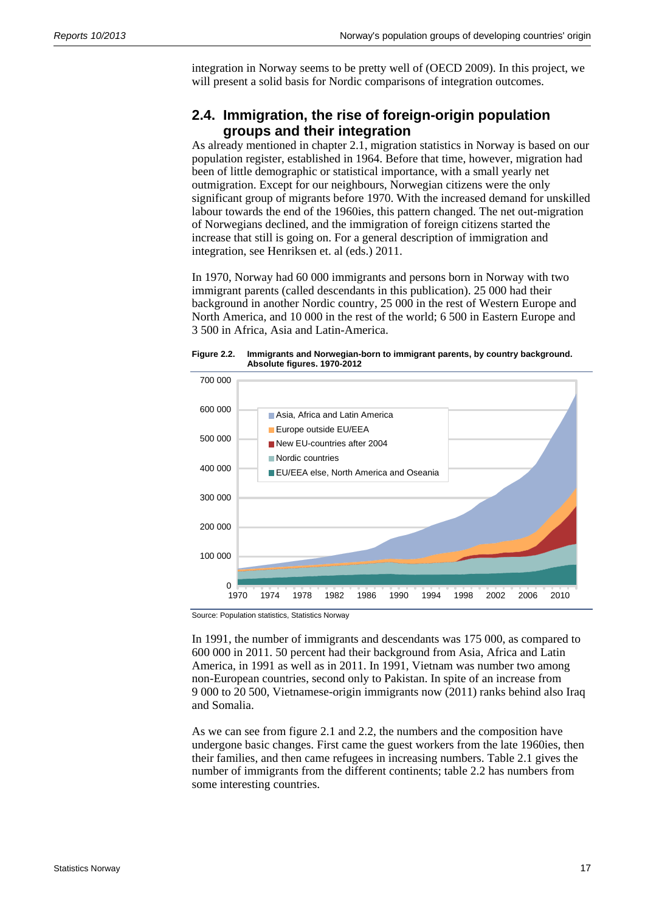integration in Norway seems to be pretty well of (OECD 2009). In this project, we will present a solid basis for Nordic comparisons of integration outcomes.

## 2.4. Immigration, the rise of foreign-origin population groups and their integration

As already mentioned in chapter 2.1, migration statistics in Norway is based on our population register, established in 1964. Before that time, however, migration had been of little demographic or statistical importance, with a small yearly net outmigration. Except for our neighbours, Norwegian citizens were the only significant group of migrants before 1970. With the increased demand for unskilled labour towards the end of the 1960ies, this pattern changed. The net out-migration of Norwegians declined, and the immigration of foreign citizens started the increase that still is going on. For a general description of immigration and integration, see Henriksen et. al (eds.) 2011.

In 1970, Norway had 60 000 immigrants and persons born in Norway with two immigrant parents (called descendants in this publication). 25 000 had their background in another Nordic country, 25 000 in the rest of Western Europe and North America, and 10 000 in the rest of the world; 6 500 in Eastern Europe and 3 500 in Africa, Asia and Latin-America.

**Figure 2.2. Immigrants and Norwegian-born to immigrant parents, by country background. Absolute figures. 1970-2012**

Source: Population statistics, Statistics Norway

In 1991, the number of immigrants and descendants was 175 000, as compared to 600 000 in 2011. 50 percent had their background from Asia, Africa and Latin America, in 1991 as well as in 2011. In 1991, Vietnam was number two among non-European countries, second only to Pakistan. In spite of an increase from 9 000 to 20 500, Vietnamese-origin immigrants now (2011) ranks behind also Iraq and Somalia.

As we can see from figure 2.1 and 2.2, the numbers and the composition have undergone basic changes. First came the guest workers from the late 1960ies, then their families, and then came refugees in increasing numbers. Table 2.1 gives the number of immigrants from the different continents; table 2.2 has numbers from some interesting countries.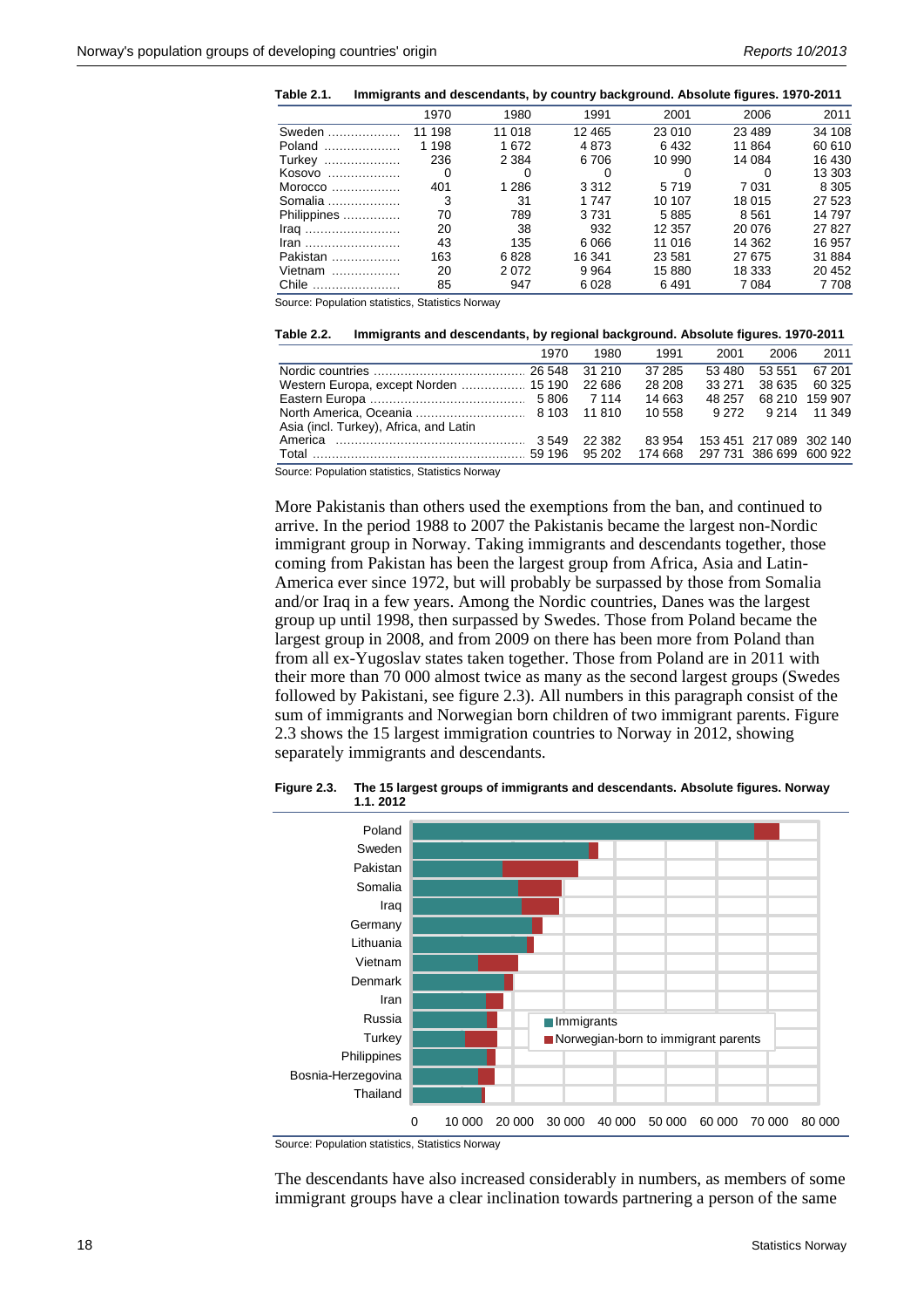**Table 2.1. Immigrants and descendants, by country background. Absolute figures. 1970-2011**

| | 1970 | 1980 | 1991 | 2001 | 2006 | 2011 |
|---|---|---|---|---|---|---|
| Sweden | 11 198 | 11 018 | 12 465 | 23 010 | 23 489 | 34 108 |
| Poland | 1 198 | 1 672 | 4 873 | 6 432 | 11 864 | 60 610 |
| Turkey | 236 | 2 384 | 6 706 | 10 990 | 14 084 | 16 430 |
| Kosovo | 0 | 0 | 0 | 0 | 0 | 13 303 |
| Morocco | 401 | 1 286 | 3 312 | 5 719 | 7 031 | 8 305 |
| Somalia | 3 | 31 | 1 747 | 10 107 | 18 015 | 27 523 |
| Philippines | 70 | 789 | 3 731 | 5 885 | 8 561 | 14 797 |
| Iraq | 20 | 38 | 932 | 12 357 | 20 076 | 27 827 |
| Iran | 43 | 135 | 6 066 | 11 016 | 14 362 | 16 957 |
| Pakistan | 163 | 6 828 | 16 341 | 23 581 | 27 675 | 31 884 |
| Vietnam | 20 | 2 072 | 9 964 | 15 880 | 18 333 | 20 452 |
| Chile | 85 | 947 | 6 028 | 6 491 | 7 084 | 7 708 |

Source: Population statistics, Statistics Norway

**Table 2.2. Immigrants and descendants, by regional background. Absolute figures. 1970-2011**

| | 1970 | 1980 | 1991 | 2001 | 2006 | 2011 |
|---|---|---|---|---|---|---|
| Nordic countries | 26 548 | 31 210 | 37 285 | 53 480 | 53 551 | 67 201 |
| Western Europa, except Norden | 15 190 | 22 686 | 28 208 | 33 271 | 38 635 | 60 325 |
| Eastern Europa | 5 806 | 7 114 | 14 663 | 48 257 | 68 210 | 159 907 |
| North America, Oceania | 8 103 | 11 810 | 10 558 | 9 272 | 9 214 | 11 349 |
| Asia (incl. Turkey), Africa, and Latin America | 3 549 | 22 382 | 83 954 | 153 451 | 217 089 | 302 140 |
| Total | 59 196 | 95 202 | 174 668 | 297 731 | 386 699 | 600 922 |

Source: Population statistics, Statistics Norway

More Pakistanis than others used the exemptions from the ban, and continued to arrive. In the period 1988 to 2007 the Pakistanis became the largest non-Nordic immigrant group in Norway. Taking immigrants and descendants together, those coming from Pakistan has been the largest group from Africa, Asia and Latin-America ever since 1972, but will probably be surpassed by those from Somalia and/or Iraq in a few years. Among the Nordic countries, Danes was the largest group up until 1998, then surpassed by Swedes. Those from Poland became the largest group in 2008, and from 2009 on there has been more from Poland than from all ex-Yugoslav states taken together. Those from Poland are in 2011 with their more than 70 000 almost twice as many as the second largest groups (Swedes followed by Pakistani, see figure 2.3). All numbers in this paragraph consist of the sum of immigrants and Norwegian born children of two immigrant parents. Figure 2.3 shows the 15 largest immigration countries to Norway in 2012, showing separately immigrants and descendants.

**Figure 2.3. The 15 largest groups of immigrants and descendants. Absolute figures. Norway 1.1. 2012**

Source: Population statistics, Statistics Norway

The descendants have also increased considerably in numbers, as members of some immigrant groups have a clear inclination towards partnering a person of the same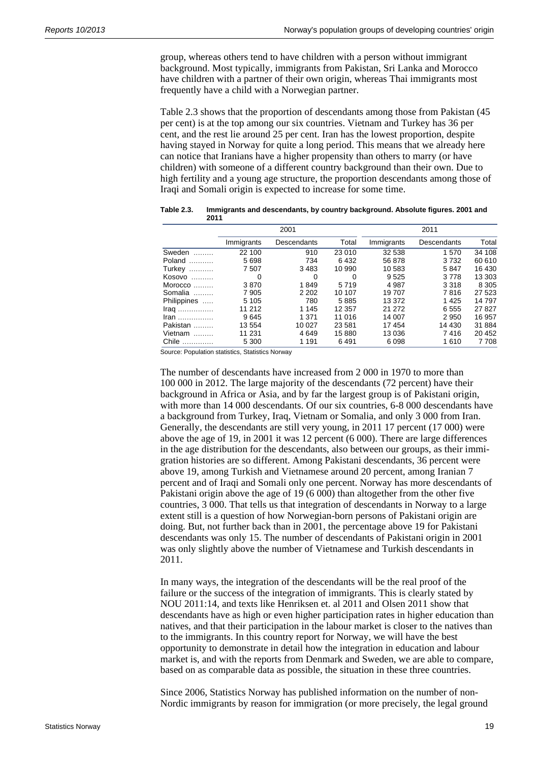group, whereas others tend to have children with a person without immigrant background. Most typically, immigrants from Pakistan, Sri Lanka and Morocco have children with a partner of their own origin, whereas Thai immigrants most frequently have a child with a Norwegian partner.

Table 2.3 shows that the proportion of descendants among those from Pakistan (45 per cent) is at the top among our six countries. Vietnam and Turkey has 36 per cent, and the rest lie around 25 per cent. Iran has the lowest proportion, despite having stayed in Norway for quite a long period. This means that we already here can notice that Iranians have a higher propensity than others to marry (or have children) with someone of a different country background than their own. Due to high fertility and a young age structure, the proportion descendants among those of Iraqi and Somali origin is expected to increase for some time.

**Table 2.3. Immigrants and descendants, by country background. Absolute figures. 2001 and 2011**

| | 2001 | | | 2011 | | |
|---|---|---|---|---|---|---|
| | Immigrants | Descendants | Total | Immigrants | Descendants | Total |
| Sweden | 22 100 | 910 | 23 010 | 32 538 | 1 570 | 34 108 |
| Poland | 5 698 | 734 | 6 432 | 56 878 | 3 732 | 60 610 |
| Turkey | 7 507 | 3 483 | 10 990 | 10 583 | 5 847 | 16 430 |
| Kosovo | 0 | 0 | 0 | 9 525 | 3 778 | 13 303 |
| Morocco | 3 870 | 1 849 | 5 719 | 4 987 | 3 318 | 8 305 |
| Somalia | 7 905 | 2 202 | 10 107 | 19 707 | 7 816 | 27 523 |
| Philippines | 5 105 | 780 | 5 885 | 13 372 | 1 425 | 14 797 |
| Iraq | 11 212 | 1 145 | 12 357 | 21 272 | 6 555 | 27 827 |
| Iran | 9 645 | 1 371 | 11 016 | 14 007 | 2 950 | 16 957 |
| Pakistan | 13 554 | 10 027 | 23 581 | 17 454 | 14 430 | 31 884 |
| Vietnam | 11 231 | 4 649 | 15 880 | 13 036 | 7 416 | 20 452 |
| Chile | 5 300 | 1 191 | 6 491 | 6 098 | 1 610 | 7 708 |

Source: Population statistics, Statistics Norway

The number of descendants have increased from 2 000 in 1970 to more than 100 000 in 2012. The large majority of the descendants (72 percent) have their background in Africa or Asia, and by far the largest group is of Pakistani origin, with more than 14 000 descendants. Of our six countries, 6-8 000 descendants have a background from Turkey, Iraq, Vietnam or Somalia, and only 3 000 from Iran. Generally, the descendants are still very young, in 2011 17 percent (17 000) were above the age of 19, in 2001 it was 12 percent (6 000). There are large differences in the age distribution for the descendants, also between our groups, as their immigration histories are so different. Among Pakistani descendants, 36 percent were above 19, among Turkish and Vietnamese around 20 percent, among Iranian 7 percent and of Iraqi and Somali only one percent. Norway has more descendants of Pakistani origin above the age of 19 (6 000) than altogether from the other five countries, 3 000. That tells us that integration of descendants in Norway to a large extent still is a question of how Norwegian-born persons of Pakistani origin are doing. But, not further back than in 2001, the percentage above 19 for Pakistani descendants was only 15. The number of descendants of Pakistani origin in 2001 was only slightly above the number of Vietnamese and Turkish descendants in 2011.

In many ways, the integration of the descendants will be the real proof of the failure or the success of the integration of immigrants. This is clearly stated by NOU 2011:14, and texts like Henriksen et. al 2011 and Olsen 2011 show that descendants have as high or even higher participation rates in higher education than natives, and that their participation in the labour market is closer to the natives than to the immigrants. In this country report for Norway, we will have the best opportunity to demonstrate in detail how the integration in education and labour market is, and with the reports from Denmark and Sweden, we are able to compare, based on as comparable data as possible, the situation in these three countries.

Since 2006, Statistics Norway has published information on the number of non-Nordic immigrants by reason for immigration (or more precisely, the legal ground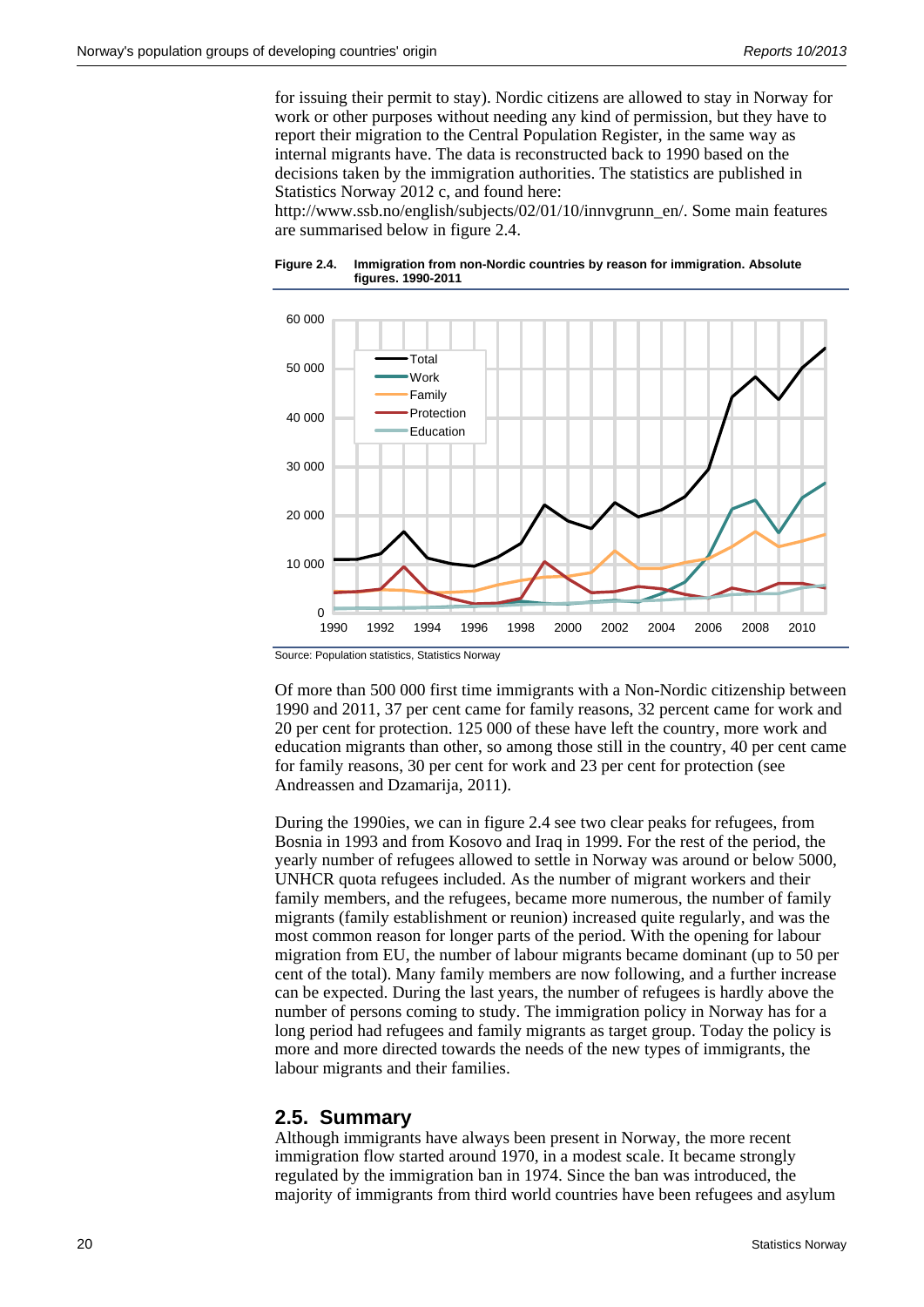for issuing their permit to stay). Nordic citizens are allowed to stay in Norway for work or other purposes without needing any kind of permission, but they have to report their migration to the Central Population Register, in the same way as internal migrants have. The data is reconstructed back to 1990 based on the decisions taken by the immigration authorities. The statistics are published in Statistics Norway 2012 c, and found here: http://www.ssb.no/english/subjects/02/01/10/innvgrunn_en/. Some main features are summarised below in figure 2.4.

**Figure 2.4. Immigration from non-Nordic countries by reason for immigration. Absolute figures. 1990-2011**

Source: Population statistics, Statistics Norway

Of more than 500 000 first time immigrants with a Non-Nordic citizenship between 1990 and 2011, 37 per cent came for family reasons, 32 percent came for work and 20 per cent for protection. 125 000 of these have left the country, more work and education migrants than other, so among those still in the country, 40 per cent came for family reasons, 30 per cent for work and 23 per cent for protection (see Andreassen and Dzamarija, 2011).

During the 1990ies, we can in figure 2.4 see two clear peaks for refugees, from Bosnia in 1993 and from Kosovo and Iraq in 1999. For the rest of the period, the yearly number of refugees allowed to settle in Norway was around or below 5000, UNHCR quota refugees included. As the number of migrant workers and their family members, and the refugees, became more numerous, the number of family migrants (family establishment or reunion) increased quite regularly, and was the most common reason for longer parts of the period. With the opening for labour migration from EU, the number of labour migrants became dominant (up to 50 per cent of the total). Many family members are now following, and a further increase can be expected. During the last years, the number of refugees is hardly above the number of persons coming to study. The immigration policy in Norway has for a long period had refugees and family migrants as target group. Today the policy is more and more directed towards the needs of the new types of immigrants, the labour migrants and their families.

## 2.5. Summary

Although immigrants have always been present in Norway, the more recent immigration flow started around 1970, in a modest scale. It became strongly regulated by the immigration ban in 1974. Since the ban was introduced, the majority of immigrants from third world countries have been refugees and asylum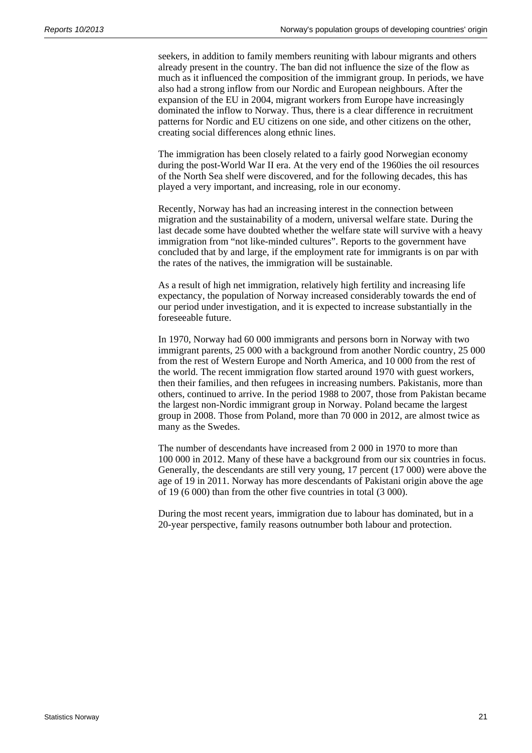seekers, in addition to family members reuniting with labour migrants and others already present in the country. The ban did not influence the size of the flow as much as it influenced the composition of the immigrant group. In periods, we have also had a strong inflow from our Nordic and European neighbours. After the expansion of the EU in 2004, migrant workers from Europe have increasingly dominated the inflow to Norway. Thus, there is a clear difference in recruitment patterns for Nordic and EU citizens on one side, and other citizens on the other, creating social differences along ethnic lines.

The immigration has been closely related to a fairly good Norwegian economy during the post-World War II era. At the very end of the 1960ies the oil resources of the North Sea shelf were discovered, and for the following decades, this has played a very important, and increasing, role in our economy.

Recently, Norway has had an increasing interest in the connection between migration and the sustainability of a modern, universal welfare state. During the last decade some have doubted whether the welfare state will survive with a heavy immigration from "not like-minded cultures". Reports to the government have concluded that by and large, if the employment rate for immigrants is on par with the rates of the natives, the immigration will be sustainable.

As a result of high net immigration, relatively high fertility and increasing life expectancy, the population of Norway increased considerably towards the end of our period under investigation, and it is expected to increase substantially in the foreseeable future.

In 1970, Norway had 60 000 immigrants and persons born in Norway with two immigrant parents, 25 000 with a background from another Nordic country, 25 000 from the rest of Western Europe and North America, and 10 000 from the rest of the world. The recent immigration flow started around 1970 with guest workers, then their families, and then refugees in increasing numbers. Pakistanis, more than others, continued to arrive. In the period 1988 to 2007, those from Pakistan became the largest non-Nordic immigrant group in Norway. Poland became the largest group in 2008. Those from Poland, more than 70 000 in 2012, are almost twice as many as the Swedes.

The number of descendants have increased from 2 000 in 1970 to more than 100 000 in 2012. Many of these have a background from our six countries in focus. Generally, the descendants are still very young, 17 percent (17 000) were above the age of 19 in 2011. Norway has more descendants of Pakistani origin above the age of 19 (6 000) than from the other five countries in total (3 000).

During the most recent years, immigration due to labour has dominated, but in a 20-year perspective, family reasons outnumber both labour and protection.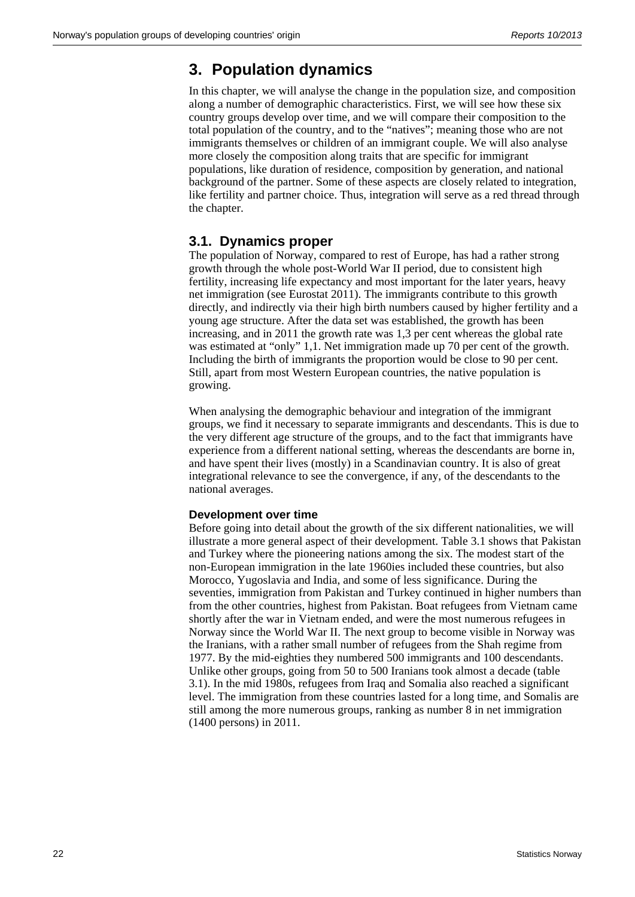# 3. Population dynamics

In this chapter, we will analyse the change in the population size, and composition along a number of demographic characteristics. First, we will see how these six country groups develop over time, and we will compare their composition to the total population of the country, and to the "natives"; meaning those who are not immigrants themselves or children of an immigrant couple. We will also analyse more closely the composition along traits that are specific for immigrant populations, like duration of residence, composition by generation, and national background of the partner. Some of these aspects are closely related to integration, like fertility and partner choice. Thus, integration will serve as a red thread through the chapter.

## 3.1. Dynamics proper

The population of Norway, compared to rest of Europe, has had a rather strong growth through the whole post-World War II period, due to consistent high fertility, increasing life expectancy and most important for the later years, heavy net immigration (see Eurostat 2011). The immigrants contribute to this growth directly, and indirectly via their high birth numbers caused by higher fertility and a young age structure. After the data set was established, the growth has been increasing, and in 2011 the growth rate was 1,3 per cent whereas the global rate was estimated at "only" 1,1. Net immigration made up 70 per cent of the growth. Including the birth of immigrants the proportion would be close to 90 per cent. Still, apart from most Western European countries, the native population is growing.

When analysing the demographic behaviour and integration of the immigrant groups, we find it necessary to separate immigrants and descendants. This is due to the very different age structure of the groups, and to the fact that immigrants have experience from a different national setting, whereas the descendants are borne in, and have spent their lives (mostly) in a Scandinavian country. It is also of great integrational relevance to see the convergence, if any, of the descendants to the national averages.

### Development over time

Before going into detail about the growth of the six different nationalities, we will illustrate a more general aspect of their development. Table 3.1 shows that Pakistan and Turkey where the pioneering nations among the six. The modest start of the non-European immigration in the late 1960ies included these countries, but also Morocco, Yugoslavia and India, and some of less significance. During the seventies, immigration from Pakistan and Turkey continued in higher numbers than from the other countries, highest from Pakistan. Boat refugees from Vietnam came shortly after the war in Vietnam ended, and were the most numerous refugees in Norway since the World War II. The next group to become visible in Norway was the Iranians, with a rather small number of refugees from the Shah regime from 1977. By the mid-eighties they numbered 500 immigrants and 100 descendants. Unlike other groups, going from 50 to 500 Iranians took almost a decade (table 3.1). In the mid 1980s, refugees from Iraq and Somalia also reached a significant level. The immigration from these countries lasted for a long time, and Somalis are still among the more numerous groups, ranking as number 8 in net immigration (1400 persons) in 2011.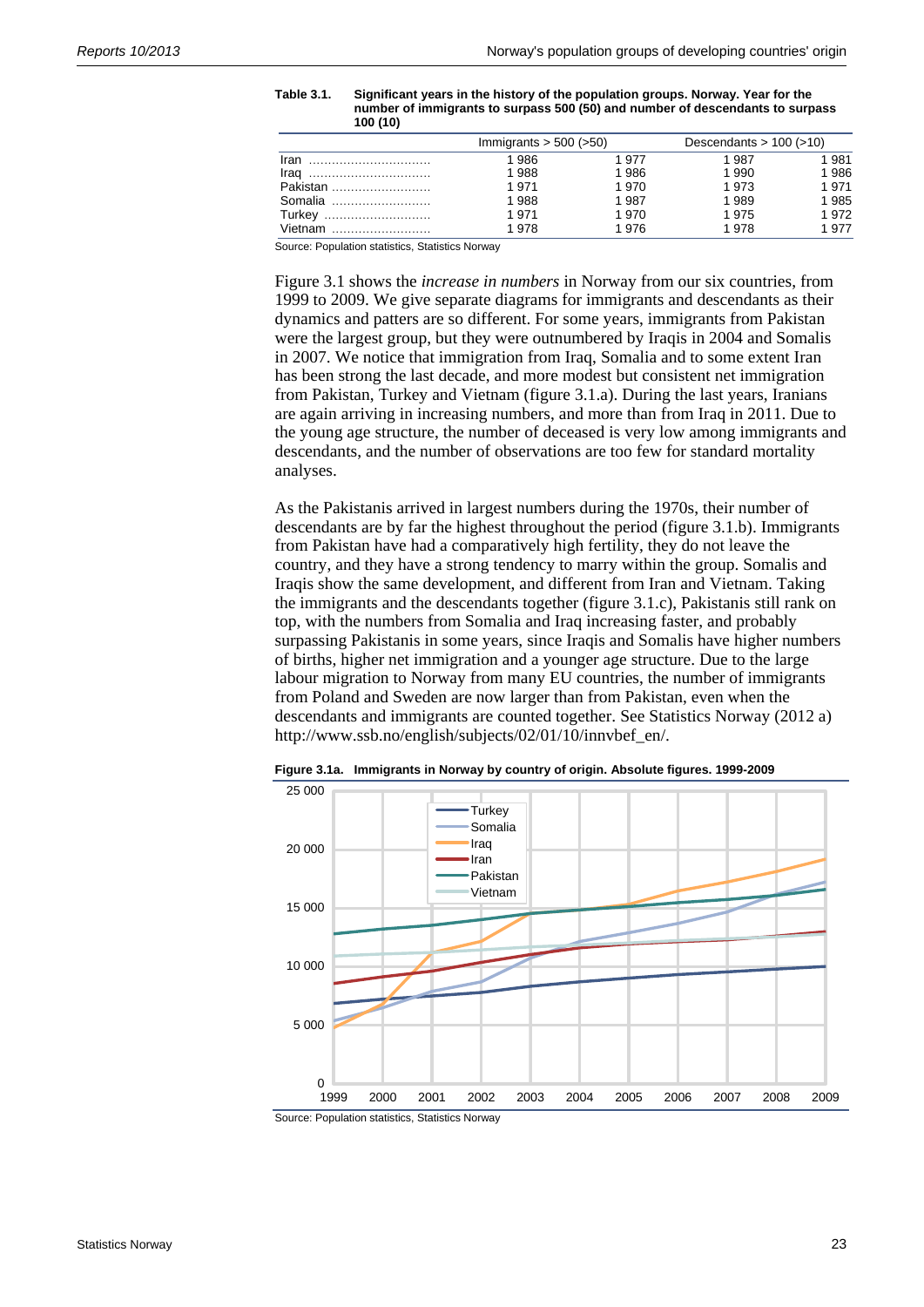**Table 3.1. Significant years in the history of the population groups. Norway. Year for the number of immigrants to surpass 500 (50) and number of descendants to surpass 100 (10)**

| | Immigrants > 500 (>50) | | Descendants > 100 (>10) | |
|---|---|---|---|---|
| Iran | 1 986 | 1 977 | 1 987 | 1 981 |
| Iraq | 1 988 | 1 986 | 1 990 | 1 986 |
| Pakistan | 1 971 | 1 970 | 1 973 | 1 971 |
| Somalia | 1 988 | 1 987 | 1 989 | 1 985 |
| Turkey | 1 971 | 1 970 | 1 975 | 1 972 |
| Vietnam | 1 978 | 1 976 | 1 978 | 1 977 |

Source: Population statistics, Statistics Norway

Figure 3.1 shows the *increase in numbers* in Norway from our six countries, from 1999 to 2009. We give separate diagrams for immigrants and descendants as their dynamics and patters are so different. For some years, immigrants from Pakistan were the largest group, but they were outnumbered by Iraqis in 2004 and Somalis in 2007. We notice that immigration from Iraq, Somalia and to some extent Iran has been strong the last decade, and more modest but consistent net immigration from Pakistan, Turkey and Vietnam (figure 3.1.a). During the last years, Iranians are again arriving in increasing numbers, and more than from Iraq in 2011. Due to the young age structure, the number of deceased is very low among immigrants and descendants, and the number of observations are too few for standard mortality analyses.

As the Pakistanis arrived in largest numbers during the 1970s, their number of descendants are by far the highest throughout the period (figure 3.1.b). Immigrants from Pakistan have had a comparatively high fertility, they do not leave the country, and they have a strong tendency to marry within the group. Somalis and Iraqis show the same development, and different from Iran and Vietnam. Taking the immigrants and the descendants together (figure 3.1.c), Pakistanis still rank on top, with the numbers from Somalia and Iraq increasing faster, and probably surpassing Pakistanis in some years, since Iraqis and Somalis have higher numbers of births, higher net immigration and a younger age structure. Due to the large labour migration to Norway from many EU countries, the number of immigrants from Poland and Sweden are now larger than from Pakistan, even when the descendants and immigrants are counted together. See Statistics Norway (2012 a) http://www.ssb.no/english/subjects/02/01/10/innvbef_en/.

**Figure 3.1a. Immigrants in Norway by country of origin. Absolute figures. 1999-2009**

Source: Population statistics, Statistics Norway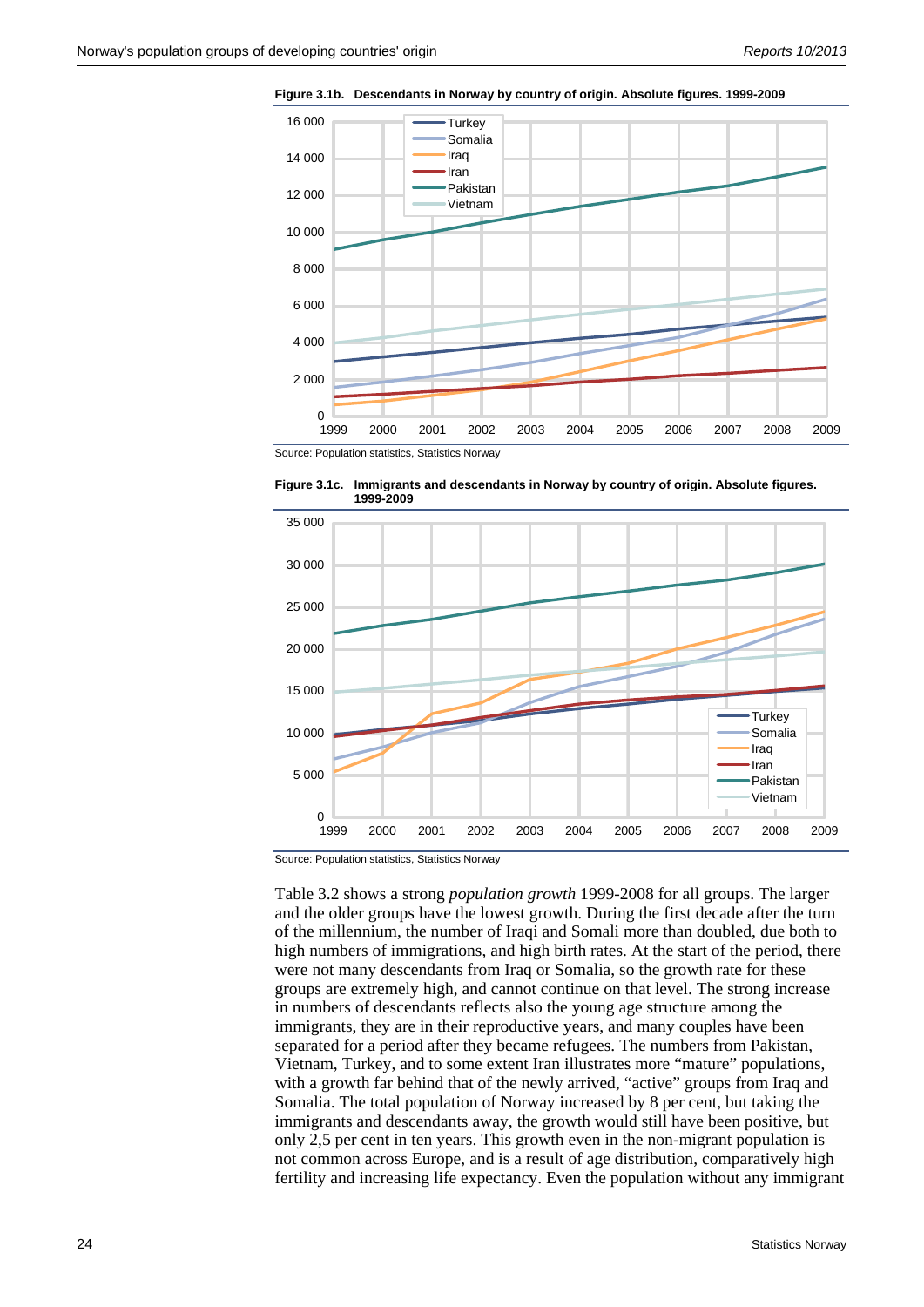**Figure 3.1b. Descendants in Norway by country of origin. Absolute figures. 1999-2009**

Source: Population statistics, Statistics Norway

**Figure 3.1c. Immigrants and descendants in Norway by country of origin. Absolute figures. 1999-2009**

Source: Population statistics, Statistics Norway

Table 3.2 shows a strong *population growth* 1999-2008 for all groups. The larger and the older groups have the lowest growth. During the first decade after the turn of the millennium, the number of Iraqi and Somali more than doubled, due both to high numbers of immigrations, and high birth rates. At the start of the period, there were not many descendants from Iraq or Somalia, so the growth rate for these groups are extremely high, and cannot continue on that level. The strong increase in numbers of descendants reflects also the young age structure among the immigrants, they are in their reproductive years, and many couples have been separated for a period after they became refugees. The numbers from Pakistan, Vietnam, Turkey, and to some extent Iran illustrates more "mature" populations, with a growth far behind that of the newly arrived, "active" groups from Iraq and Somalia. The total population of Norway increased by 8 per cent, but taking the immigrants and descendants away, the growth would still have been positive, but only 2,5 per cent in ten years. This growth even in the non-migrant population is not common across Europe, and is a result of age distribution, comparatively high fertility and increasing life expectancy. Even the population without any immigrant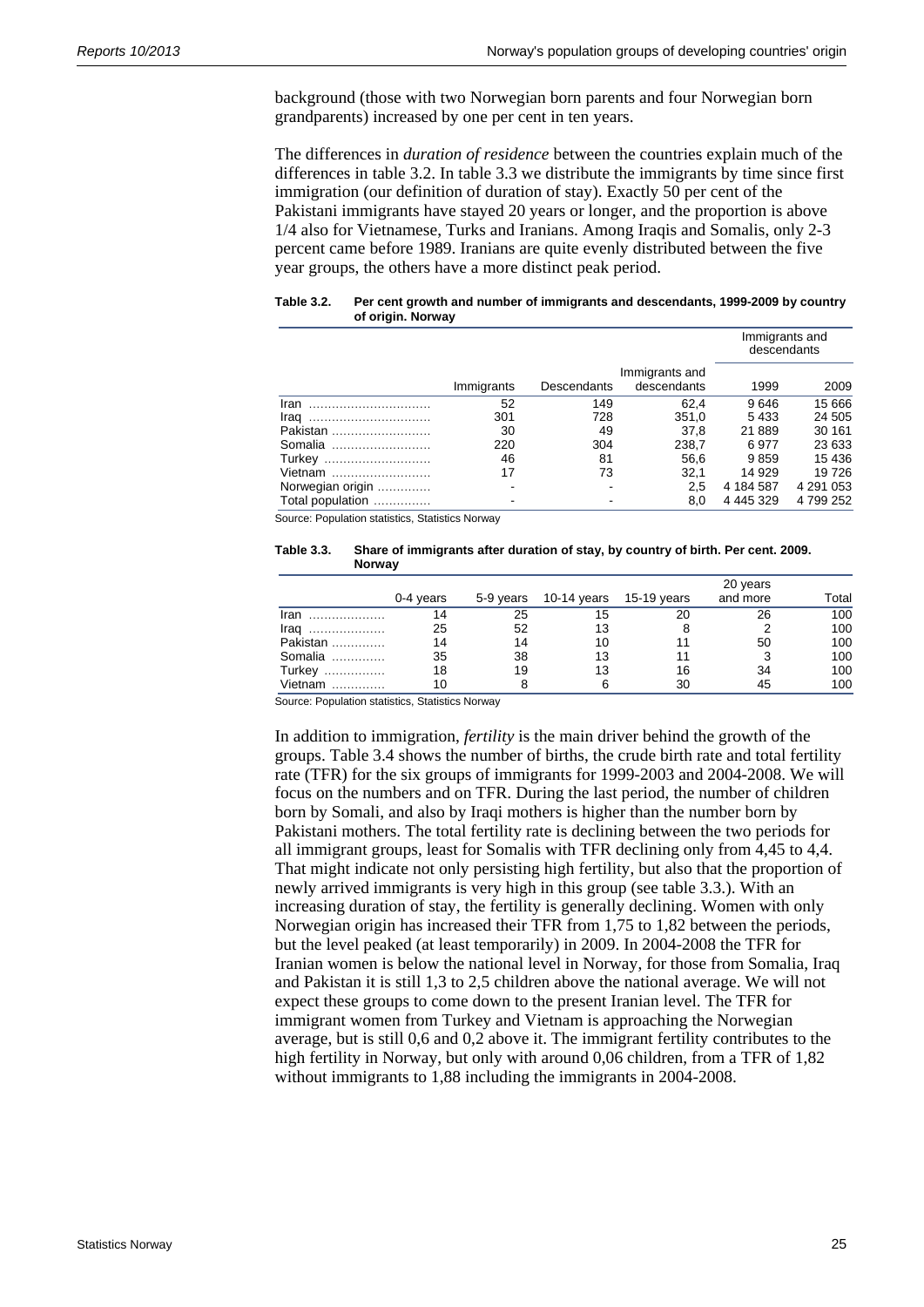background (those with two Norwegian born parents and four Norwegian born grandparents) increased by one per cent in ten years.

The differences in *duration of residence* between the countries explain much of the differences in table 3.2. In table 3.3 we distribute the immigrants by time since first immigration (our definition of duration of stay). Exactly 50 per cent of the Pakistani immigrants have stayed 20 years or longer, and the proportion is above 1/4 also for Vietnamese, Turks and Iranians. Among Iraqis and Somalis, only 2-3 percent came before 1989. Iranians are quite evenly distributed between the five year groups, the others have a more distinct peak period.

**Table 3.2. Per cent growth and number of immigrants and descendants, 1999-2009 by country of origin. Norway**

| | Immigrants | Descendants | Immigrants and descendants | Immigrants and descendants | |
|---|---|---|---|---|---|
| | | | | 1999 | 2009 |
| Iran | 52 | 149 | 62,4 | 9 646 | 15 666 |
| Iraq | 301 | 728 | 351,0 | 5 433 | 24 505 |
| Pakistan | 30 | 49 | 37,8 | 21 889 | 30 161 |
| Somalia | 220 | 304 | 238,7 | 6 977 | 23 633 |
| Turkey | 46 | 81 | 56,6 | 9 859 | 15 436 |
| Vietnam | 17 | 73 | 32,1 | 14 929 | 19 726 |
| Norwegian origin | - | - | 2,5 | 4 184 587 | 4 291 053 |
| Total population | - | - | 8,0 | 4 445 329 | 4 799 252 |

Source: Population statistics, Statistics Norway

**Table 3.3. Share of immigrants after duration of stay, by country of birth. Per cent. 2009. Norway**

| | 0-4 years | 5-9 years | 10-14 years | 15-19 years | 20 years and more | Total |
|---|---|---|---|---|---|---|
| Iran | 14 | 25 | 15 | 20 | 26 | 100 |
| Iraq | 25 | 52 | 13 | 8 | 2 | 100 |
| Pakistan | 14 | 14 | 10 | 11 | 50 | 100 |
| Somalia | 35 | 38 | 13 | 11 | 3 | 100 |
| Turkey | 18 | 19 | 13 | 16 | 34 | 100 |
| Vietnam | 10 | 8 | 6 | 30 | 45 | 100 |

Source: Population statistics, Statistics Norway

In addition to immigration, *fertility* is the main driver behind the growth of the groups. Table 3.4 shows the number of births, the crude birth rate and total fertility rate (TFR) for the six groups of immigrants for 1999-2003 and 2004-2008. We will focus on the numbers and on TFR. During the last period, the number of children born by Somali, and also by Iraqi mothers is higher than the number born by Pakistani mothers. The total fertility rate is declining between the two periods for all immigrant groups, least for Somalis with TFR declining only from 4,45 to 4,4. That might indicate not only persisting high fertility, but also that the proportion of newly arrived immigrants is very high in this group (see table 3.3.). With an increasing duration of stay, the fertility is generally declining. Women with only Norwegian origin has increased their TFR from 1,75 to 1,82 between the periods, but the level peaked (at least temporarily) in 2009. In 2004-2008 the TFR for Iranian women is below the national level in Norway, for those from Somalia, Iraq and Pakistan it is still 1,3 to 2,5 children above the national average. We will not expect these groups to come down to the present Iranian level. The TFR for immigrant women from Turkey and Vietnam is approaching the Norwegian average, but is still 0,6 and 0,2 above it. The immigrant fertility contributes to the high fertility in Norway, but only with around 0,06 children, from a TFR of 1,82 without immigrants to 1,88 including the immigrants in 2004-2008.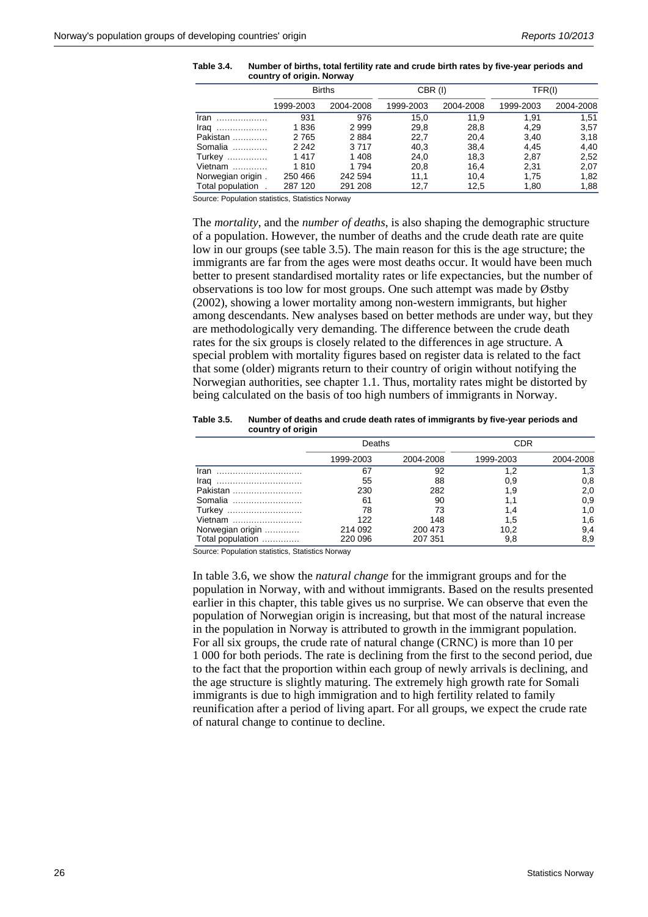**Table 3.4. Number of births, total fertility rate and crude birth rates by five-year periods and country of origin. Norway**

| | Births | | CBR (I) | | TFR(I) | |
|---|---|---|---|---|---|---|
| | 1999-2003 | 2004-2008 | 1999-2003 | 2004-2008 | 1999-2003 | 2004-2008 |
| Iran | 931 | 976 | 15,0 | 11,9 | 1,91 | 1,51 |
| Iraq | 1 836 | 2 999 | 29,8 | 28,8 | 4,29 | 3,57 |
| Pakistan | 2 765 | 2 884 | 22,7 | 20,4 | 3,40 | 3,18 |
| Somalia | 2 242 | 3 717 | 40,3 | 38,4 | 4,45 | 4,40 |
| Turkey | 1 417 | 1 408 | 24,0 | 18,3 | 2,87 | 2,52 |
| Vietnam | 1 810 | 1 794 | 20,8 | 16,4 | 2,31 | 2,07 |
| Norwegian origin | 250 466 | 242 594 | 11,1 | 10,4 | 1,75 | 1,82 |
| Total population | 287 120 | 291 208 | 12,7 | 12,5 | 1,80 | 1,88 |

Source: Population statistics, Statistics Norway

The *mortality*, and the *number of deaths*, is also shaping the demographic structure of a population. However, the number of deaths and the crude death rate are quite low in our groups (see table 3.5). The main reason for this is the age structure; the immigrants are far from the ages were most deaths occur. It would have been much better to present standardised mortality rates or life expectancies, but the number of observations is too low for most groups. One such attempt was made by Østby (2002), showing a lower mortality among non-western immigrants, but higher among descendants. New analyses based on better methods are under way, but they are methodologically very demanding. The difference between the crude death rates for the six groups is closely related to the differences in age structure. A special problem with mortality figures based on register data is related to the fact that some (older) migrants return to their country of origin without notifying the Norwegian authorities, see chapter 1.1. Thus, mortality rates might be distorted by being calculated on the basis of too high numbers of immigrants in Norway.

**Table 3.5. Number of deaths and crude death rates of immigrants by five-year periods and country of origin**

| | Deaths | | CDR | |
|---|---|---|---|---|
| | 1999-2003 | 2004-2008 | 1999-2003 | 2004-2008 |
| Iran | 67 | 92 | 1,2 | 1,3 |
| Iraq | 55 | 88 | 0,9 | 0,8 |
| Pakistan | 230 | 282 | 1,9 | 2,0 |
| Somalia | 61 | 90 | 1,1 | 0,9 |
| Turkey | 78 | 73 | 1,4 | 1,0 |
| Vietnam | 122 | 148 | 1,5 | 1,6 |
| Norwegian origin | 214 092 | 200 473 | 10,2 | 9,4 |
| Total population | 220 096 | 207 351 | 9,8 | 8,9 |

Source: Population statistics, Statistics Norway

In table 3.6, we show the *natural change* for the immigrant groups and for the population in Norway, with and without immigrants. Based on the results presented earlier in this chapter, this table gives us no surprise. We can observe that even the population of Norwegian origin is increasing, but that most of the natural increase in the population in Norway is attributed to growth in the immigrant population. For all six groups, the crude rate of natural change (CRNC) is more than 10 per 1 000 for both periods. The rate is declining from the first to the second period, due to the fact that the proportion within each group of newly arrivals is declining, and the age structure is slightly maturing. The extremely high growth rate for Somali immigrants is due to high immigration and to high fertility related to family reunification after a period of living apart. For all groups, we expect the crude rate of natural change to continue to decline.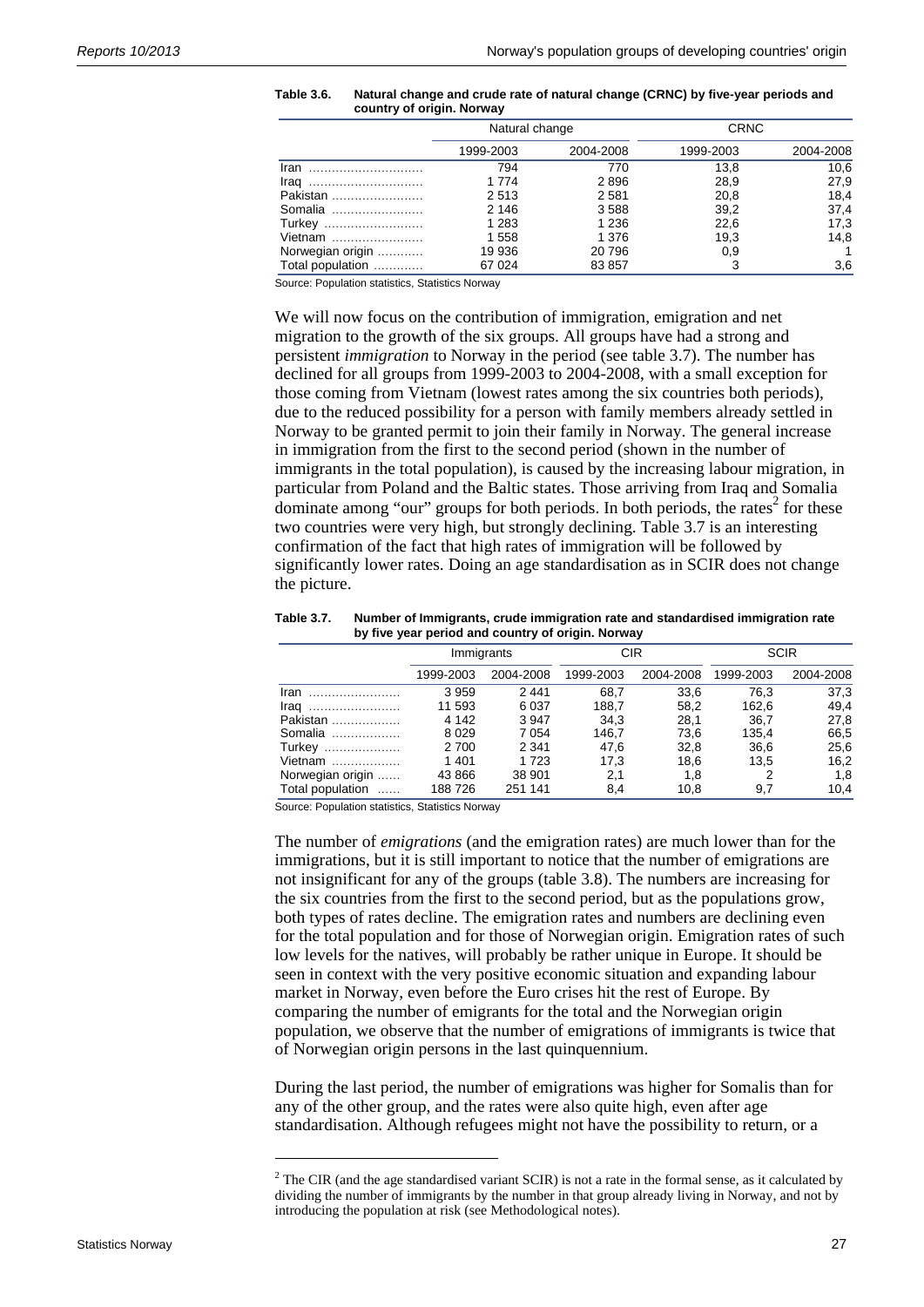**Table 3.6. Natural change and crude rate of natural change (CRNC) by five-year periods and country of origin. Norway**

| | Natural change | | CRNC | |
|---|---|---|---|---|
| | 1999-2003 | 2004-2008 | 1999-2003 | 2004-2008 |
| Iran | 794 | 770 | 13,8 | 10,6 |
| Iraq | 1 774 | 2 896 | 28,9 | 27,9 |
| Pakistan | 2 513 | 2 581 | 20,8 | 18,4 |
| Somalia | 2 146 | 3 588 | 39,2 | 37,4 |
| Turkey | 1 283 | 1 236 | 22,6 | 17,3 |
| Vietnam | 1 558 | 1 376 | 19,3 | 14,8 |
| Norwegian origin | 19 936 | 20 796 | 0,9 | 1 |
| Total population | 67 024 | 83 857 | 3 | 3,6 |

Source: Population statistics, Statistics Norway

We will now focus on the contribution of immigration, emigration and net migration to the growth of the six groups. All groups have had a strong and persistent *immigration* to Norway in the period (see table 3.7). The number has declined for all groups from 1999-2003 to 2004-2008, with a small exception for those coming from Vietnam (lowest rates among the six countries both periods), due to the reduced possibility for a person with family members already settled in Norway to be granted permit to join their family in Norway. The general increase in immigration from the first to the second period (shown in the number of immigrants in the total population), is caused by the increasing labour migration, in particular from Poland and the Baltic states. Those arriving from Iraq and Somalia dominate among "our" groups for both periods. In both periods, the rates[2] for these two countries were very high, but strongly declining. Table 3.7 is an interesting confirmation of the fact that high rates of immigration will be followed by significantly lower rates. Doing an age standardisation as in SCIR does not change the picture.

**Table 3.7. Number of Immigrants, crude immigration rate and standardised immigration rate by five year period and country of origin. Norway**

| | Immigrants | | CIR | | SCIR | |
|---|---|---|---|---|---|---|
| | 1999-2003 | 2004-2008 | 1999-2003 | 2004-2008 | 1999-2003 | 2004-2008 |
| Iran | 3 959 | 2 441 | 68,7 | 33,6 | 76,3 | 37,3 |
| Iraq | 11 593 | 6 037 | 188,7 | 58,2 | 162,6 | 49,4 |
| Pakistan | 4 142 | 3 947 | 34,3 | 28,1 | 36,7 | 27,8 |
| Somalia | 8 029 | 7 054 | 146,7 | 73,6 | 135,4 | 66,5 |
| Turkey | 2 700 | 2 341 | 47,6 | 32,8 | 36,6 | 25,6 |
| Vietnam | 1 401 | 1 723 | 17,3 | 18,6 | 13,5 | 16,2 |
| Norwegian origin | 43 866 | 38 901 | 2,1 | 1,8 | 2 | 1,8 |
| Total population | 188 726 | 251 141 | 8,4 | 10,8 | 9,7 | 10,4 |

Source: Population statistics, Statistics Norway

The number of *emigrations* (and the emigration rates) are much lower than for the immigrations, but it is still important to notice that the number of emigrations are not insignificant for any of the groups (table 3.8). The numbers are increasing for the six countries from the first to the second period, but as the populations grow, both types of rates decline. The emigration rates and numbers are declining even for the total population and for those of Norwegian origin. Emigration rates of such low levels for the natives, will probably be rather unique in Europe. It should be seen in context with the very positive economic situation and expanding labour market in Norway, even before the Euro crises hit the rest of Europe. By comparing the number of emigrants for the total and the Norwegian origin population, we observe that the number of emigrations of immigrants is twice that of Norwegian origin persons in the last quinquennium.

During the last period, the number of emigrations was higher for Somalis than for any of the other group, and the rates were also quite high, even after age standardisation. Although refugees might not have the possibility to return, or a

[2] The CIR (and the age standardised variant SCIR) is not a rate in the formal sense, as it calculated by dividing the number of immigrants by the number in that group already living in Norway, and not by introducing the population at risk (see Methodological notes).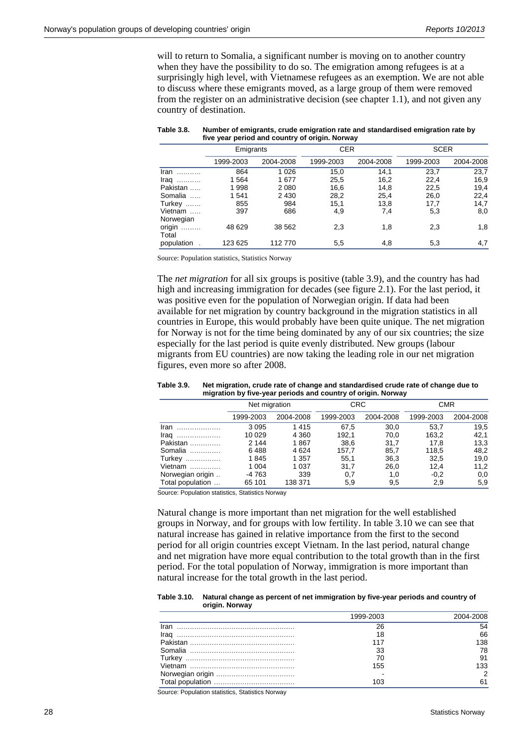will to return to Somalia, a significant number is moving on to another country when they have the possibility to do so. The emigration among refugees is at a surprisingly high level, with Vietnamese refugees as an exemption. We are not able to discuss where these emigrants moved, as a large group of them were removed from the register on an administrative decision (see chapter 1.1), and not given any country of destination.

**Table 3.8. Number of emigrants, crude emigration rate and standardised emigration rate by five year period and country of origin. Norway**

| | Emigrants | | CER | | SCER | |
|---|---|---|---|---|---|---|
| | 1999-2003 | 2004-2008 | 1999-2003 | 2004-2008 | 1999-2003 | 2004-2008 |
| Iran | 864 | 1 026 | 15,0 | 14,1 | 23,7 | 23,7 |
| Iraq | 1 564 | 1 677 | 25,5 | 16,2 | 22,4 | 16,9 |
| Pakistan | 1 998 | 2 080 | 16,6 | 14,8 | 22,5 | 19,4 |
| Somalia | 1 541 | 2 430 | 28,2 | 25,4 | 26,0 | 22,4 |
| Turkey | 855 | 984 | 15,1 | 13,8 | 17,7 | 14,7 |
| Vietnam | 397 | 686 | 4,9 | 7,4 | 5,3 | 8,0 |
| Norwegian origin | 48 629 | 38 562 | 2,3 | 1,8 | 2,3 | 1,8 |
| Total population | 123 625 | 112 770 | 5,5 | 4,8 | 5,3 | 4,7 |

Source: Population statistics, Statistics Norway

The *net migration* for all six groups is positive (table 3.9), and the country has had high and increasing immigration for decades (see figure 2.1). For the last period, it was positive even for the population of Norwegian origin. If data had been available for net migration by country background in the migration statistics in all countries in Europe, this would probably have been quite unique. The net migration for Norway is not for the time being dominated by any of our six countries; the size especially for the last period is quite evenly distributed. New groups (labour migrants from EU countries) are now taking the leading role in our net migration figures, even more so after 2008.

**Table 3.9. Net migration, crude rate of change and standardised crude rate of change due to migration by five-year periods and country of origin. Norway**

| | Net migration | | CRC | | CMR | |
|---|---|---|---|---|---|---|
| | 1999-2003 | 2004-2008 | 1999-2003 | 2004-2008 | 1999-2003 | 2004-2008 |
| Iran | 3 095 | 1 415 | 67,5 | 30,0 | 53,7 | 19,5 |
| Iraq | 10 029 | 4 360 | 192,1 | 70,0 | 163,2 | 42,1 |
| Pakistan | 2 144 | 1 867 | 38,6 | 31,7 | 17,8 | 13,3 |
| Somalia | 6 488 | 4 624 | 157,7 | 85,7 | 118,5 | 48,2 |
| Turkey | 1 845 | 1 357 | 55,1 | 36,3 | 32,5 | 19,0 |
| Vietnam | 1 004 | 1 037 | 31,7 | 26,0 | 12,4 | 11,2 |
| Norwegian origin | -4 763 | 339 | 0,7 | 1,0 | -0,2 | 0,0 |
| Total population | 65 101 | 138 371 | 5,9 | 9,5 | 2,9 | 5,9 |

Source: Population statistics, Statistics Norway

Natural change is more important than net migration for the well established groups in Norway, and for groups with low fertility. In table 3.10 we can see that natural increase has gained in relative importance from the first to the second period for all origin countries except Vietnam. In the last period, natural change and net migration have more equal contribution to the total growth than in the first period. For the total population of Norway, immigration is more important than natural increase for the total growth in the last period.

**Table 3.10. Natural change as percent of net immigration by five-year periods and country of origin. Norway**

| | 1999-2003 | 2004-2008 |
|---|---|---|
| Iran | 26 | 54 |
| Iraq | 18 | 66 |
| Pakistan | 117 | 138 |
| Somalia | 33 | 78 |
| Turkey | 70 | 91 |
| Vietnam | 155 | 133 |
| Norwegian origin | - | 2 |
| Total population | 103 | 61 |

Source: Population statistics, Statistics Norway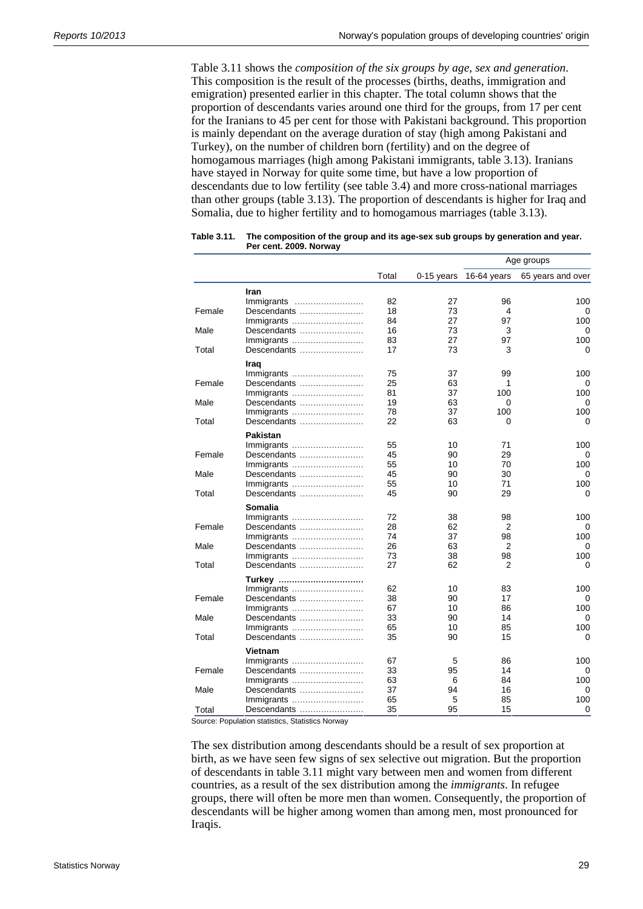Table 3.11 shows the *composition of the six groups by age, sex and generation*. This composition is the result of the processes (births, deaths, immigration and emigration) presented earlier in this chapter. The total column shows that the proportion of descendants varies around one third for the groups, from 17 per cent for the Iranians to 45 per cent for those with Pakistani background. This proportion is mainly dependant on the average duration of stay (high among Pakistani and Turkey), on the number of children born (fertility) and on the degree of homogamous marriages (high among Pakistani immigrants, table 3.13). Iranians have stayed in Norway for quite some time, but have a low proportion of descendants due to low fertility (see table 3.4) and more cross-national marriages than other groups (table 3.13). The proportion of descendants is higher for Iraq and Somalia, due to higher fertility and to homogamous marriages (table 3.13).

**Table 3.11. The composition of the group and its age-sex sub groups by generation and year. Per cent. 2009. Norway**

| | | Total | 0-15 years | Age groups | |
|---|---|---|---|---|---|
| | | | | 16-64 years | 65 years and over |
| | **Iran** | | | | |
| | Immigrants | 82 | 27 | 96 | 100 |
| Female | Descendants | 18 | 73 | 4 | 0 |
| | Immigrants | 84 | 27 | 97 | 100 |
| Male | Descendants | 16 | 73 | 3 | 0 |
| | Immigrants | 83 | 27 | 97 | 100 |
| Total | Descendants | 17 | 73 | 3 | 0 |
| | **Iraq** | | | | |
| | Immigrants | 75 | 37 | 99 | 100 |
| Female | Descendants | 25 | 63 | 1 | 0 |
| | Immigrants | 81 | 37 | 100 | 100 |
| Male | Descendants | 19 | 63 | 0 | 0 |
| | Immigrants | 78 | 37 | 100 | 100 |
| Total | Descendants | 22 | 63 | 0 | 0 |
| | **Pakistan** | | | | |
| | Immigrants | 55 | 10 | 71 | 100 |
| Female | Descendants | 45 | 90 | 29 | 0 |
| | Immigrants | 55 | 10 | 70 | 100 |
| Male | Descendants | 45 | 90 | 30 | 0 |
| | Immigrants | 55 | 10 | 71 | 100 |
| Total | Descendants | 45 | 90 | 29 | 0 |
| | **Somalia** | | | | |
| | Immigrants | 72 | 38 | 98 | 100 |
| Female | Descendants | 28 | 62 | 2 | 0 |
| | Immigrants | 74 | 37 | 98 | 100 |
| Male | Descendants | 26 | 63 | 2 | 0 |
| | Immigrants | 73 | 38 | 98 | 100 |
| Total | Descendants | 27 | 62 | 2 | 0 |
| | **Turkey** | | | | |
| | Immigrants | 62 | 10 | 83 | 100 |
| Female | Descendants | 38 | 90 | 17 | 0 |
| | Immigrants | 67 | 10 | 86 | 100 |
| Male | Descendants | 33 | 90 | 14 | 0 |
| | Immigrants | 65 | 10 | 85 | 100 |
| Total | Descendants | 35 | 90 | 15 | 0 |
| | **Vietnam** | | | | |
| | Immigrants | 67 | 5 | 86 | 100 |
| Female | Descendants | 33 | 95 | 14 | 0 |
| | Immigrants | 63 | 6 | 84 | 100 |
| Male | Descendants | 37 | 94 | 16 | 0 |
| | Immigrants | 65 | 5 | 85 | 100 |
| Total | Descendants | 35 | 95 | 15 | 0 |

Source: Population statistics, Statistics Norway

The sex distribution among descendants should be a result of sex proportion at birth, as we have seen few signs of sex selective out migration. But the proportion of descendants in table 3.11 might vary between men and women from different countries, as a result of the sex distribution among the *immigrants*. In refugee groups, there will often be more men than women. Consequently, the proportion of descendants will be higher among women than among men, most pronounced for Iraqis.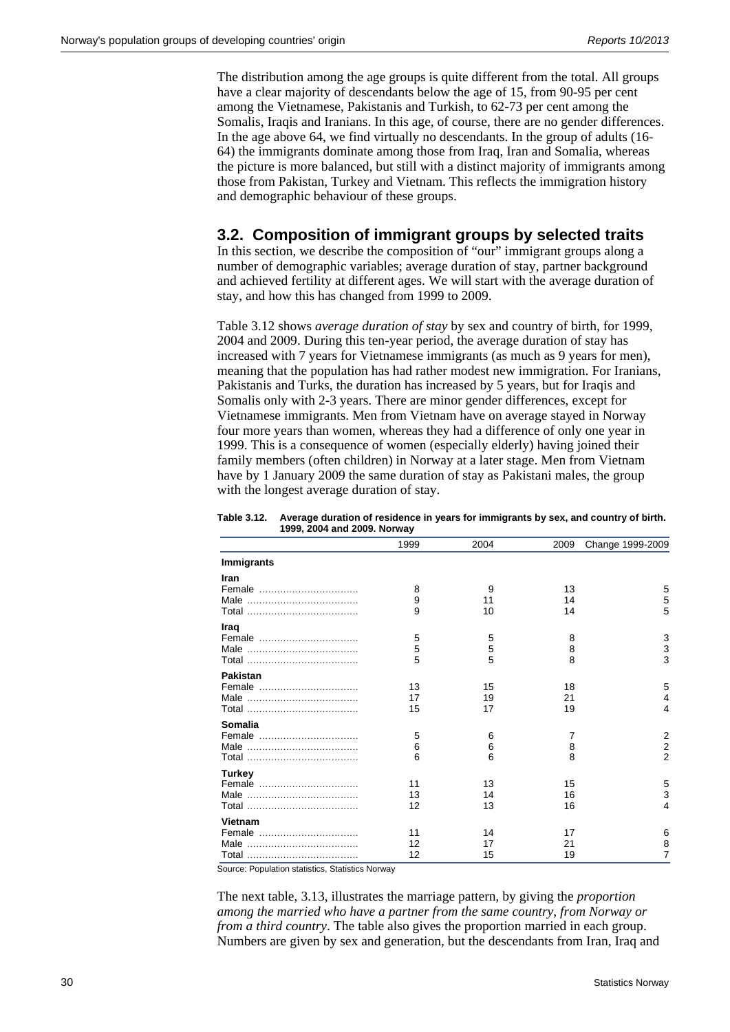The distribution among the age groups is quite different from the total. All groups have a clear majority of descendants below the age of 15, from 90-95 per cent among the Vietnamese, Pakistanis and Turkish, to 62-73 per cent among the Somalis, Iraqis and Iranians. In this age, of course, there are no gender differences. In the age above 64, we find virtually no descendants. In the group of adults (16-64) the immigrants dominate among those from Iraq, Iran and Somalia, whereas the picture is more balanced, but still with a distinct majority of immigrants among those from Pakistan, Turkey and Vietnam. This reflects the immigration history and demographic behaviour of these groups.

## 3.2. Composition of immigrant groups by selected traits

In this section, we describe the composition of "our" immigrant groups along a number of demographic variables; average duration of stay, partner background and achieved fertility at different ages. We will start with the average duration of stay, and how this has changed from 1999 to 2009.

Table 3.12 shows *average duration of stay* by sex and country of birth, for 1999, 2004 and 2009. During this ten-year period, the average duration of stay has increased with 7 years for Vietnamese immigrants (as much as 9 years for men), meaning that the population has had rather modest new immigration. For Iranians, Pakistanis and Turks, the duration has increased by 5 years, but for Iraqis and Somalis only with 2-3 years. There are minor gender differences, except for Vietnamese immigrants. Men from Vietnam have on average stayed in Norway four more years than women, whereas they had a difference of only one year in 1999. This is a consequence of women (especially elderly) having joined their family members (often children) in Norway at a later stage. Men from Vietnam have by 1 January 2009 the same duration of stay as Pakistani males, the group with the longest average duration of stay.

**Table 3.12. Average duration of residence in years for immigrants by sex, and country of birth. 1999, 2004 and 2009. Norway**

| | 1999 | 2004 | 2009 | Change 1999-2009 |
|---|---|---|---|---|
| **Immigrants** | | | | |
| **Iran** | | | | |
| Female | 8 | 9 | 13 | 5 |
| Male | 9 | 11 | 14 | 5 |
| Total | 9 | 10 | 14 | 5 |
| **Iraq** | | | | |
| Female | 5 | 5 | 8 | 3 |
| Male | 5 | 5 | 8 | 3 |
| Total | 5 | 5 | 8 | 3 |
| **Pakistan** | | | | |
| Female | 13 | 15 | 18 | 5 |
| Male | 17 | 19 | 21 | 4 |
| Total | 15 | 17 | 19 | 4 |
| **Somalia** | | | | |
| Female | 5 | 6 | 7 | 2 |
| Male | 6 | 6 | 8 | 2 |
| Total | 6 | 6 | 8 | 2 |
| **Turkey** | | | | |
| Female | 11 | 13 | 15 | 5 |
| Male | 13 | 14 | 16 | 3 |
| Total | 12 | 13 | 16 | 4 |
| **Vietnam** | | | | |
| Female | 11 | 14 | 17 | 6 |
| Male | 12 | 17 | 21 | 8 |
| Total | 12 | 15 | 19 | 7 |

Source: Population statistics, Statistics Norway

The next table, 3.13, illustrates the marriage pattern, by giving the *proportion among the married who have a partner from the same country, from Norway or from a third country*. The table also gives the proportion married in each group. Numbers are given by sex and generation, but the descendants from Iran, Iraq and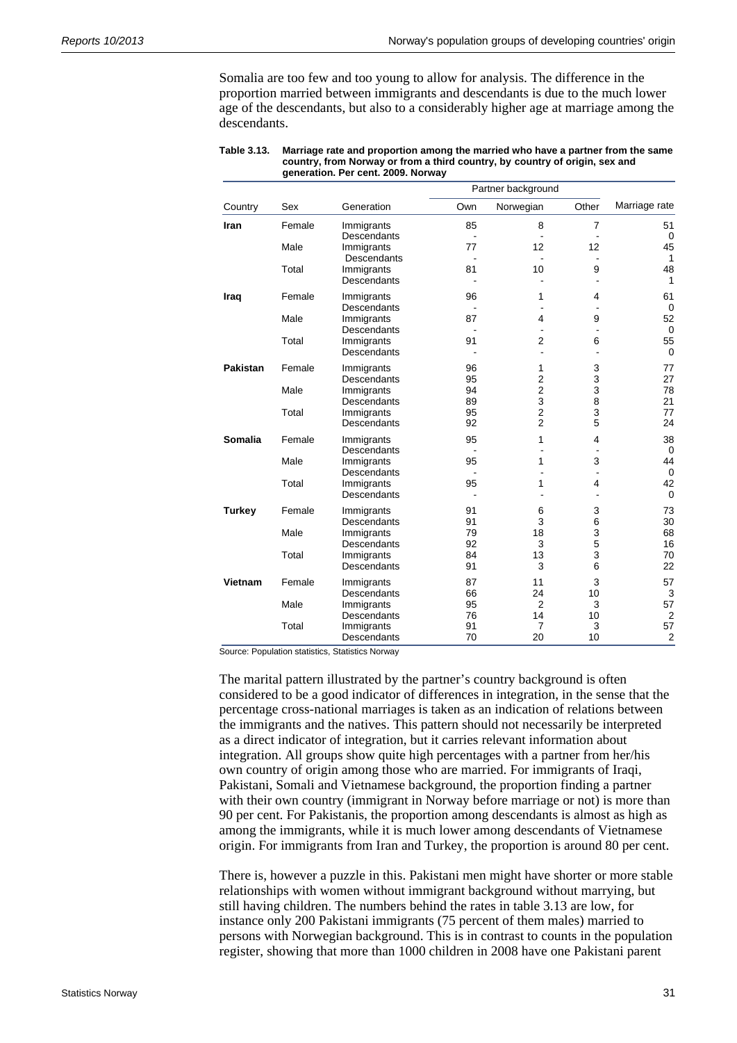Somalia are too few and too young to allow for analysis. The difference in the proportion married between immigrants and descendants is due to the much lower age of the descendants, but also to a considerably higher age at marriage among the descendants.

**Table 3.13. Marriage rate and proportion among the married who have a partner from the same country, from Norway or from a third country, by country of origin, sex and generation. Per cent. 2009. Norway**

| | | | Partner background | | | |
|---|---|---|---|---|---|---|
| Country | Sex | Generation | Own | Norwegian | Other | Marriage rate |
| **Iran** | Female | Immigrants | 85 | 8 | 7 | 51 |
| | | Descendants | - | - | - | 0 |
| | Male | Immigrants | 77 | 12 | 12 | 45 |
| | | Descendants | - | - | - | 1 |
| | Total | Immigrants | 81 | 10 | 9 | 48 |
| | | Descendants | - | - | - | 1 |
| **Iraq** | Female | Immigrants | 96 | 1 | 4 | 61 |
| | | Descendants | - | - | - | 0 |
| | Male | Immigrants | 87 | 4 | 9 | 52 |
| | | Descendants | - | - | - | 0 |
| | Total | Immigrants | 91 | 2 | 6 | 55 |
| | | Descendants | - | - | - | 0 |
| **Pakistan** | Female | Immigrants | 96 | 1 | 3 | 77 |
| | | Descendants | 95 | 2 | 3 | 27 |
| | Male | Immigrants | 94 | 2 | 3 | 78 |
| | | Descendants | 89 | 3 | 8 | 21 |
| | Total | Immigrants | 95 | 2 | 3 | 77 |
| | | Descendants | 92 | 2 | 5 | 24 |
| **Somalia** | Female | Immigrants | 95 | 1 | 4 | 38 |
| | | Descendants | - | - | - | 0 |
| | Male | Immigrants | 95 | 1 | 3 | 44 |
| | | Descendants | - | - | - | 0 |
| | Total | Immigrants | 95 | 1 | 4 | 42 |
| | | Descendants | - | - | - | 0 |
| **Turkey** | Female | Immigrants | 91 | 6 | 3 | 73 |
| | | Descendants | 91 | 3 | 6 | 30 |
| | Male | Immigrants | 79 | 18 | 3 | 68 |
| | | Descendants | 92 | 3 | 5 | 16 |
| | Total | Immigrants | 84 | 13 | 3 | 70 |
| | | Descendants | 91 | 3 | 6 | 22 |
| **Vietnam** | Female | Immigrants | 87 | 11 | 3 | 57 |
| | | Descendants | 66 | 24 | 10 | 3 |
| | Male | Immigrants | 95 | 2 | 3 | 57 |
| | | Descendants | 76 | 14 | 10 | 2 |
| | Total | Immigrants | 91 | 7 | 3 | 57 |
| | | Descendants | 70 | 20 | 10 | 2 |

Source: Population statistics, Statistics Norway

The marital pattern illustrated by the partner's country background is often considered to be a good indicator of differences in integration, in the sense that the percentage cross-national marriages is taken as an indication of relations between the immigrants and the natives. This pattern should not necessarily be interpreted as a direct indicator of integration, but it carries relevant information about integration. All groups show quite high percentages with a partner from her/his own country of origin among those who are married. For immigrants of Iraqi, Pakistani, Somali and Vietnamese background, the proportion finding a partner with their own country (immigrant in Norway before marriage or not) is more than 90 per cent. For Pakistanis, the proportion among descendants is almost as high as among the immigrants, while it is much lower among descendants of Vietnamese origin. For immigrants from Iran and Turkey, the proportion is around 80 per cent.

There is, however a puzzle in this. Pakistani men might have shorter or more stable relationships with women without immigrant background without marrying, but still having children. The numbers behind the rates in table 3.13 are low, for instance only 200 Pakistani immigrants (75 percent of them males) married to persons with Norwegian background. This is in contrast to counts in the population register, showing that more than 1000 children in 2008 have one Pakistani parent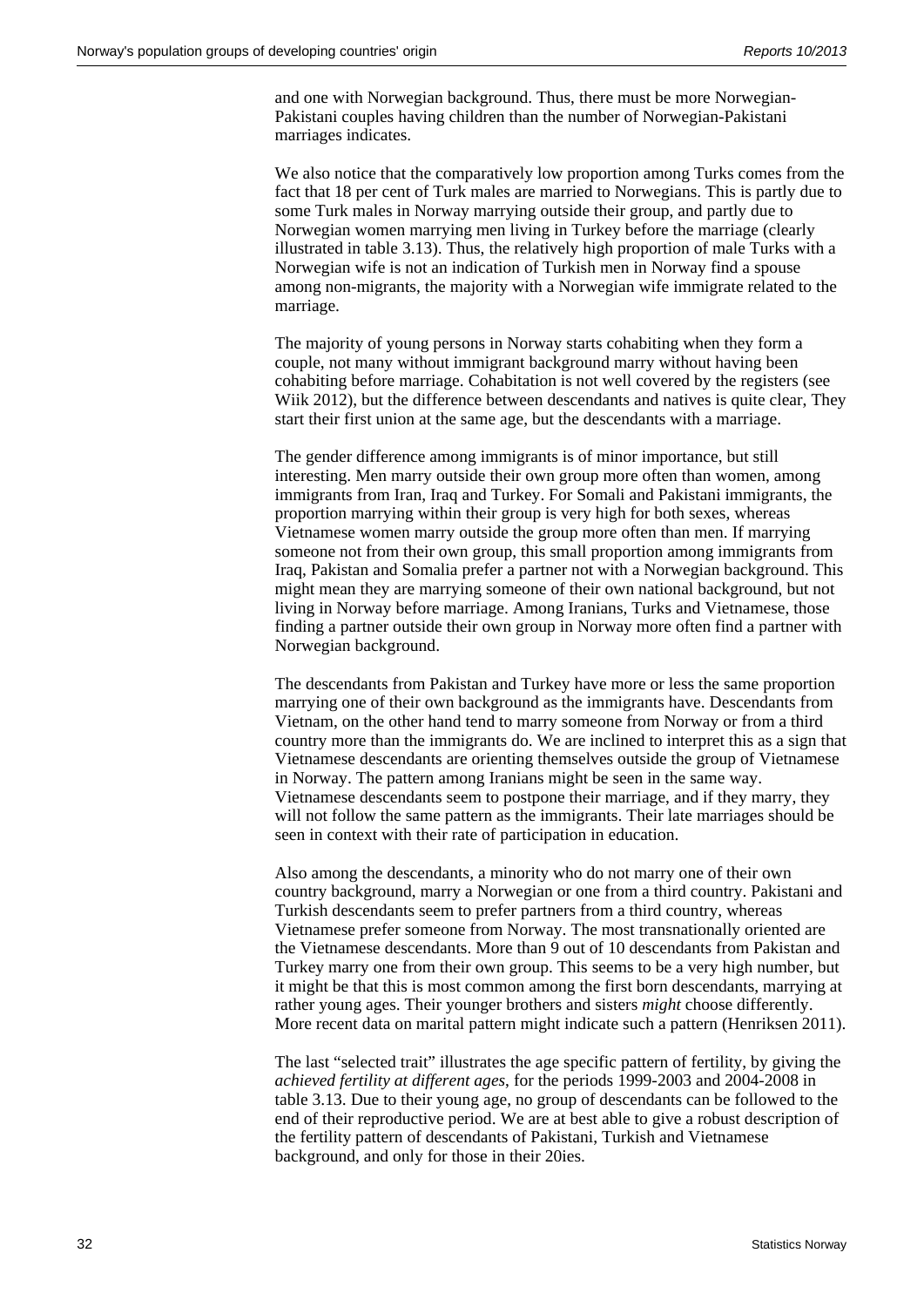and one with Norwegian background. Thus, there must be more Norwegian-Pakistani couples having children than the number of Norwegian-Pakistani marriages indicates.

We also notice that the comparatively low proportion among Turks comes from the fact that 18 per cent of Turk males are married to Norwegians. This is partly due to some Turk males in Norway marrying outside their group, and partly due to Norwegian women marrying men living in Turkey before the marriage (clearly illustrated in table 3.13). Thus, the relatively high proportion of male Turks with a Norwegian wife is not an indication of Turkish men in Norway find a spouse among non-migrants, the majority with a Norwegian wife immigrate related to the marriage.

The majority of young persons in Norway starts cohabiting when they form a couple, not many without immigrant background marry without having been cohabiting before marriage. Cohabitation is not well covered by the registers (see Wiik 2012), but the difference between descendants and natives is quite clear, They start their first union at the same age, but the descendants with a marriage.

The gender difference among immigrants is of minor importance, but still interesting. Men marry outside their own group more often than women, among immigrants from Iran, Iraq and Turkey. For Somali and Pakistani immigrants, the proportion marrying within their group is very high for both sexes, whereas Vietnamese women marry outside the group more often than men. If marrying someone not from their own group, this small proportion among immigrants from Iraq, Pakistan and Somalia prefer a partner not with a Norwegian background. This might mean they are marrying someone of their own national background, but not living in Norway before marriage. Among Iranians, Turks and Vietnamese, those finding a partner outside their own group in Norway more often find a partner with Norwegian background.

The descendants from Pakistan and Turkey have more or less the same proportion marrying one of their own background as the immigrants have. Descendants from Vietnam, on the other hand tend to marry someone from Norway or from a third country more than the immigrants do. We are inclined to interpret this as a sign that Vietnamese descendants are orienting themselves outside the group of Vietnamese in Norway. The pattern among Iranians might be seen in the same way. Vietnamese descendants seem to postpone their marriage, and if they marry, they will not follow the same pattern as the immigrants. Their late marriages should be seen in context with their rate of participation in education.

Also among the descendants, a minority who do not marry one of their own country background, marry a Norwegian or one from a third country. Pakistani and Turkish descendants seem to prefer partners from a third country, whereas Vietnamese prefer someone from Norway. The most transnationally oriented are the Vietnamese descendants. More than 9 out of 10 descendants from Pakistan and Turkey marry one from their own group. This seems to be a very high number, but it might be that this is most common among the first born descendants, marrying at rather young ages. Their younger brothers and sisters *might* choose differently. More recent data on marital pattern might indicate such a pattern (Henriksen 2011).

The last "selected trait" illustrates the age specific pattern of fertility, by giving the *achieved fertility at different ages*, for the periods 1999-2003 and 2004-2008 in table 3.13. Due to their young age, no group of descendants can be followed to the end of their reproductive period. We are at best able to give a robust description of the fertility pattern of descendants of Pakistani, Turkish and Vietnamese background, and only for those in their 20ies.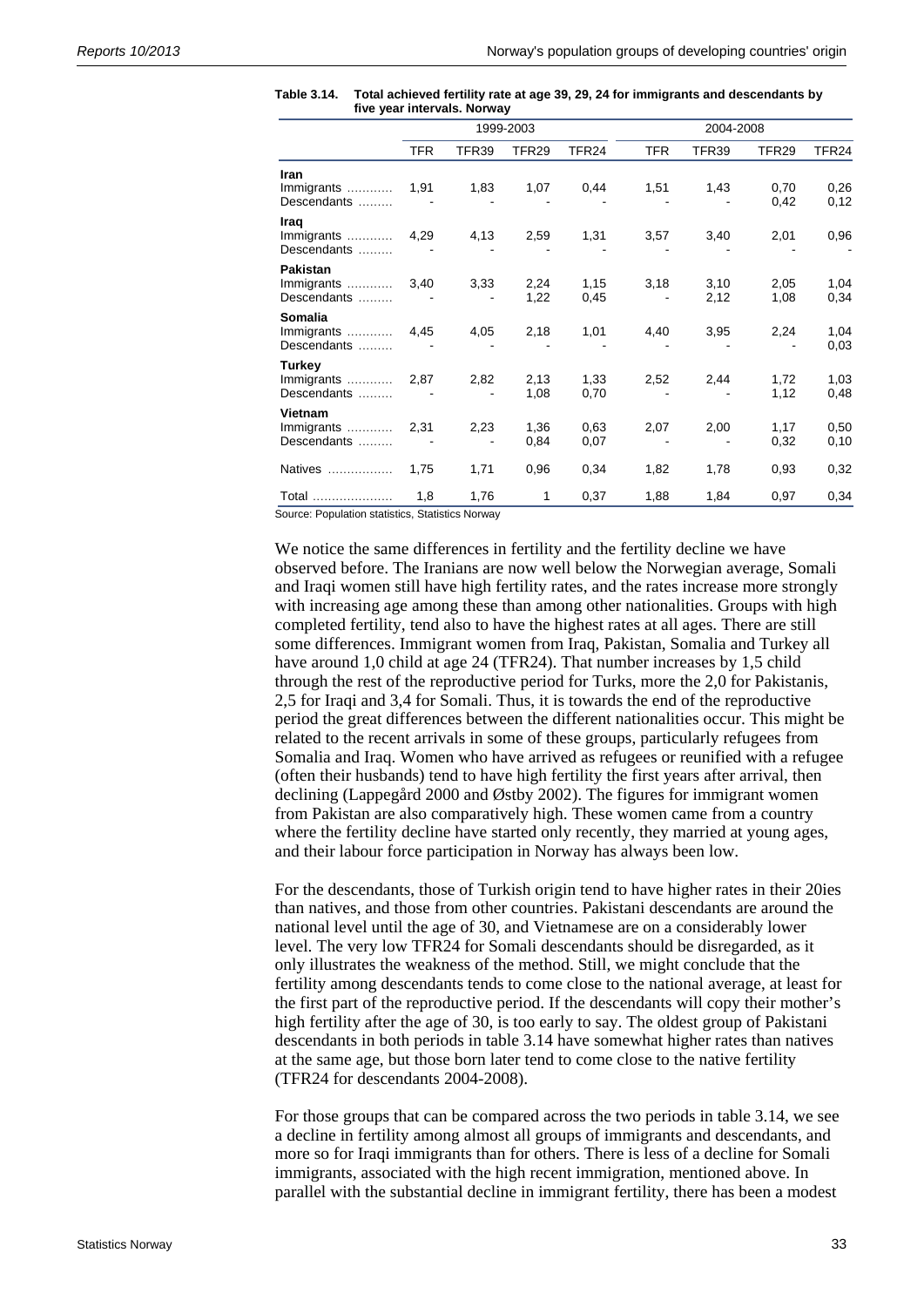**Table 3.14. Total achieved fertility rate at age 39, 29, 24 for immigrants and descendants by five year intervals. Norway**

| | 1999-2003 | | | | 2004-2008 | | | |
|---|---|---|---|---|---|---|---|---|
| | TFR | TFR39 | TFR29 | TFR24 | TFR | TFR39 | TFR29 | TFR24 |
| **Iran** | | | | | | | | |
| Immigrants ............ | 1,91 | 1,83 | 1,07 | 0,44 | 1,51 | 1,43 | 0,70 | 0,26 |
| Descendants ......... | - | - | - | - | - | - | 0,42 | 0,12 |
| **Iraq** | | | | | | | | |
| Immigrants ............ | 4,29 | 4,13 | 2,59 | 1,31 | 3,57 | 3,40 | 2,01 | 0,96 |
| Descendants ......... | - | - | - | - | - | - | - | - |
| **Pakistan** | | | | | | | | |
| Immigrants ............ | 3,40 | 3,33 | 2,24 | 1,15 | 3,18 | 3,10 | 2,05 | 1,04 |
| Descendants ......... | - | - | 1,22 | 0,45 | - | 2,12 | 1,08 | 0,34 |
| **Somalia** | | | | | | | | |
| Immigrants ............ | 4,45 | 4,05 | 2,18 | 1,01 | 4,40 | 3,95 | 2,24 | 1,04 |
| Descendants ......... | - | - | - | - | - | - | - | 0,03 |
| **Turkey** | | | | | | | | |
| Immigrants ............ | 2,87 | 2,82 | 2,13 | 1,33 | 2,52 | 2,44 | 1,72 | 1,03 |
| Descendants ......... | - | - | 1,08 | 0,70 | - | - | 1,12 | 0,48 |
| **Vietnam** | | | | | | | | |
| Immigrants ............ | 2,31 | 2,23 | 1,36 | 0,63 | 2,07 | 2,00 | 1,17 | 0,50 |
| Descendants ......... | - | - | 0,84 | 0,07 | - | - | 0,32 | 0,10 |
| Natives ................. | 1,75 | 1,71 | 0,96 | 0,34 | 1,82 | 1,78 | 0,93 | 0,32 |
| Total ..................... | 1,8 | 1,76 | 1 | 0,37 | 1,88 | 1,84 | 0,97 | 0,34 |

Source: Population statistics, Statistics Norway

We notice the same differences in fertility and the fertility decline we have observed before. The Iranians are now well below the Norwegian average, Somali and Iraqi women still have high fertility rates, and the rates increase more strongly with increasing age among these than among other nationalities. Groups with high completed fertility, tend also to have the highest rates at all ages. There are still some differences. Immigrant women from Iraq, Pakistan, Somalia and Turkey all have around 1,0 child at age 24 (TFR24). That number increases by 1,5 child through the rest of the reproductive period for Turks, more the 2,0 for Pakistanis, 2,5 for Iraqi and 3,4 for Somali. Thus, it is towards the end of the reproductive period the great differences between the different nationalities occur. This might be related to the recent arrivals in some of these groups, particularly refugees from Somalia and Iraq. Women who have arrived as refugees or reunified with a refugee (often their husbands) tend to have high fertility the first years after arrival, then declining (Lappegård 2000 and Østby 2002). The figures for immigrant women from Pakistan are also comparatively high. These women came from a country where the fertility decline have started only recently, they married at young ages, and their labour force participation in Norway has always been low.

For the descendants, those of Turkish origin tend to have higher rates in their 20ies than natives, and those from other countries. Pakistani descendants are around the national level until the age of 30, and Vietnamese are on a considerably lower level. The very low TFR24 for Somali descendants should be disregarded, as it only illustrates the weakness of the method. Still, we might conclude that the fertility among descendants tends to come close to the national average, at least for the first part of the reproductive period. If the descendants will copy their mother's high fertility after the age of 30, is too early to say. The oldest group of Pakistani descendants in both periods in table 3.14 have somewhat higher rates than natives at the same age, but those born later tend to come close to the native fertility (TFR24 for descendants 2004-2008).

For those groups that can be compared across the two periods in table 3.14, we see a decline in fertility among almost all groups of immigrants and descendants, and more so for Iraqi immigrants than for others. There is less of a decline for Somali immigrants, associated with the high recent immigration, mentioned above. In parallel with the substantial decline in immigrant fertility, there has been a modest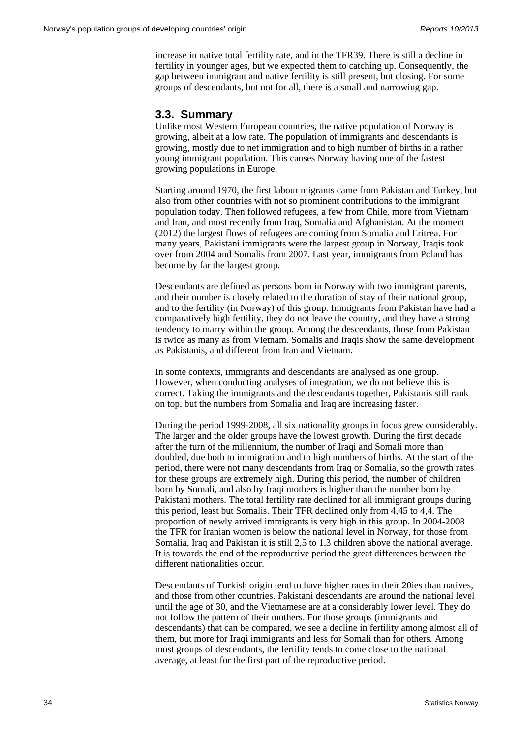increase in native total fertility rate, and in the TFR39. There is still a decline in fertility in younger ages, but we expected them to catching up. Consequently, the gap between immigrant and native fertility is still present, but closing. For some groups of descendants, but not for all, there is a small and narrowing gap.

## 3.3. Summary

Unlike most Western European countries, the native population of Norway is growing, albeit at a low rate. The population of immigrants and descendants is growing, mostly due to net immigration and to high number of births in a rather young immigrant population. This causes Norway having one of the fastest growing populations in Europe.

Starting around 1970, the first labour migrants came from Pakistan and Turkey, but also from other countries with not so prominent contributions to the immigrant population today. Then followed refugees, a few from Chile, more from Vietnam and Iran, and most recently from Iraq, Somalia and Afghanistan. At the moment (2012) the largest flows of refugees are coming from Somalia and Eritrea. For many years, Pakistani immigrants were the largest group in Norway, Iraqis took over from 2004 and Somalis from 2007. Last year, immigrants from Poland has become by far the largest group.

Descendants are defined as persons born in Norway with two immigrant parents, and their number is closely related to the duration of stay of their national group, and to the fertility (in Norway) of this group. Immigrants from Pakistan have had a comparatively high fertility, they do not leave the country, and they have a strong tendency to marry within the group. Among the descendants, those from Pakistan is twice as many as from Vietnam. Somalis and Iraqis show the same development as Pakistanis, and different from Iran and Vietnam.

In some contexts, immigrants and descendants are analysed as one group. However, when conducting analyses of integration, we do not believe this is correct. Taking the immigrants and the descendants together, Pakistanis still rank on top, but the numbers from Somalia and Iraq are increasing faster.

During the period 1999-2008, all six nationality groups in focus grew considerably. The larger and the older groups have the lowest growth. During the first decade after the turn of the millennium, the number of Iraqi and Somali more than doubled, due both to immigration and to high numbers of births. At the start of the period, there were not many descendants from Iraq or Somalia, so the growth rates for these groups are extremely high. During this period, the number of children born by Somali, and also by Iraqi mothers is higher than the number born by Pakistani mothers. The total fertility rate declined for all immigrant groups during this period, least but Somalis. Their TFR declined only from 4,45 to 4,4. The proportion of newly arrived immigrants is very high in this group. In 2004-2008 the TFR for Iranian women is below the national level in Norway, for those from Somalia, Iraq and Pakistan it is still 2,5 to 1,3 children above the national average. It is towards the end of the reproductive period the great differences between the different nationalities occur.

Descendants of Turkish origin tend to have higher rates in their 20ies than natives, and those from other countries. Pakistani descendants are around the national level until the age of 30, and the Vietnamese are at a considerably lower level. They do not follow the pattern of their mothers. For those groups (immigrants and descendants) that can be compared, we see a decline in fertility among almost all of them, but more for Iraqi immigrants and less for Somali than for others. Among most groups of descendants, the fertility tends to come close to the national average, at least for the first part of the reproductive period.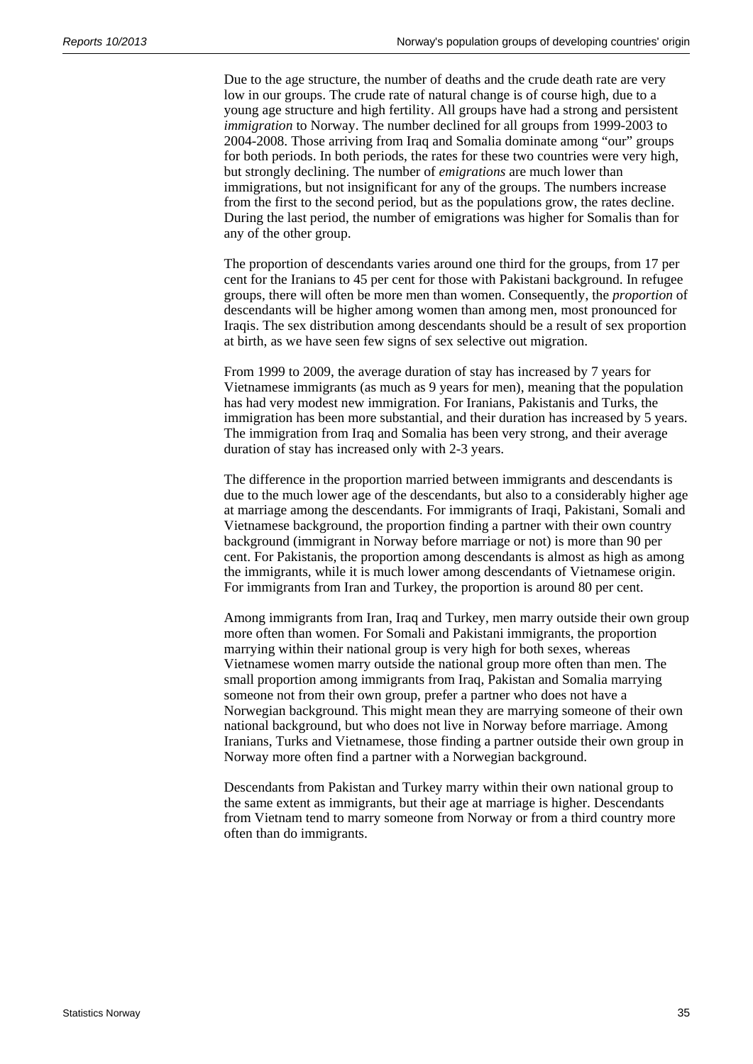Due to the age structure, the number of deaths and the crude death rate are very low in our groups. The crude rate of natural change is of course high, due to a young age structure and high fertility. All groups have had a strong and persistent *immigration* to Norway. The number declined for all groups from 1999-2003 to 2004-2008. Those arriving from Iraq and Somalia dominate among "our" groups for both periods. In both periods, the rates for these two countries were very high, but strongly declining. The number of *emigrations* are much lower than immigrations, but not insignificant for any of the groups. The numbers increase from the first to the second period, but as the populations grow, the rates decline. During the last period, the number of emigrations was higher for Somalis than for any of the other group.

The proportion of descendants varies around one third for the groups, from 17 per cent for the Iranians to 45 per cent for those with Pakistani background. In refugee groups, there will often be more men than women. Consequently, the *proportion* of descendants will be higher among women than among men, most pronounced for Iraqis. The sex distribution among descendants should be a result of sex proportion at birth, as we have seen few signs of sex selective out migration.

From 1999 to 2009, the average duration of stay has increased by 7 years for Vietnamese immigrants (as much as 9 years for men), meaning that the population has had very modest new immigration. For Iranians, Pakistanis and Turks, the immigration has been more substantial, and their duration has increased by 5 years. The immigration from Iraq and Somalia has been very strong, and their average duration of stay has increased only with 2-3 years.

The difference in the proportion married between immigrants and descendants is due to the much lower age of the descendants, but also to a considerably higher age at marriage among the descendants. For immigrants of Iraqi, Pakistani, Somali and Vietnamese background, the proportion finding a partner with their own country background (immigrant in Norway before marriage or not) is more than 90 per cent. For Pakistanis, the proportion among descendants is almost as high as among the immigrants, while it is much lower among descendants of Vietnamese origin. For immigrants from Iran and Turkey, the proportion is around 80 per cent.

Among immigrants from Iran, Iraq and Turkey, men marry outside their own group more often than women. For Somali and Pakistani immigrants, the proportion marrying within their national group is very high for both sexes, whereas Vietnamese women marry outside the national group more often than men. The small proportion among immigrants from Iraq, Pakistan and Somalia marrying someone not from their own group, prefer a partner who does not have a Norwegian background. This might mean they are marrying someone of their own national background, but who does not live in Norway before marriage. Among Iranians, Turks and Vietnamese, those finding a partner outside their own group in Norway more often find a partner with a Norwegian background.

Descendants from Pakistan and Turkey marry within their own national group to the same extent as immigrants, but their age at marriage is higher. Descendants from Vietnam tend to marry someone from Norway or from a third country more often than do immigrants.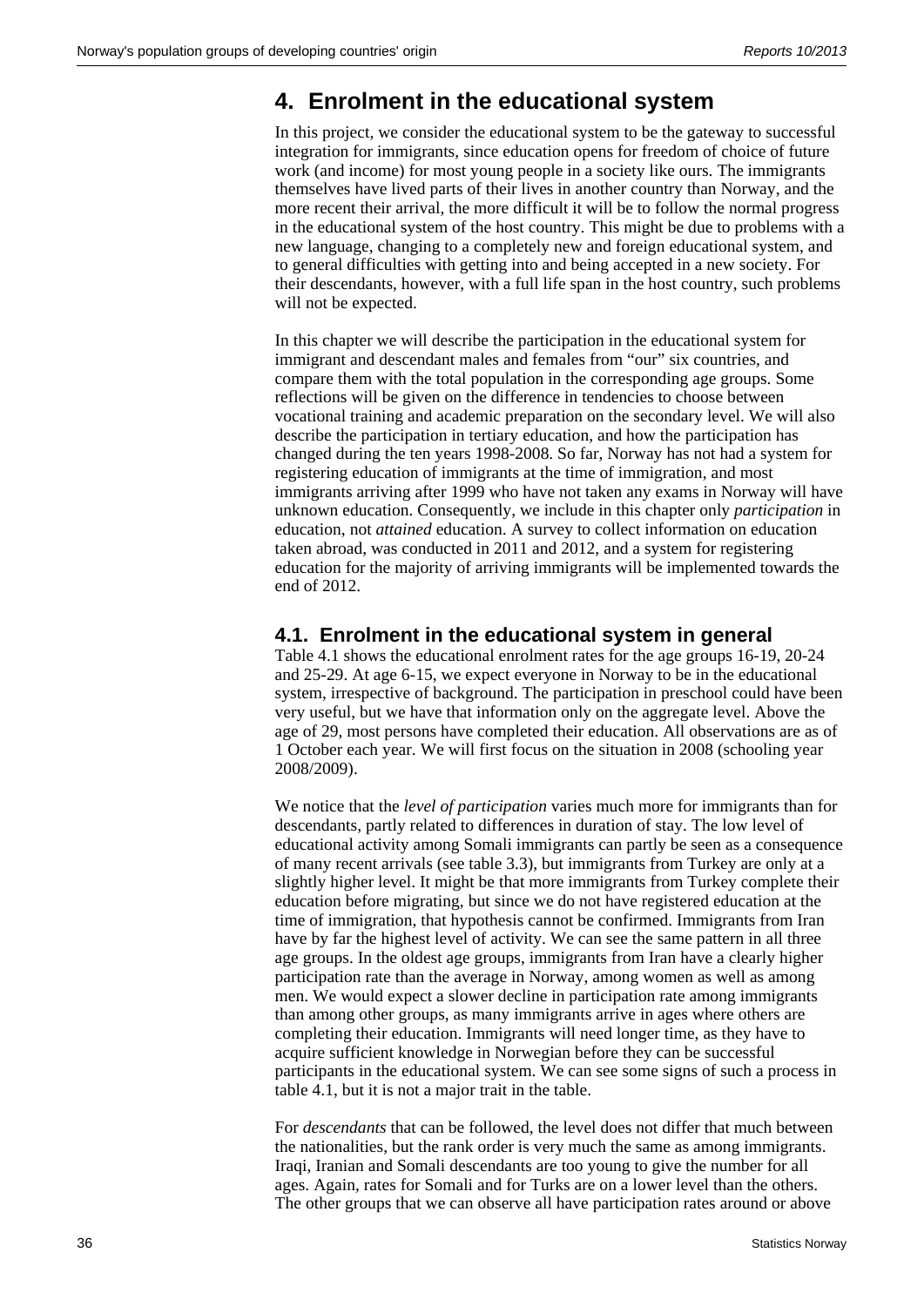# 4. Enrolment in the educational system

In this project, we consider the educational system to be the gateway to successful integration for immigrants, since education opens for freedom of choice of future work (and income) for most young people in a society like ours. The immigrants themselves have lived parts of their lives in another country than Norway, and the more recent their arrival, the more difficult it will be to follow the normal progress in the educational system of the host country. This might be due to problems with a new language, changing to a completely new and foreign educational system, and to general difficulties with getting into and being accepted in a new society. For their descendants, however, with a full life span in the host country, such problems will not be expected.

In this chapter we will describe the participation in the educational system for immigrant and descendant males and females from "our" six countries, and compare them with the total population in the corresponding age groups. Some reflections will be given on the difference in tendencies to choose between vocational training and academic preparation on the secondary level. We will also describe the participation in tertiary education, and how the participation has changed during the ten years 1998-2008. So far, Norway has not had a system for registering education of immigrants at the time of immigration, and most immigrants arriving after 1999 who have not taken any exams in Norway will have unknown education. Consequently, we include in this chapter only *participation* in education, not *attained* education. A survey to collect information on education taken abroad, was conducted in 2011 and 2012, and a system for registering education for the majority of arriving immigrants will be implemented towards the end of 2012.

## 4.1. Enrolment in the educational system in general

Table 4.1 shows the educational enrolment rates for the age groups 16-19, 20-24 and 25-29. At age 6-15, we expect everyone in Norway to be in the educational system, irrespective of background. The participation in preschool could have been very useful, but we have that information only on the aggregate level. Above the age of 29, most persons have completed their education. All observations are as of 1 October each year. We will first focus on the situation in 2008 (schooling year 2008/2009).

We notice that the *level of participation* varies much more for immigrants than for descendants, partly related to differences in duration of stay. The low level of educational activity among Somali immigrants can partly be seen as a consequence of many recent arrivals (see table 3.3), but immigrants from Turkey are only at a slightly higher level. It might be that more immigrants from Turkey complete their education before migrating, but since we do not have registered education at the time of immigration, that hypothesis cannot be confirmed. Immigrants from Iran have by far the highest level of activity. We can see the same pattern in all three age groups. In the oldest age groups, immigrants from Iran have a clearly higher participation rate than the average in Norway, among women as well as among men. We would expect a slower decline in participation rate among immigrants than among other groups, as many immigrants arrive in ages where others are completing their education. Immigrants will need longer time, as they have to acquire sufficient knowledge in Norwegian before they can be successful participants in the educational system. We can see some signs of such a process in table 4.1, but it is not a major trait in the table.

For *descendants* that can be followed, the level does not differ that much between the nationalities, but the rank order is very much the same as among immigrants. Iraqi, Iranian and Somali descendants are too young to give the number for all ages. Again, rates for Somali and for Turks are on a lower level than the others. The other groups that we can observe all have participation rates around or above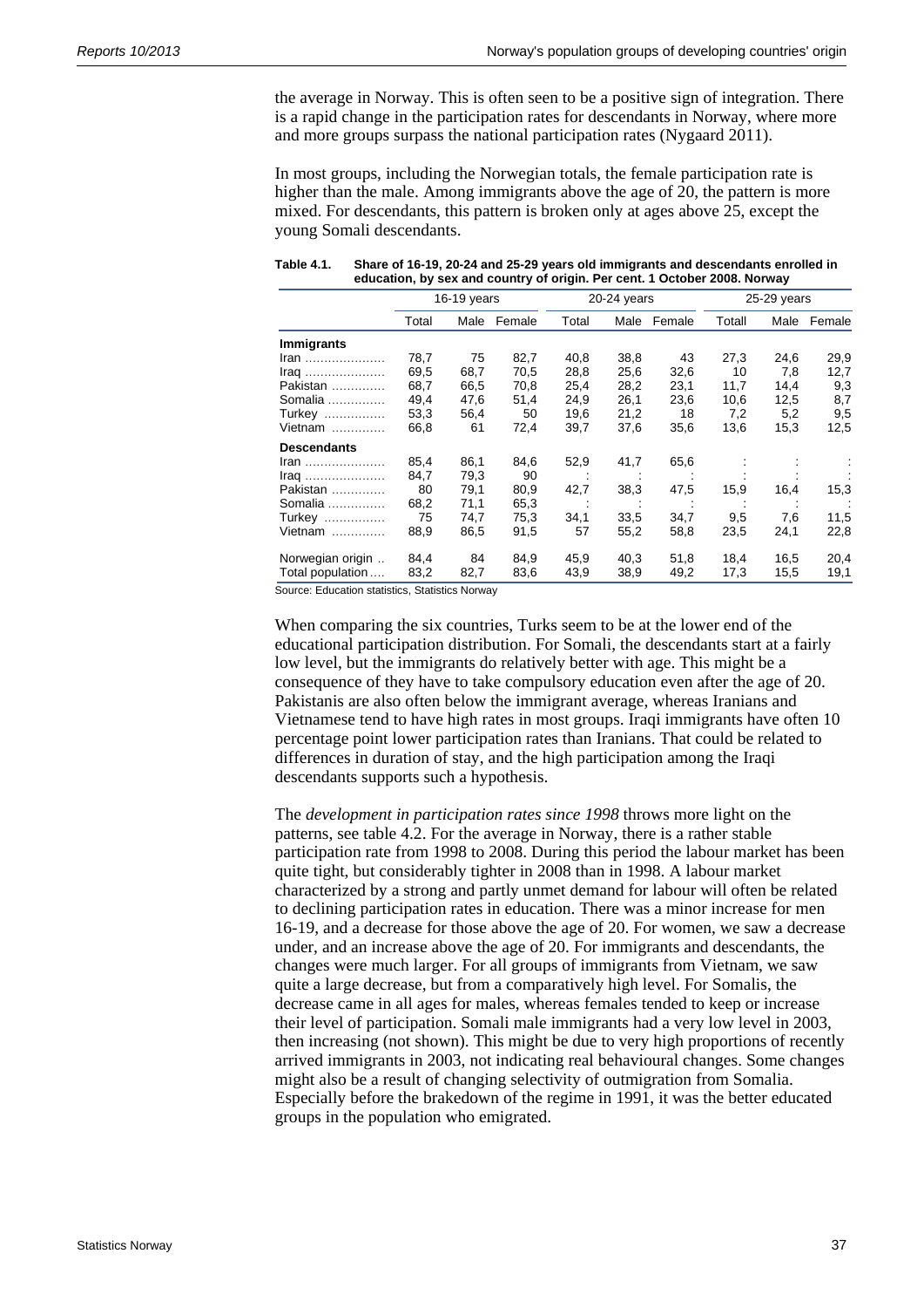the average in Norway. This is often seen to be a positive sign of integration. There is a rapid change in the participation rates for descendants in Norway, where more and more groups surpass the national participation rates (Nygaard 2011).

In most groups, including the Norwegian totals, the female participation rate is higher than the male. Among immigrants above the age of 20, the pattern is more mixed. For descendants, this pattern is broken only at ages above 25, except the young Somali descendants.

**Table 4.1. Share of 16-19, 20-24 and 25-29 years old immigrants and descendants enrolled in education, by sex and country of origin. Per cent. 1 October 2008. Norway**

| | 16-19 years | | | 20-24 years | | | 25-29 years | | |
|---|---|---|---|---|---|---|---|---|---|
| | Total | Male | Female | Total | Male | Female | Totall | Male | Female |
| **Immigrants** | | | | | | | | | |
| Iran | 78,7 | 75 | 82,7 | 40,8 | 38,8 | 43 | 27,3 | 24,6 | 29,9 |
| Iraq | 69,5 | 68,7 | 70,5 | 28,8 | 25,6 | 32,6 | 10 | 7,8 | 12,7 |
| Pakistan | 68,7 | 66,5 | 70,8 | 25,4 | 28,2 | 23,1 | 11,7 | 14,4 | 9,3 |
| Somalia | 49,4 | 47,6 | 51,4 | 24,9 | 26,1 | 23,6 | 10,6 | 12,5 | 8,7 |
| Turkey | 53,3 | 56,4 | 50 | 19,6 | 21,2 | 18 | 7,2 | 5,2 | 9,5 |
| Vietnam | 66,8 | 61 | 72,4 | 39,7 | 37,6 | 35,6 | 13,6 | 15,3 | 12,5 |
| **Descendants** | | | | | | | | | |
| Iran | 85,4 | 86,1 | 84,6 | 52,9 | 41,7 | 65,6 | : | : | : |
| Iraq | 84,7 | 79,3 | 90 | : | : | : | : | : | : |
| Pakistan | 80 | 79,1 | 80,9 | 42,7 | 38,3 | 47,5 | 15,9 | 16,4 | 15,3 |
| Somalia | 68,2 | 71,1 | 65,3 | : | : | : | : | : | : |
| Turkey | 75 | 74,7 | 75,3 | 34,1 | 33,5 | 34,7 | 9,5 | 7,6 | 11,5 |
| Vietnam | 88,9 | 86,5 | 91,5 | 57 | 55,2 | 58,8 | 23,5 | 24,1 | 22,8 |
| Norwegian origin | 84,4 | 84 | 84,9 | 45,9 | 40,3 | 51,8 | 18,4 | 16,5 | 20,4 |
| Total population | 83,2 | 82,7 | 83,6 | 43,9 | 38,9 | 49,2 | 17,3 | 15,5 | 19,1 |

Source: Education statistics, Statistics Norway

When comparing the six countries, Turks seem to be at the lower end of the educational participation distribution. For Somali, the descendants start at a fairly low level, but the immigrants do relatively better with age. This might be a consequence of they have to take compulsory education even after the age of 20. Pakistanis are also often below the immigrant average, whereas Iranians and Vietnamese tend to have high rates in most groups. Iraqi immigrants have often 10 percentage point lower participation rates than Iranians. That could be related to differences in duration of stay, and the high participation among the Iraqi descendants supports such a hypothesis.

The *development in participation rates since 1998* throws more light on the patterns, see table 4.2. For the average in Norway, there is a rather stable participation rate from 1998 to 2008. During this period the labour market has been quite tight, but considerably tighter in 2008 than in 1998. A labour market characterized by a strong and partly unmet demand for labour will often be related to declining participation rates in education. There was a minor increase for men 16-19, and a decrease for those above the age of 20. For women, we saw a decrease under, and an increase above the age of 20. For immigrants and descendants, the changes were much larger. For all groups of immigrants from Vietnam, we saw quite a large decrease, but from a comparatively high level. For Somalis, the decrease came in all ages for males, whereas females tended to keep or increase their level of participation. Somali male immigrants had a very low level in 2003, then increasing (not shown). This might be due to very high proportions of recently arrived immigrants in 2003, not indicating real behavioural changes. Some changes might also be a result of changing selectivity of outmigration from Somalia. Especially before the brakedown of the regime in 1991, it was the better educated groups in the population who emigrated.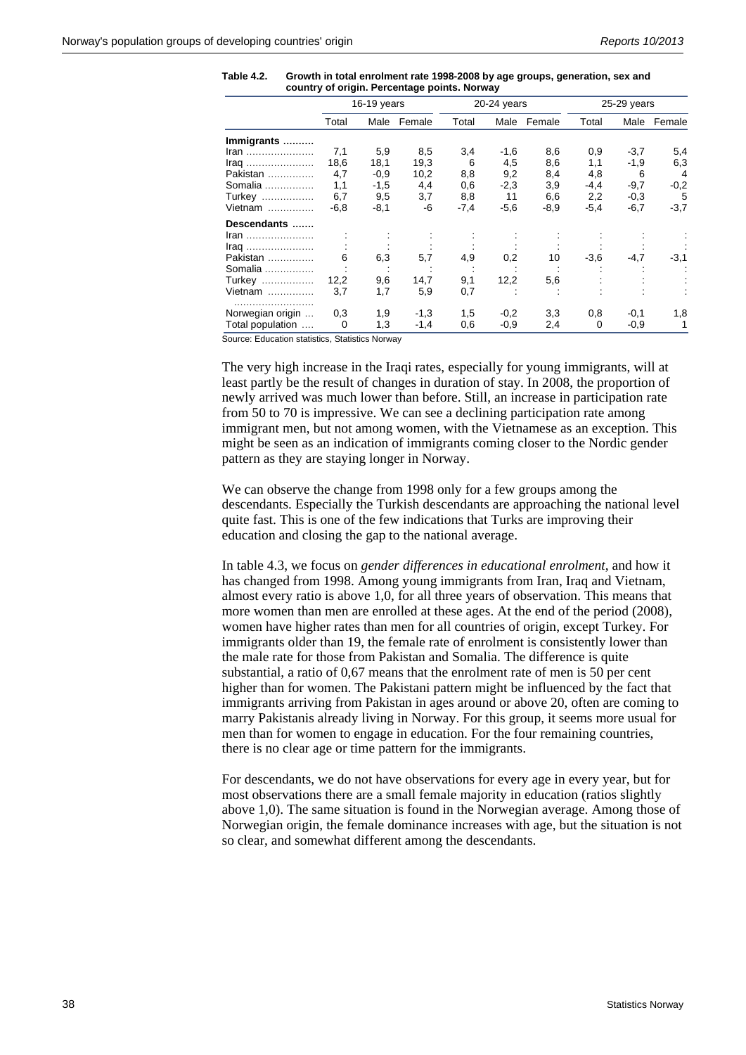**Table 4.2. Growth in total enrolment rate 1998-2008 by age groups, generation, sex and country of origin. Percentage points. Norway**

| | 16-19 years | | | 20-24 years | | | 25-29 years | | |
|---|---|---|---|---|---|---|---|---|---|
| | Total | Male | Female | Total | Male | Female | Total | Male | Female |
| **Immigrants ..........** | | | | | | | | | |
| Iran ...................... | 7,1 | 5,9 | 8,5 | 3,4 | -1,6 | 8,6 | 0,9 | -3,7 | 5,4 |
| Iraq ...................... | 18,6 | 18,1 | 19,3 | 6 | 4,5 | 8,6 | 1,1 | -1,9 | 6,3 |
| Pakistan ............... | 4,7 | -0,9 | 10,2 | 8,8 | 9,2 | 8,4 | 4,8 | 6 | 4 |
| Somalia ................ | 1,1 | -1,5 | 4,4 | 0,6 | -2,3 | 3,9 | -4,4 | -9,7 | -0,2 |
| Turkey ................. | 6,7 | 9,5 | 3,7 | 8,8 | 11 | 6,6 | 2,2 | -0,3 | 5 |
| Vietnam ............... | -6,8 | -8,1 | -6 | -7,4 | -5,6 | -8,9 | -5,4 | -6,7 | -3,7 |
| **Descendants .......** | | | | | | | | | |
| Iran ...................... | : | : | : | : | : | : | : | : | : |
| Iraq ...................... | : | : | : | : | : | : | : | : | : |
| Pakistan ............... | 6 | 6,3 | 5,7 | 4,9 | 0,2 | 10 | -3,6 | -4,7 | -3,1 |
| Somalia ................ | : | : | : | : | : | : | : | : | : |
| Turkey ................. | 12,2 | 9,6 | 14,7 | 9,1 | 12,2 | 5,6 | : | : | : |
| Vietnam ............... | 3,7 | 1,7 | 5,9 | 0,7 | : | : | : | : | : |
| .......................... | | | | | | | | | |
| Norwegian origin ... | 0,3 | 1,9 | -1,3 | 1,5 | -0,2 | 3,3 | 0,8 | -0,1 | 1,8 |
| Total population .... | 0 | 1,3 | -1,4 | 0,6 | -0,9 | 2,4 | 0 | -0,9 | 1 |

Source: Education statistics, Statistics Norway

The very high increase in the Iraqi rates, especially for young immigrants, will at least partly be the result of changes in duration of stay. In 2008, the proportion of newly arrived was much lower than before. Still, an increase in participation rate from 50 to 70 is impressive. We can see a declining participation rate among immigrant men, but not among women, with the Vietnamese as an exception. This might be seen as an indication of immigrants coming closer to the Nordic gender pattern as they are staying longer in Norway.

We can observe the change from 1998 only for a few groups among the descendants. Especially the Turkish descendants are approaching the national level quite fast. This is one of the few indications that Turks are improving their education and closing the gap to the national average.

In table 4.3, we focus on *gender differences in educational enrolment*, and how it has changed from 1998. Among young immigrants from Iran, Iraq and Vietnam, almost every ratio is above 1,0, for all three years of observation. This means that more women than men are enrolled at these ages. At the end of the period (2008), women have higher rates than men for all countries of origin, except Turkey. For immigrants older than 19, the female rate of enrolment is consistently lower than the male rate for those from Pakistan and Somalia. The difference is quite substantial, a ratio of 0,67 means that the enrolment rate of men is 50 per cent higher than for women. The Pakistani pattern might be influenced by the fact that immigrants arriving from Pakistan in ages around or above 20, often are coming to marry Pakistanis already living in Norway. For this group, it seems more usual for men than for women to engage in education. For the four remaining countries, there is no clear age or time pattern for the immigrants.

For descendants, we do not have observations for every age in every year, but for most observations there are a small female majority in education (ratios slightly above 1,0). The same situation is found in the Norwegian average. Among those of Norwegian origin, the female dominance increases with age, but the situation is not so clear, and somewhat different among the descendants.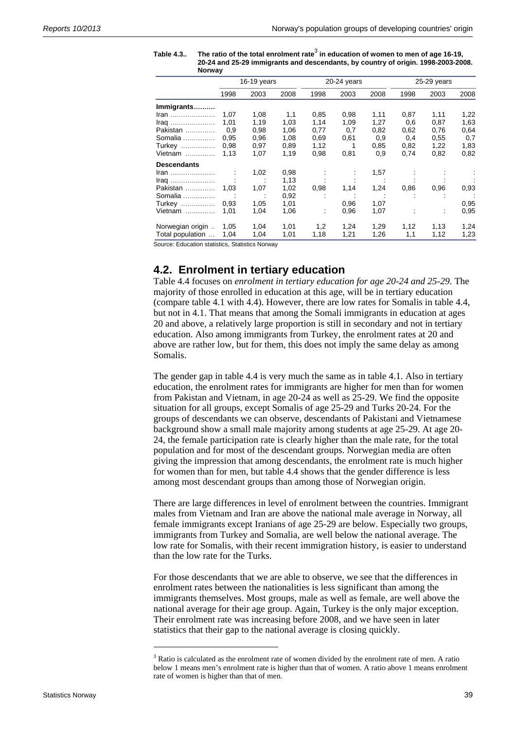**Table 4.3.. The ratio of the total enrolment rate[3] in education of women to men of age 16-19, 20-24 and 25-29 immigrants and descendants, by country of origin. 1998-2003-2008. Norway**

| | 16-19 years | | | 20-24 years | | | 25-29 years | | |
|---|---|---|---|---|---|---|---|---|---|
| | 1998 | 2003 | 2008 | 1998 | 2003 | 2008 | 1998 | 2003 | 2008 |
| **Immigrants……….** | | | | | | | | | |
| Iran ………………… | 1,07 | 1,08 | 1,1 | 0,85 | 0,98 | 1,11 | 0,87 | 1,11 | 1,22 |
| Iraq ………………… | 1,01 | 1,19 | 1,03 | 1,14 | 1,09 | 1,27 | 0,6 | 0,87 | 1,63 |
| Pakistan ………….. | 0,9 | 0,98 | 1,06 | 0,77 | 0,7 | 0,82 | 0,62 | 0,76 | 0,64 |
| Somalia …………… | 0,95 | 0,96 | 1,08 | 0,69 | 0,61 | 0,9 | 0,4 | 0,55 | 0,7 |
| Turkey ……………. | 0,98 | 0,97 | 0,89 | 1,12 | 1 | 0,85 | 0,82 | 1,22 | 1,83 |
| Vietnam …………. | 1,13 | 1,07 | 1,19 | 0,98 | 0,81 | 0,9 | 0,74 | 0,82 | 0,82 |
| **Descendants** | | | | | | | | | |
| Iran ………………… | : | 1,02 | 0,98 | : | : | 1,57 | : | : | : |
| Iraq ………………… | : | : | 1,13 | : | : | : | : | : | : |
| Pakistan ………….. | 1,03 | 1,07 | 1,02 | 0,98 | 1,14 | 1,24 | 0,86 | 0,96 | 0,93 |
| Somalia …………… | : | : | 0,92 | : | : | : | : | : | : |
| Turkey ……………. | 0,93 | 1,05 | 1,01 | | 0,96 | 1,07 | | | 0,95 |
| Vietnam …………. | 1,01 | 1,04 | 1,06 | : | 0,96 | 1,07 | : | : | 0,95 |
| Norwegian origin .. | 1,05 | 1,04 | 1,01 | 1,2 | 1,24 | 1,29 | 1,12 | 1,13 | 1,24 |
| Total population … | 1,04 | 1,04 | 1,01 | 1,18 | 1,21 | 1,26 | 1,1 | 1,12 | 1,23 |

Source: Education statistics, Statistics Norway

## 4.2. Enrolment in tertiary education

Table 4.4 focuses on *enrolment in tertiary education for age 20-24 and 25-29.* The majority of those enrolled in education at this age, will be in tertiary education (compare table 4.1 with 4.4). However, there are low rates for Somalis in table 4.4, but not in 4.1. That means that among the Somali immigrants in education at ages 20 and above, a relatively large proportion is still in secondary and not in tertiary education. Also among immigrants from Turkey, the enrolment rates at 20 and above are rather low, but for them, this does not imply the same delay as among Somalis.

The gender gap in table 4.4 is very much the same as in table 4.1. Also in tertiary education, the enrolment rates for immigrants are higher for men than for women from Pakistan and Vietnam, in age 20-24 as well as 25-29. We find the opposite situation for all groups, except Somalis of age 25-29 and Turks 20-24. For the groups of descendants we can observe, descendants of Pakistani and Vietnamese background show a small male majority among students at age 25-29. At age 20-24, the female participation rate is clearly higher than the male rate, for the total population and for most of the descendant groups. Norwegian media are often giving the impression that among descendants, the enrolment rate is much higher for women than for men, but table 4.4 shows that the gender difference is less among most descendant groups than among those of Norwegian origin.

There are large differences in level of enrolment between the countries. Immigrant males from Vietnam and Iran are above the national male average in Norway, all female immigrants except Iranians of age 25-29 are below. Especially two groups, immigrants from Turkey and Somalia, are well below the national average. The low rate for Somalis, with their recent immigration history, is easier to understand than the low rate for the Turks.

For those descendants that we are able to observe, we see that the differences in enrolment rates between the nationalities is less significant than among the immigrants themselves. Most groups, male as well as female, are well above the national average for their age group. Again, Turkey is the only major exception. Their enrolment rate was increasing before 2008, and we have seen in later statistics that their gap to the national average is closing quickly.

[3] Ratio is calculated as the enrolment rate of women divided by the enrolment rate of men. A ratio below 1 means men's enrolment rate is higher than that of women. A ratio above 1 means enrolment rate of women is higher than that of men.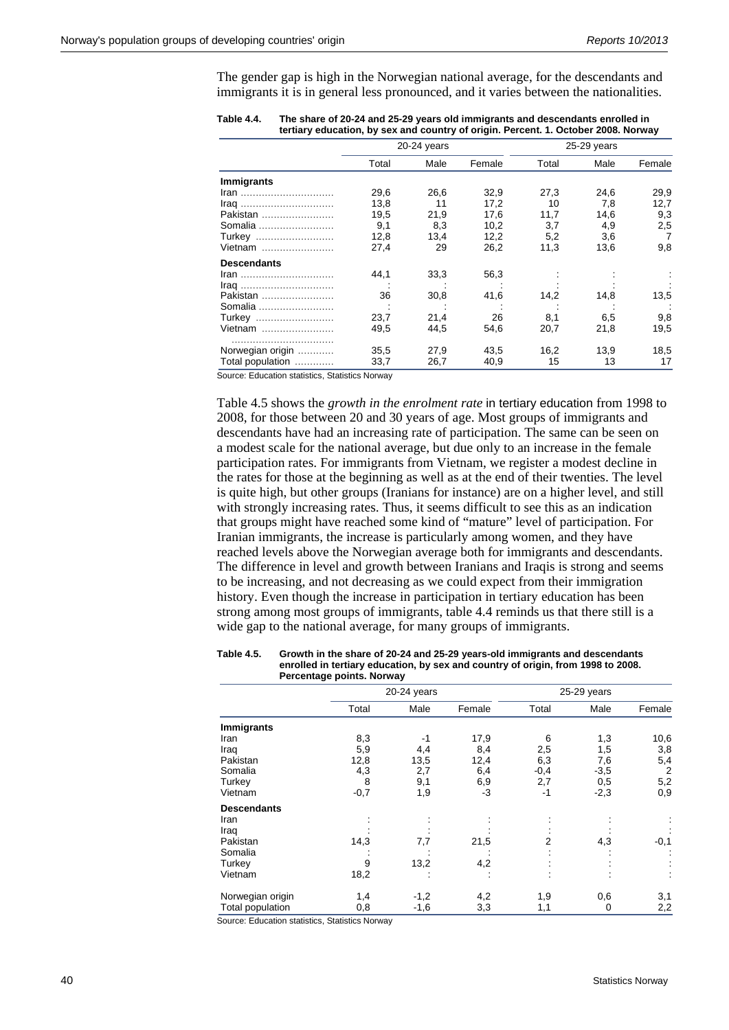The gender gap is high in the Norwegian national average, for the descendants and immigrants it is in general less pronounced, and it varies between the nationalities.

**Table 4.4. The share of 20-24 and 25-29 years old immigrants and descendants enrolled in tertiary education, by sex and country of origin. Percent. 1. October 2008. Norway**

| | 20-24 years | | | 25-29 years | | |
|---|---|---|---|---|---|---|
| | Total | Male | Female | Total | Male | Female |
| **Immigrants** | | | | | | |
| Iran | 29,6 | 26,6 | 32,9 | 27,3 | 24,6 | 29,9 |
| Iraq | 13,8 | 11 | 17,2 | 10 | 7,8 | 12,7 |
| Pakistan | 19,5 | 21,9 | 17,6 | 11,7 | 14,6 | 9,3 |
| Somalia | 9,1 | 8,3 | 10,2 | 3,7 | 4,9 | 2,5 |
| Turkey | 12,8 | 13,4 | 12,2 | 5,2 | 3,6 | 7 |
| Vietnam | 27,4 | 29 | 26,2 | 11,3 | 13,6 | 9,8 |
| **Descendants** | | | | | | |
| Iran | 44,1 | 33,3 | 56,3 | : | : | : |
| Iraq | : | : | : | : | : | : |
| Pakistan | 36 | 30,8 | 41,6 | 14,2 | 14,8 | 13,5 |
| Somalia | : | : | : | : | : | : |
| Turkey | 23,7 | 21,4 | 26 | 8,1 | 6,5 | 9,8 |
| Vietnam | 49,5 | 44,5 | 54,6 | 20,7 | 21,8 | 19,5 |
| | | | | | | |
| Norwegian origin | 35,5 | 27,9 | 43,5 | 16,2 | 13,9 | 18,5 |
| Total population | 33,7 | 26,7 | 40,9 | 15 | 13 | 17 |

Source: Education statistics, Statistics Norway

Table 4.5 shows the *growth in the enrolment rate* in tertiary education from 1998 to 2008, for those between 20 and 30 years of age. Most groups of immigrants and descendants have had an increasing rate of participation. The same can be seen on a modest scale for the national average, but due only to an increase in the female participation rates. For immigrants from Vietnam, we register a modest decline in the rates for those at the beginning as well as at the end of their twenties. The level is quite high, but other groups (Iranians for instance) are on a higher level, and still with strongly increasing rates. Thus, it seems difficult to see this as an indication that groups might have reached some kind of "mature" level of participation. For Iranian immigrants, the increase is particularly among women, and they have reached levels above the Norwegian average both for immigrants and descendants. The difference in level and growth between Iranians and Iraqis is strong and seems to be increasing, and not decreasing as we could expect from their immigration history. Even though the increase in participation in tertiary education has been strong among most groups of immigrants, table 4.4 reminds us that there still is a wide gap to the national average, for many groups of immigrants.

**Table 4.5. Growth in the share of 20-24 and 25-29 years-old immigrants and descendants enrolled in tertiary education, by sex and country of origin, from 1998 to 2008. Percentage points. Norway**

| | 20-24 years | | | 25-29 years | | |
|---|---|---|---|---|---|---|
| | Total | Male | Female | Total | Male | Female |
| **Immigrants** | | | | | | |
| Iran | 8,3 | -1 | 17,9 | 6 | 1,3 | 10,6 |
| Iraq | 5,9 | 4,4 | 8,4 | 2,5 | 1,5 | 3,8 |
| Pakistan | 12,8 | 13,5 | 12,4 | 6,3 | 7,6 | 5,4 |
| Somalia | 4,3 | 2,7 | 6,4 | -0,4 | -3,5 | 2 |
| Turkey | 8 | 9,1 | 6,9 | 2,7 | 0,5 | 5,2 |
| Vietnam | -0,7 | 1,9 | -3 | -1 | -2,3 | 0,9 |
| **Descendants** | | | | | | |
| Iran | : | : | : | : | : | : |
| Iraq | : | : | : | : | : | : |
| Pakistan | 14,3 | 7,7 | 21,5 | 2 | 4,3 | -0,1 |
| Somalia | : | : | : | : | : | : |
| Turkey | 9 | 13,2 | 4,2 | : | : | : |
| Vietnam | 18,2 | : | : | : | : | : |
| | | | | | | |
| Norwegian origin | 1,4 | -1,2 | 4,2 | 1,9 | 0,6 | 3,1 |
| Total population | 0,8 | -1,6 | 3,3 | 1,1 | 0 | 2,2 |

Source: Education statistics, Statistics Norway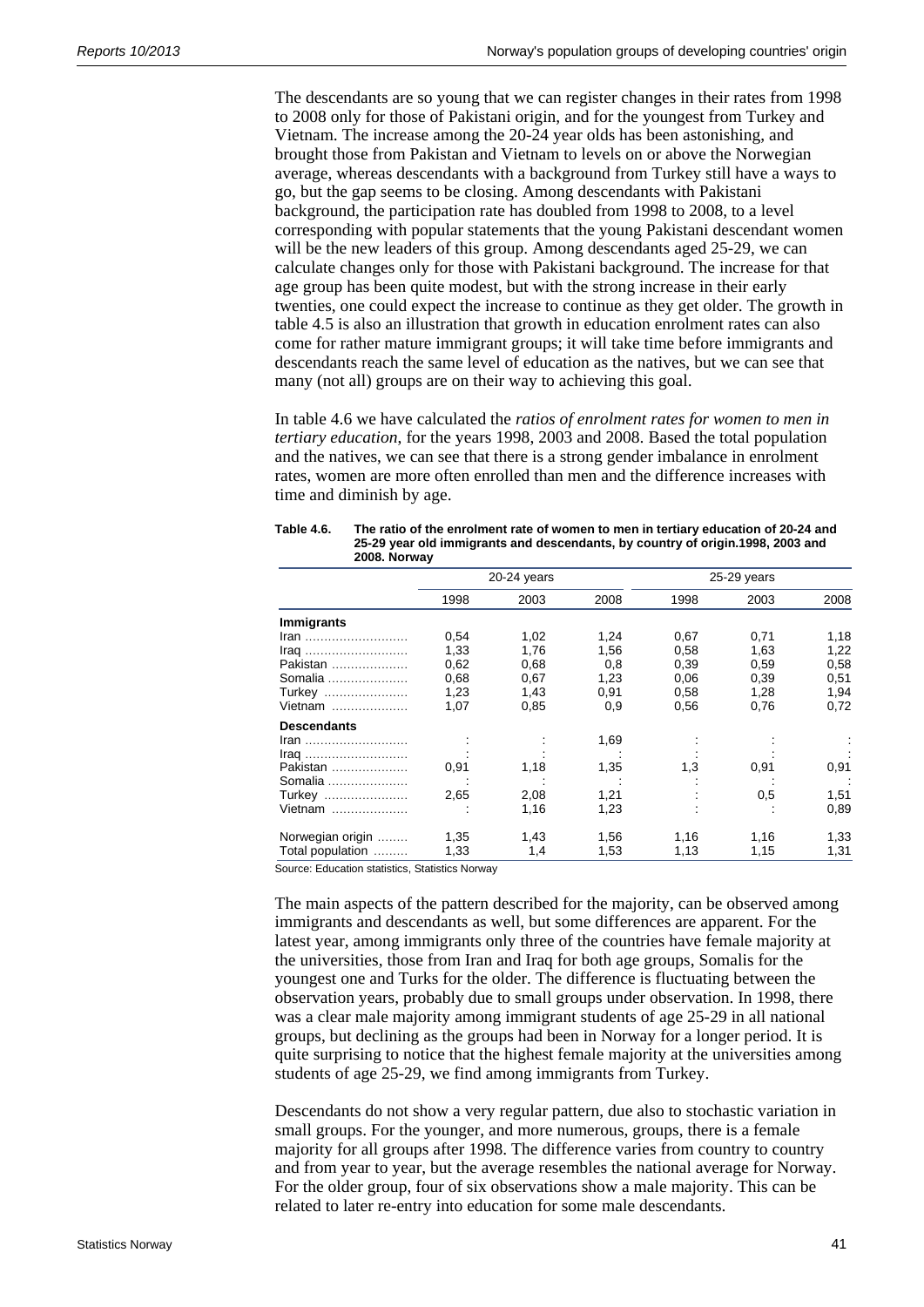The descendants are so young that we can register changes in their rates from 1998 to 2008 only for those of Pakistani origin, and for the youngest from Turkey and Vietnam. The increase among the 20-24 year olds has been astonishing, and brought those from Pakistan and Vietnam to levels on or above the Norwegian average, whereas descendants with a background from Turkey still have a ways to go, but the gap seems to be closing. Among descendants with Pakistani background, the participation rate has doubled from 1998 to 2008, to a level corresponding with popular statements that the young Pakistani descendant women will be the new leaders of this group. Among descendants aged 25-29, we can calculate changes only for those with Pakistani background. The increase for that age group has been quite modest, but with the strong increase in their early twenties, one could expect the increase to continue as they get older. The growth in table 4.5 is also an illustration that growth in education enrolment rates can also come for rather mature immigrant groups; it will take time before immigrants and descendants reach the same level of education as the natives, but we can see that many (not all) groups are on their way to achieving this goal.

In table 4.6 we have calculated the *ratios of enrolment rates for women to men in tertiary education*, for the years 1998, 2003 and 2008. Based the total population and the natives, we can see that there is a strong gender imbalance in enrolment rates, women are more often enrolled than men and the difference increases with time and diminish by age.

**Table 4.6. The ratio of the enrolment rate of women to men in tertiary education of 20-24 and 25-29 year old immigrants and descendants, by country of origin.1998, 2003 and 2008. Norway**

| | 20-24 years | | | 25-29 years | | |
|---|---|---|---|---|---|---|
| | 1998 | 2003 | 2008 | 1998 | 2003 | 2008 |
| **Immigrants** | | | | | | |
| Iran | 0,54 | 1,02 | 1,24 | 0,67 | 0,71 | 1,18 |
| Iraq | 1,33 | 1,76 | 1,56 | 0,58 | 1,63 | 1,22 |
| Pakistan | 0,62 | 0,68 | 0,8 | 0,39 | 0,59 | 0,58 |
| Somalia | 0,68 | 0,67 | 1,23 | 0,06 | 0,39 | 0,51 |
| Turkey | 1,23 | 1,43 | 0,91 | 0,58 | 1,28 | 1,94 |
| Vietnam | 1,07 | 0,85 | 0,9 | 0,56 | 0,76 | 0,72 |
| **Descendants** | | | | | | |
| Iran | : | : | 1,69 | : | : | : |
| Iraq | : | : | : | : | : | : |
| Pakistan | 0,91 | 1,18 | 1,35 | 1,3 | 0,91 | 0,91 |
| Somalia | : | : | : | : | : | : |
| Turkey | 2,65 | 2,08 | 1,21 | : | 0,5 | 1,51 |
| Vietnam | : | 1,16 | 1,23 | : | : | 0,89 |
| Norwegian origin | 1,35 | 1,43 | 1,56 | 1,16 | 1,16 | 1,33 |
| Total population | 1,33 | 1,4 | 1,53 | 1,13 | 1,15 | 1,31 |

Source: Education statistics, Statistics Norway

The main aspects of the pattern described for the majority, can be observed among immigrants and descendants as well, but some differences are apparent. For the latest year, among immigrants only three of the countries have female majority at the universities, those from Iran and Iraq for both age groups, Somalis for the youngest one and Turks for the older. The difference is fluctuating between the observation years, probably due to small groups under observation. In 1998, there was a clear male majority among immigrant students of age 25-29 in all national groups, but declining as the groups had been in Norway for a longer period. It is quite surprising to notice that the highest female majority at the universities among students of age 25-29, we find among immigrants from Turkey.

Descendants do not show a very regular pattern, due also to stochastic variation in small groups. For the younger, and more numerous, groups, there is a female majority for all groups after 1998. The difference varies from country to country and from year to year, but the average resembles the national average for Norway. For the older group, four of six observations show a male majority. This can be related to later re-entry into education for some male descendants.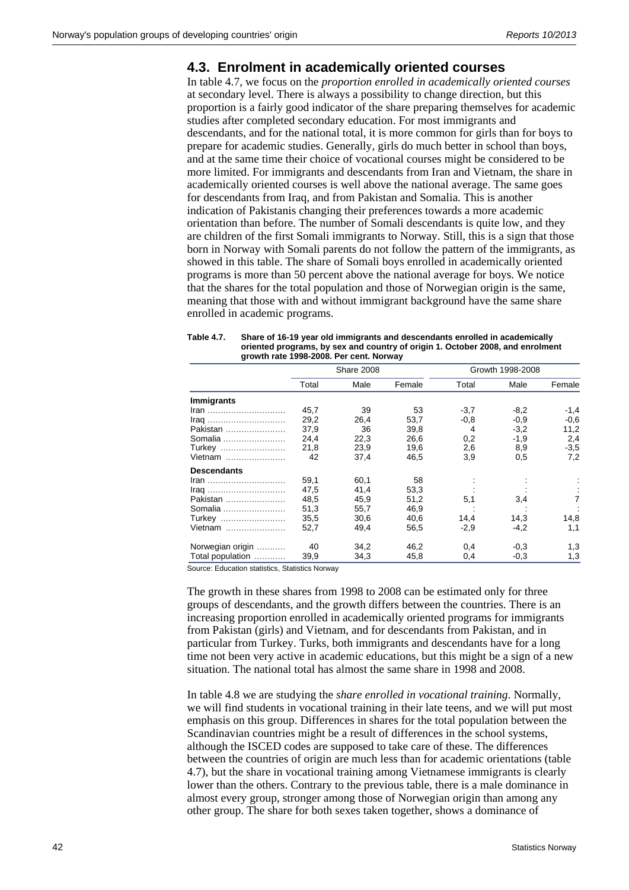## 4.3. Enrolment in academically oriented courses

In table 4.7, we focus on the *proportion enrolled in academically oriented courses* at secondary level. There is always a possibility to change direction, but this proportion is a fairly good indicator of the share preparing themselves for academic studies after completed secondary education. For most immigrants and descendants, and for the national total, it is more common for girls than for boys to prepare for academic studies. Generally, girls do much better in school than boys, and at the same time their choice of vocational courses might be considered to be more limited. For immigrants and descendants from Iran and Vietnam, the share in academically oriented courses is well above the national average. The same goes for descendants from Iraq, and from Pakistan and Somalia. This is another indication of Pakistanis changing their preferences towards a more academic orientation than before. The number of Somali descendants is quite low, and they are children of the first Somali immigrants to Norway. Still, this is a sign that those born in Norway with Somali parents do not follow the pattern of the immigrants, as showed in this table. The share of Somali boys enrolled in academically oriented programs is more than 50 percent above the national average for boys. We notice that the shares for the total population and those of Norwegian origin is the same, meaning that those with and without immigrant background have the same share enrolled in academic programs.

**Table 4.7. Share of 16-19 year old immigrants and descendants enrolled in academically oriented programs, by sex and country of origin 1. October 2008, and enrolment growth rate 1998-2008. Per cent. Norway**

| | Share 2008 | | | Growth 1998-2008 | | |
|---|---|---|---|---|---|---|
| | Total | Male | Female | Total | Male | Female |
| **Immigrants** | | | | | | |
| Iran | 45,7 | 39 | 53 | -3,7 | -8,2 | -1,4 |
| Iraq | 29,2 | 26,4 | 53,7 | -0,8 | -0,9 | -0,6 |
| Pakistan | 37,9 | 36 | 39,8 | 4 | -3,2 | 11,2 |
| Somalia | 24,4 | 22,3 | 26,6 | 0,2 | -1,9 | 2,4 |
| Turkey | 21,8 | 23,9 | 19,6 | 2,6 | 8,9 | -3,5 |
| Vietnam | 42 | 37,4 | 46,5 | 3,9 | 0,5 | 7,2 |
| **Descendants** | | | | | | |
| Iran | 59,1 | 60,1 | 58 | : | : | : |
| Iraq | 47,5 | 41,4 | 53,3 | : | : | : |
| Pakistan | 48,5 | 45,9 | 51,2 | 5,1 | 3,4 | 7 |
| Somalia | 51,3 | 55,7 | 46,9 | : | : | : |
| Turkey | 35,5 | 30,6 | 40,6 | 14,4 | 14,3 | 14,8 |
| Vietnam | 52,7 | 49,4 | 56,5 | -2,9 | -4,2 | 1,1 |
| Norwegian origin | 40 | 34,2 | 46,2 | 0,4 | -0,3 | 1,3 |
| Total population | 39,9 | 34,3 | 45,8 | 0,4 | -0,3 | 1,3 |

Source: Education statistics, Statistics Norway

The growth in these shares from 1998 to 2008 can be estimated only for three groups of descendants, and the growth differs between the countries. There is an increasing proportion enrolled in academically oriented programs for immigrants from Pakistan (girls) and Vietnam, and for descendants from Pakistan, and in particular from Turkey. Turks, both immigrants and descendants have for a long time not been very active in academic educations, but this might be a sign of a new situation. The national total has almost the same share in 1998 and 2008.

In table 4.8 we are studying the *share enrolled in vocational training*. Normally, we will find students in vocational training in their late teens, and we will put most emphasis on this group. Differences in shares for the total population between the Scandinavian countries might be a result of differences in the school systems, although the ISCED codes are supposed to take care of these. The differences between the countries of origin are much less than for academic orientations (table 4.7), but the share in vocational training among Vietnamese immigrants is clearly lower than the others. Contrary to the previous table, there is a male dominance in almost every group, stronger among those of Norwegian origin than among any other group. The share for both sexes taken together, shows a dominance of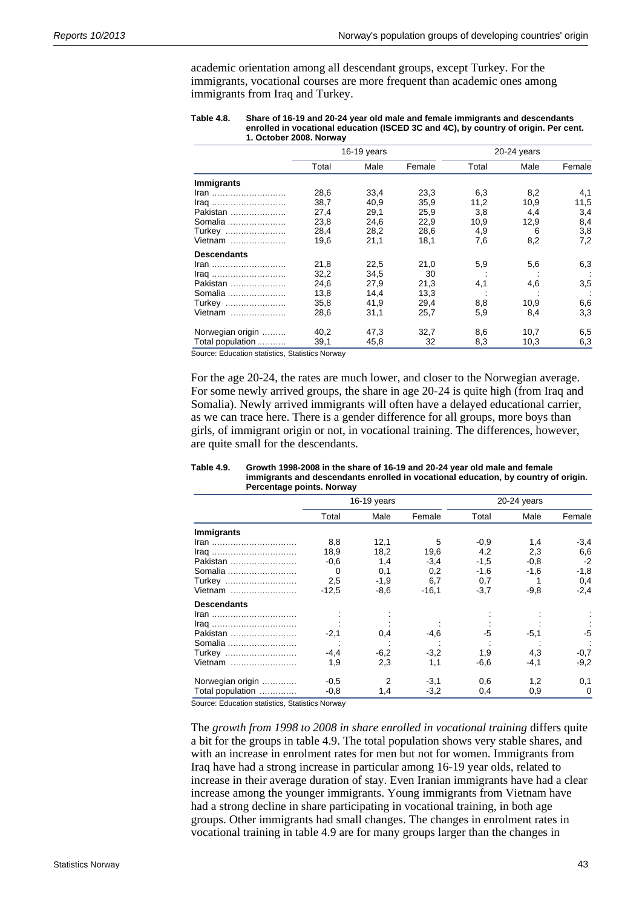academic orientation among all descendant groups, except Turkey. For the immigrants, vocational courses are more frequent than academic ones among immigrants from Iraq and Turkey.

**Table 4.8. Share of 16-19 and 20-24 year old male and female immigrants and descendants enrolled in vocational education (ISCED 3C and 4C), by country of origin. Per cent. 1. October 2008. Norway**

| | 16-19 years | | | 20-24 years | | |
|---|---|---|---|---|---|---|
| | Total | Male | Female | Total | Male | Female |
| **Immigrants** | | | | | | |
| Iran | 28,6 | 33,4 | 23,3 | 6,3 | 8,2 | 4,1 |
| Iraq | 38,7 | 40,9 | 35,9 | 11,2 | 10,9 | 11,5 |
| Pakistan | 27,4 | 29,1 | 25,9 | 3,8 | 4,4 | 3,4 |
| Somalia | 23,8 | 24,6 | 22,9 | 10,9 | 12,9 | 8,4 |
| Turkey | 28,4 | 28,2 | 28,6 | 4,9 | 6 | 3,8 |
| Vietnam | 19,6 | 21,1 | 18,1 | 7,6 | 8,2 | 7,2 |
| **Descendants** | | | | | | |
| Iran | 21,8 | 22,5 | 21,0 | 5,9 | 5,6 | 6,3 |
| Iraq | 32,2 | 34,5 | 30 | : | : | : |
| Pakistan | 24,6 | 27,9 | 21,3 | 4,1 | 4,6 | 3,5 |
| Somalia | 13,8 | 14,4 | 13,3 | : | : | : |
| Turkey | 35,8 | 41,9 | 29,4 | 8,8 | 10,9 | 6,6 |
| Vietnam | 28,6 | 31,1 | 25,7 | 5,9 | 8,4 | 3,3 |
| Norwegian origin | 40,2 | 47,3 | 32,7 | 8,6 | 10,7 | 6,5 |
| Total population | 39,1 | 45,8 | 32 | 8,3 | 10,3 | 6,3 |

Source: Education statistics, Statistics Norway

For the age 20-24, the rates are much lower, and closer to the Norwegian average. For some newly arrived groups, the share in age 20-24 is quite high (from Iraq and Somalia). Newly arrived immigrants will often have a delayed educational carrier, as we can trace here. There is a gender difference for all groups, more boys than girls, of immigrant origin or not, in vocational training. The differences, however, are quite small for the descendants.

**Table 4.9. Growth 1998-2008 in the share of 16-19 and 20-24 year old male and female immigrants and descendants enrolled in vocational education, by country of origin. Percentage points. Norway**

| | 16-19 years | | | 20-24 years | | |
|---|---|---|---|---|---|---|
| | Total | Male | Female | Total | Male | Female |
| **Immigrants** | | | | | | |
| Iran | 8,8 | 12,1 | 5 | -0,9 | 1,4 | -3,4 |
| Iraq | 18,9 | 18,2 | 19,6 | 4,2 | 2,3 | 6,6 |
| Pakistan | -0,6 | 1,4 | -3,4 | -1,5 | -0,8 | -2 |
| Somalia | 0 | 0,1 | 0,2 | -1,6 | -1,6 | -1,8 |
| Turkey | 2,5 | -1,9 | 6,7 | 0,7 | 1 | 0,4 |
| Vietnam | -12,5 | -8,6 | -16,1 | -3,7 | -9,8 | -2,4 |
| **Descendants** | | | | | | |
| Iran | : | : | | : | : | : |
| Iraq | : | : | : | : | : | : |
| Pakistan | -2,1 | 0,4 | -4,6 | -5 | -5,1 | -5 |
| Somalia | : | : | : | : | : | : |
| Turkey | -4,4 | -6,2 | -3,2 | 1,9 | 4,3 | -0,7 |
| Vietnam | 1,9 | 2,3 | 1,1 | -6,6 | -4,1 | -9,2 |
| Norwegian origin | -0,5 | 2 | -3,1 | 0,6 | 1,2 | 0,1 |
| Total population | -0,8 | 1,4 | -3,2 | 0,4 | 0,9 | 0 |

Source: Education statistics, Statistics Norway

The *growth from 1998 to 2008 in share enrolled in vocational training* differs quite a bit for the groups in table 4.9. The total population shows very stable shares, and with an increase in enrolment rates for men but not for women. Immigrants from Iraq have had a strong increase in particular among 16-19 year olds, related to increase in their average duration of stay. Even Iranian immigrants have had a clear increase among the younger immigrants. Young immigrants from Vietnam have had a strong decline in share participating in vocational training, in both age groups. Other immigrants had small changes. The changes in enrolment rates in vocational training in table 4.9 are for many groups larger than the changes in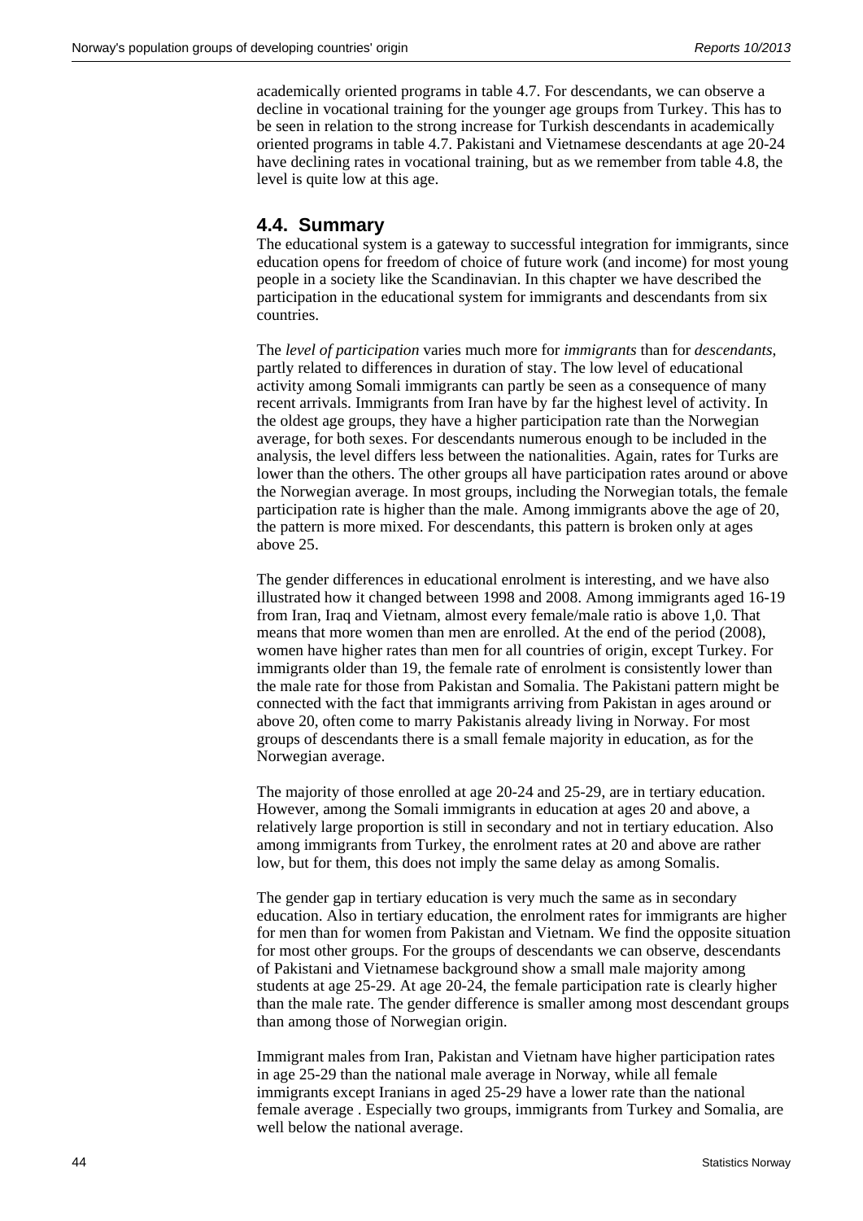academically oriented programs in table 4.7. For descendants, we can observe a decline in vocational training for the younger age groups from Turkey. This has to be seen in relation to the strong increase for Turkish descendants in academically oriented programs in table 4.7. Pakistani and Vietnamese descendants at age 20-24 have declining rates in vocational training, but as we remember from table 4.8, the level is quite low at this age.

## 4.4. Summary

The educational system is a gateway to successful integration for immigrants, since education opens for freedom of choice of future work (and income) for most young people in a society like the Scandinavian. In this chapter we have described the participation in the educational system for immigrants and descendants from six countries.

The *level of participation* varies much more for *immigrants* than for *descendants*, partly related to differences in duration of stay. The low level of educational activity among Somali immigrants can partly be seen as a consequence of many recent arrivals. Immigrants from Iran have by far the highest level of activity. In the oldest age groups, they have a higher participation rate than the Norwegian average, for both sexes. For descendants numerous enough to be included in the analysis, the level differs less between the nationalities. Again, rates for Turks are lower than the others. The other groups all have participation rates around or above the Norwegian average. In most groups, including the Norwegian totals, the female participation rate is higher than the male. Among immigrants above the age of 20, the pattern is more mixed. For descendants, this pattern is broken only at ages above 25.

The gender differences in educational enrolment is interesting, and we have also illustrated how it changed between 1998 and 2008. Among immigrants aged 16-19 from Iran, Iraq and Vietnam, almost every female/male ratio is above 1,0. That means that more women than men are enrolled. At the end of the period (2008), women have higher rates than men for all countries of origin, except Turkey. For immigrants older than 19, the female rate of enrolment is consistently lower than the male rate for those from Pakistan and Somalia. The Pakistani pattern might be connected with the fact that immigrants arriving from Pakistan in ages around or above 20, often come to marry Pakistanis already living in Norway. For most groups of descendants there is a small female majority in education, as for the Norwegian average.

The majority of those enrolled at age 20-24 and 25-29, are in tertiary education. However, among the Somali immigrants in education at ages 20 and above, a relatively large proportion is still in secondary and not in tertiary education. Also among immigrants from Turkey, the enrolment rates at 20 and above are rather low, but for them, this does not imply the same delay as among Somalis.

The gender gap in tertiary education is very much the same as in secondary education. Also in tertiary education, the enrolment rates for immigrants are higher for men than for women from Pakistan and Vietnam. We find the opposite situation for most other groups. For the groups of descendants we can observe, descendants of Pakistani and Vietnamese background show a small male majority among students at age 25-29. At age 20-24, the female participation rate is clearly higher than the male rate. The gender difference is smaller among most descendant groups than among those of Norwegian origin.

Immigrant males from Iran, Pakistan and Vietnam have higher participation rates in age 25-29 than the national male average in Norway, while all female immigrants except Iranians in aged 25-29 have a lower rate than the national female average . Especially two groups, immigrants from Turkey and Somalia, are well below the national average.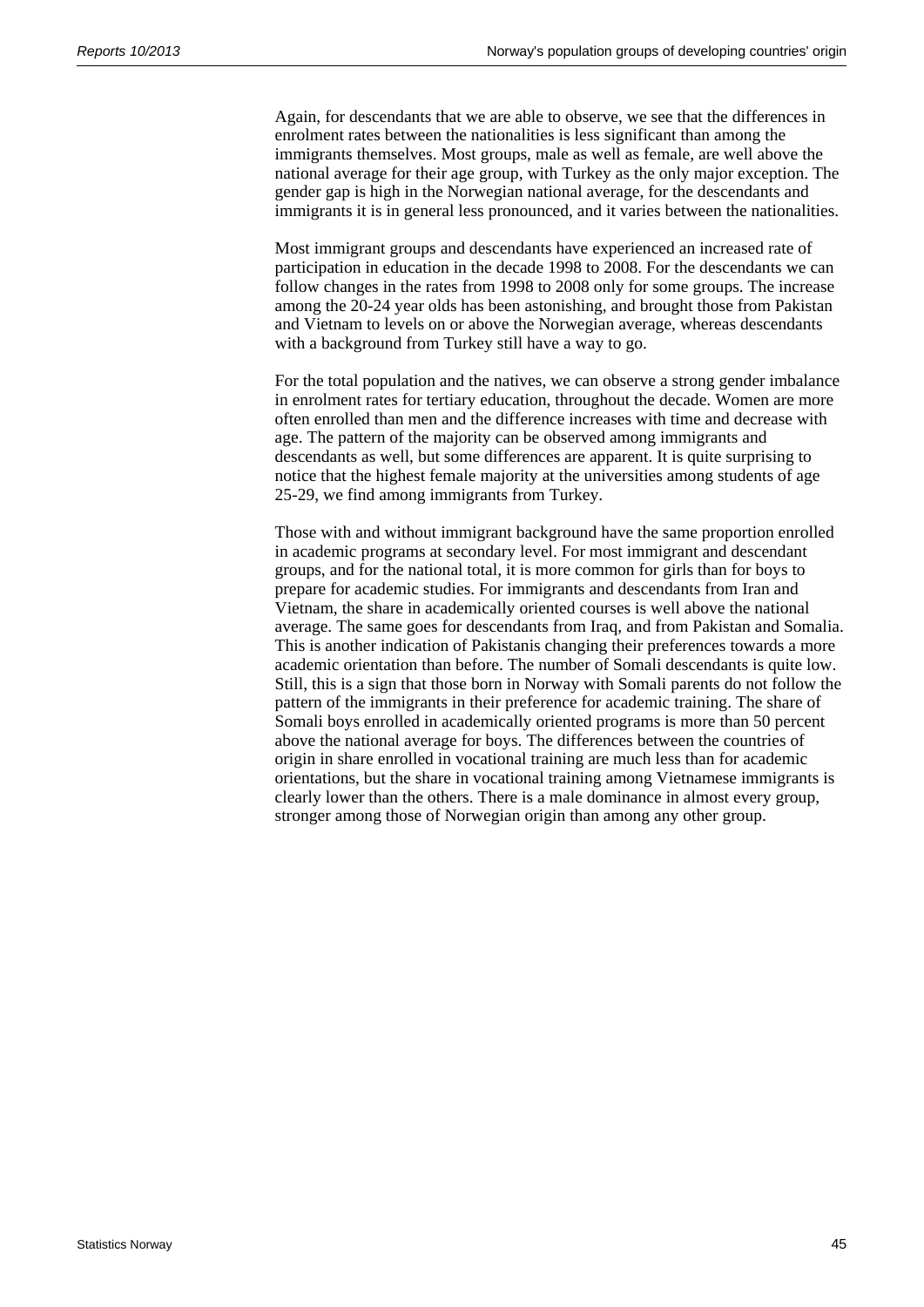Again, for descendants that we are able to observe, we see that the differences in enrolment rates between the nationalities is less significant than among the immigrants themselves. Most groups, male as well as female, are well above the national average for their age group, with Turkey as the only major exception. The gender gap is high in the Norwegian national average, for the descendants and immigrants it is in general less pronounced, and it varies between the nationalities.

Most immigrant groups and descendants have experienced an increased rate of participation in education in the decade 1998 to 2008. For the descendants we can follow changes in the rates from 1998 to 2008 only for some groups. The increase among the 20-24 year olds has been astonishing, and brought those from Pakistan and Vietnam to levels on or above the Norwegian average, whereas descendants with a background from Turkey still have a way to go.

For the total population and the natives, we can observe a strong gender imbalance in enrolment rates for tertiary education, throughout the decade. Women are more often enrolled than men and the difference increases with time and decrease with age. The pattern of the majority can be observed among immigrants and descendants as well, but some differences are apparent. It is quite surprising to notice that the highest female majority at the universities among students of age 25-29, we find among immigrants from Turkey.

Those with and without immigrant background have the same proportion enrolled in academic programs at secondary level. For most immigrant and descendant groups, and for the national total, it is more common for girls than for boys to prepare for academic studies. For immigrants and descendants from Iran and Vietnam, the share in academically oriented courses is well above the national average. The same goes for descendants from Iraq, and from Pakistan and Somalia. This is another indication of Pakistanis changing their preferences towards a more academic orientation than before. The number of Somali descendants is quite low. Still, this is a sign that those born in Norway with Somali parents do not follow the pattern of the immigrants in their preference for academic training. The share of Somali boys enrolled in academically oriented programs is more than 50 percent above the national average for boys. The differences between the countries of origin in share enrolled in vocational training are much less than for academic orientations, but the share in vocational training among Vietnamese immigrants is clearly lower than the others. There is a male dominance in almost every group, stronger among those of Norwegian origin than among any other group.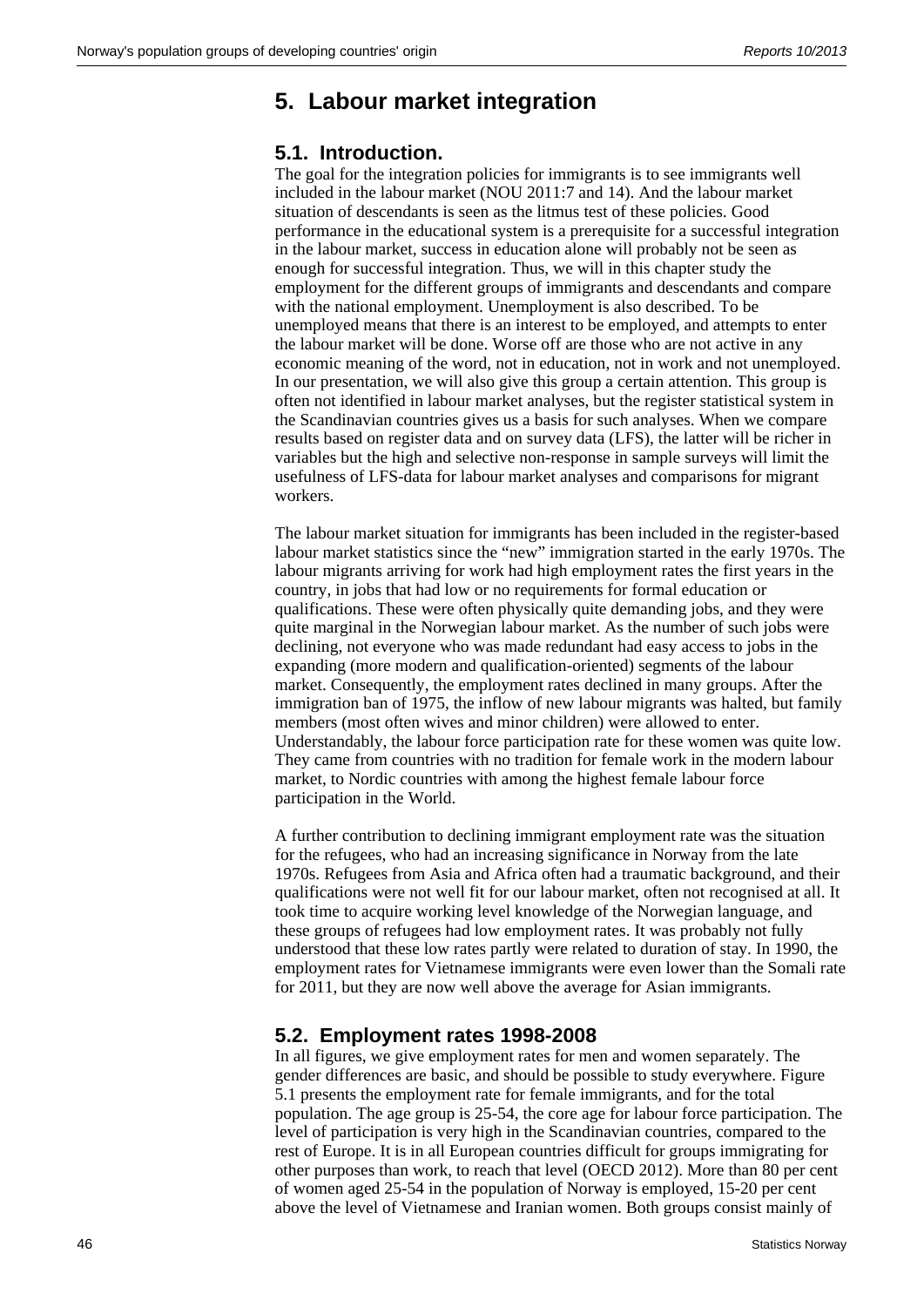# 5. Labour market integration

## 5.1. Introduction.

The goal for the integration policies for immigrants is to see immigrants well included in the labour market (NOU 2011:7 and 14). And the labour market situation of descendants is seen as the litmus test of these policies. Good performance in the educational system is a prerequisite for a successful integration in the labour market, success in education alone will probably not be seen as enough for successful integration. Thus, we will in this chapter study the employment for the different groups of immigrants and descendants and compare with the national employment. Unemployment is also described. To be unemployed means that there is an interest to be employed, and attempts to enter the labour market will be done. Worse off are those who are not active in any economic meaning of the word, not in education, not in work and not unemployed. In our presentation, we will also give this group a certain attention. This group is often not identified in labour market analyses, but the register statistical system in the Scandinavian countries gives us a basis for such analyses. When we compare results based on register data and on survey data (LFS), the latter will be richer in variables but the high and selective non-response in sample surveys will limit the usefulness of LFS-data for labour market analyses and comparisons for migrant workers.

The labour market situation for immigrants has been included in the register-based labour market statistics since the "new" immigration started in the early 1970s. The labour migrants arriving for work had high employment rates the first years in the country, in jobs that had low or no requirements for formal education or qualifications. These were often physically quite demanding jobs, and they were quite marginal in the Norwegian labour market. As the number of such jobs were declining, not everyone who was made redundant had easy access to jobs in the expanding (more modern and qualification-oriented) segments of the labour market. Consequently, the employment rates declined in many groups. After the immigration ban of 1975, the inflow of new labour migrants was halted, but family members (most often wives and minor children) were allowed to enter. Understandably, the labour force participation rate for these women was quite low. They came from countries with no tradition for female work in the modern labour market, to Nordic countries with among the highest female labour force participation in the World.

A further contribution to declining immigrant employment rate was the situation for the refugees, who had an increasing significance in Norway from the late 1970s. Refugees from Asia and Africa often had a traumatic background, and their qualifications were not well fit for our labour market, often not recognised at all. It took time to acquire working level knowledge of the Norwegian language, and these groups of refugees had low employment rates. It was probably not fully understood that these low rates partly were related to duration of stay. In 1990, the employment rates for Vietnamese immigrants were even lower than the Somali rate for 2011, but they are now well above the average for Asian immigrants.

## 5.2. Employment rates 1998-2008

In all figures, we give employment rates for men and women separately. The gender differences are basic, and should be possible to study everywhere. Figure 5.1 presents the employment rate for female immigrants, and for the total population. The age group is 25-54, the core age for labour force participation. The level of participation is very high in the Scandinavian countries, compared to the rest of Europe. It is in all European countries difficult for groups immigrating for other purposes than work, to reach that level (OECD 2012). More than 80 per cent of women aged 25-54 in the population of Norway is employed, 15-20 per cent above the level of Vietnamese and Iranian women. Both groups consist mainly of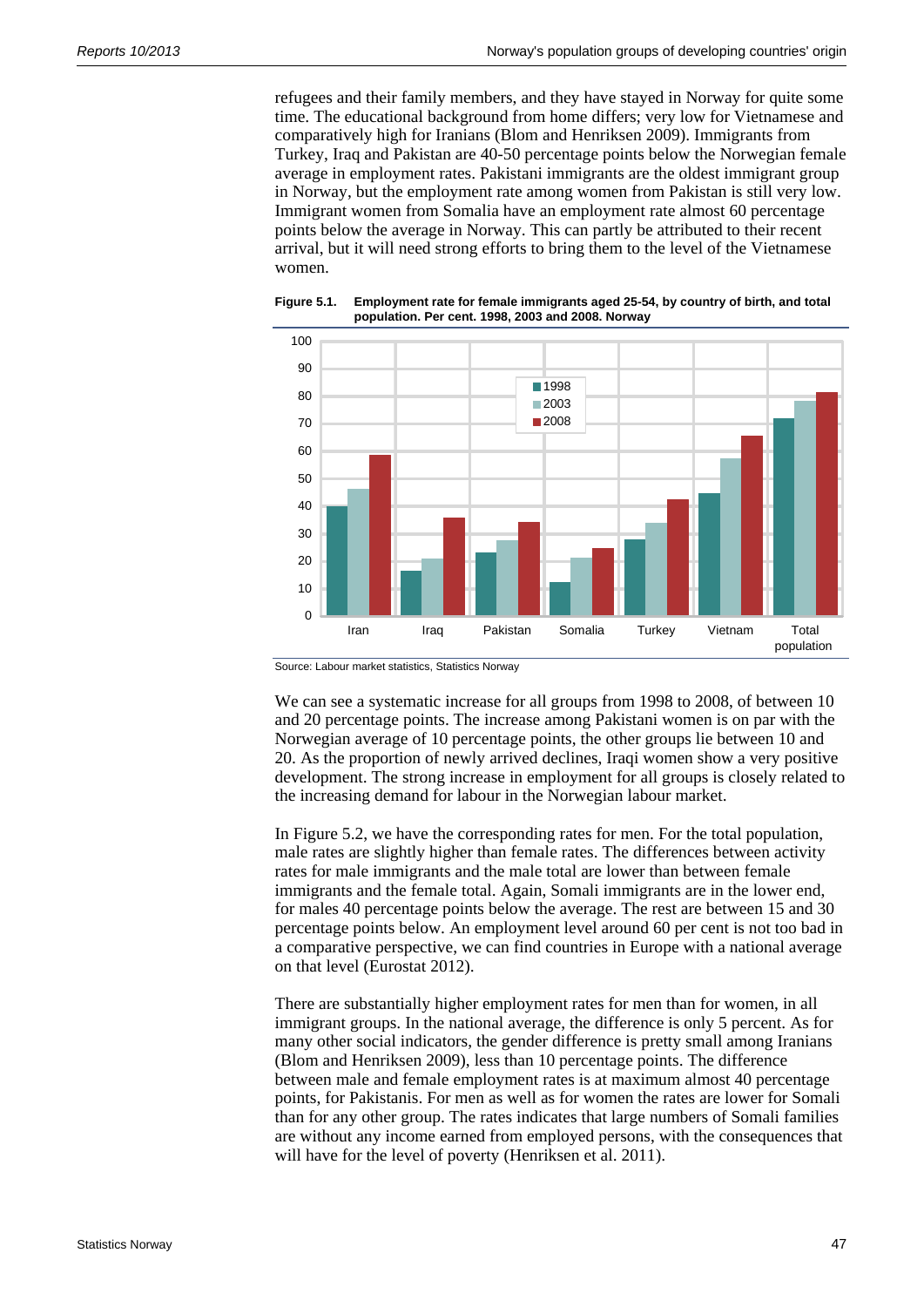refugees and their family members, and they have stayed in Norway for quite some time. The educational background from home differs; very low for Vietnamese and comparatively high for Iranians (Blom and Henriksen 2009). Immigrants from Turkey, Iraq and Pakistan are 40-50 percentage points below the Norwegian female average in employment rates. Pakistani immigrants are the oldest immigrant group in Norway, but the employment rate among women from Pakistan is still very low. Immigrant women from Somalia have an employment rate almost 60 percentage points below the average in Norway. This can partly be attributed to their recent arrival, but it will need strong efforts to bring them to the level of the Vietnamese women.

**Figure 5.1. Employment rate for female immigrants aged 25-54, by country of birth, and total population. Per cent. 1998, 2003 and 2008. Norway**

Source: Labour market statistics, Statistics Norway

We can see a systematic increase for all groups from 1998 to 2008, of between 10 and 20 percentage points. The increase among Pakistani women is on par with the Norwegian average of 10 percentage points, the other groups lie between 10 and 20. As the proportion of newly arrived declines, Iraqi women show a very positive development. The strong increase in employment for all groups is closely related to the increasing demand for labour in the Norwegian labour market.

In Figure 5.2, we have the corresponding rates for men. For the total population, male rates are slightly higher than female rates. The differences between activity rates for male immigrants and the male total are lower than between female immigrants and the female total. Again, Somali immigrants are in the lower end, for males 40 percentage points below the average. The rest are between 15 and 30 percentage points below. An employment level around 60 per cent is not too bad in a comparative perspective, we can find countries in Europe with a national average on that level (Eurostat 2012).

There are substantially higher employment rates for men than for women, in all immigrant groups. In the national average, the difference is only 5 percent. As for many other social indicators, the gender difference is pretty small among Iranians (Blom and Henriksen 2009), less than 10 percentage points. The difference between male and female employment rates is at maximum almost 40 percentage points, for Pakistanis. For men as well as for women the rates are lower for Somali than for any other group. The rates indicates that large numbers of Somali families are without any income earned from employed persons, with the consequences that will have for the level of poverty (Henriksen et al. 2011).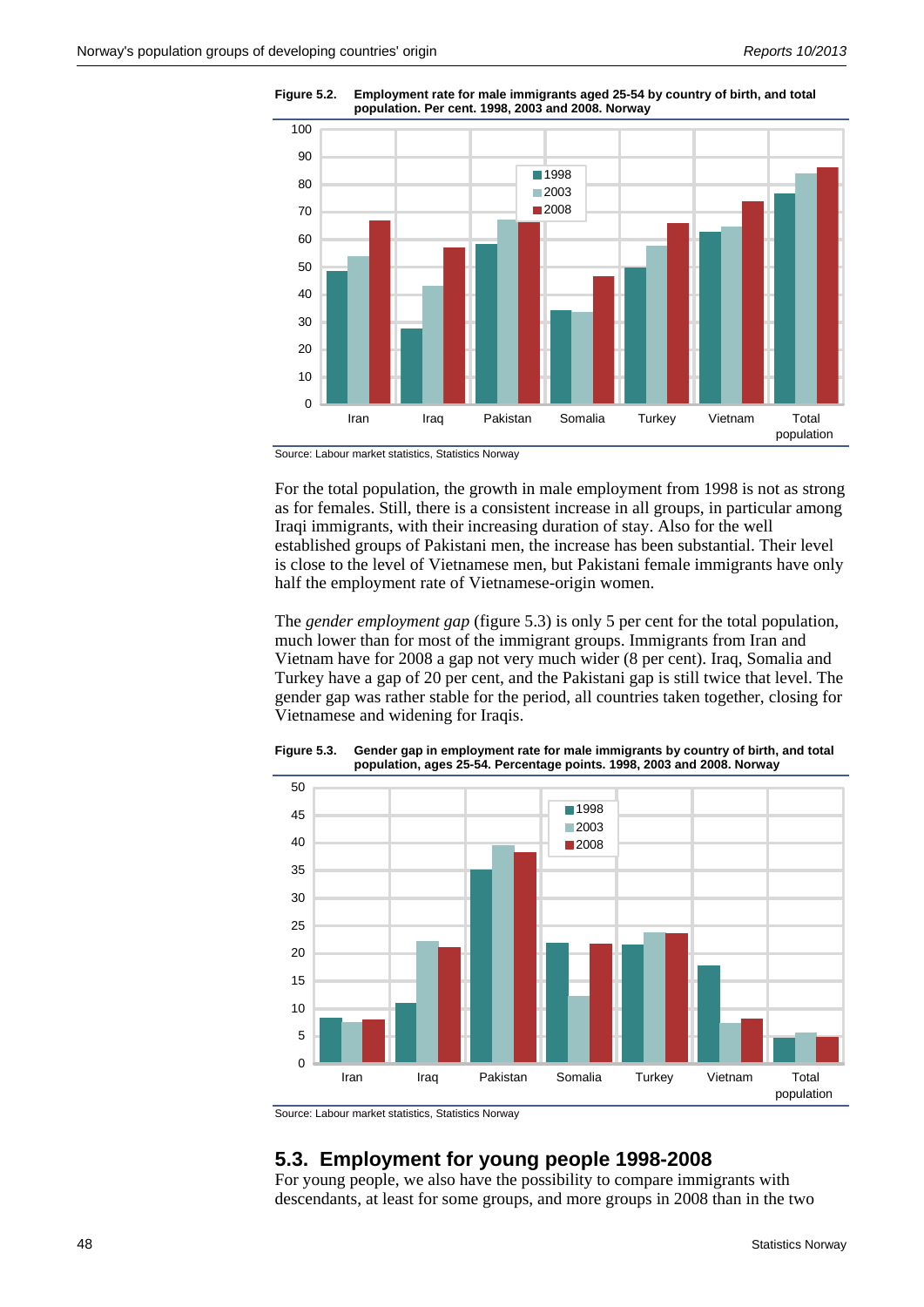**Figure 5.2. Employment rate for male immigrants aged 25-54 by country of birth, and total population. Per cent. 1998, 2003 and 2008. Norway**

Source: Labour market statistics, Statistics Norway

For the total population, the growth in male employment from 1998 is not as strong as for females. Still, there is a consistent increase in all groups, in particular among Iraqi immigrants, with their increasing duration of stay. Also for the well established groups of Pakistani men, the increase has been substantial. Their level is close to the level of Vietnamese men, but Pakistani female immigrants have only half the employment rate of Vietnamese-origin women.

The *gender employment gap* (figure 5.3) is only 5 per cent for the total population, much lower than for most of the immigrant groups. Immigrants from Iran and Vietnam have for 2008 a gap not very much wider (8 per cent). Iraq, Somalia and Turkey have a gap of 20 per cent, and the Pakistani gap is still twice that level. The gender gap was rather stable for the period, all countries taken together, closing for Vietnamese and widening for Iraqis.

**Figure 5.3. Gender gap in employment rate for male immigrants by country of birth, and total population, ages 25-54. Percentage points. 1998, 2003 and 2008. Norway**

Source: Labour market statistics, Statistics Norway

## 5.3. Employment for young people 1998-2008

For young people, we also have the possibility to compare immigrants with descendants, at least for some groups, and more groups in 2008 than in the two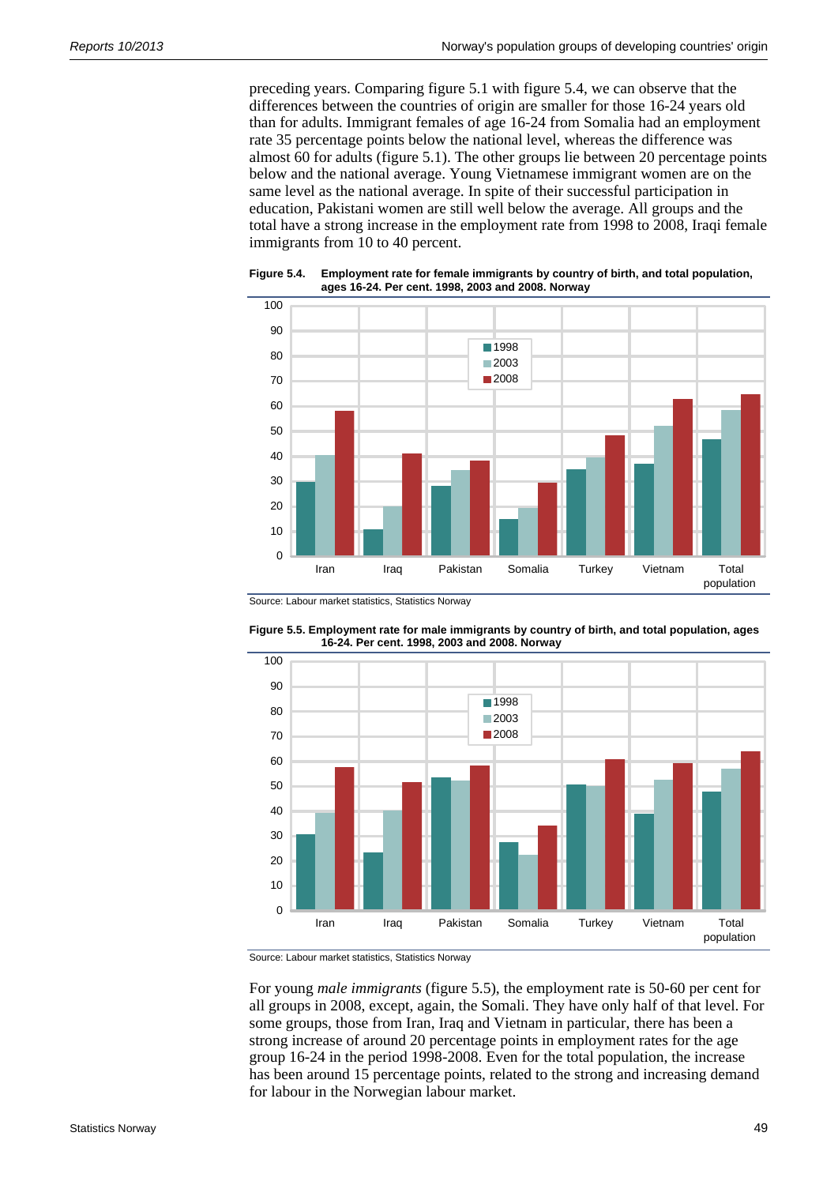preceding years. Comparing figure 5.1 with figure 5.4, we can observe that the differences between the countries of origin are smaller for those 16-24 years old than for adults. Immigrant females of age 16-24 from Somalia had an employment rate 35 percentage points below the national level, whereas the difference was almost 60 for adults (figure 5.1). The other groups lie between 20 percentage points below and the national average. Young Vietnamese immigrant women are on the same level as the national average. In spite of their successful participation in education, Pakistani women are still well below the average. All groups and the total have a strong increase in the employment rate from 1998 to 2008, Iraqi female immigrants from 10 to 40 percent.

**Figure 5.4. Employment rate for female immigrants by country of birth, and total population, ages 16-24. Per cent. 1998, 2003 and 2008. Norway**

Source: Labour market statistics, Statistics Norway

**Figure 5.5. Employment rate for male immigrants by country of birth, and total population, ages 16-24. Per cent. 1998, 2003 and 2008. Norway**

Source: Labour market statistics, Statistics Norway

For young *male immigrants* (figure 5.5), the employment rate is 50-60 per cent for all groups in 2008, except, again, the Somali. They have only half of that level. For some groups, those from Iran, Iraq and Vietnam in particular, there has been a strong increase of around 20 percentage points in employment rates for the age group 16-24 in the period 1998-2008. Even for the total population, the increase has been around 15 percentage points, related to the strong and increasing demand for labour in the Norwegian labour market.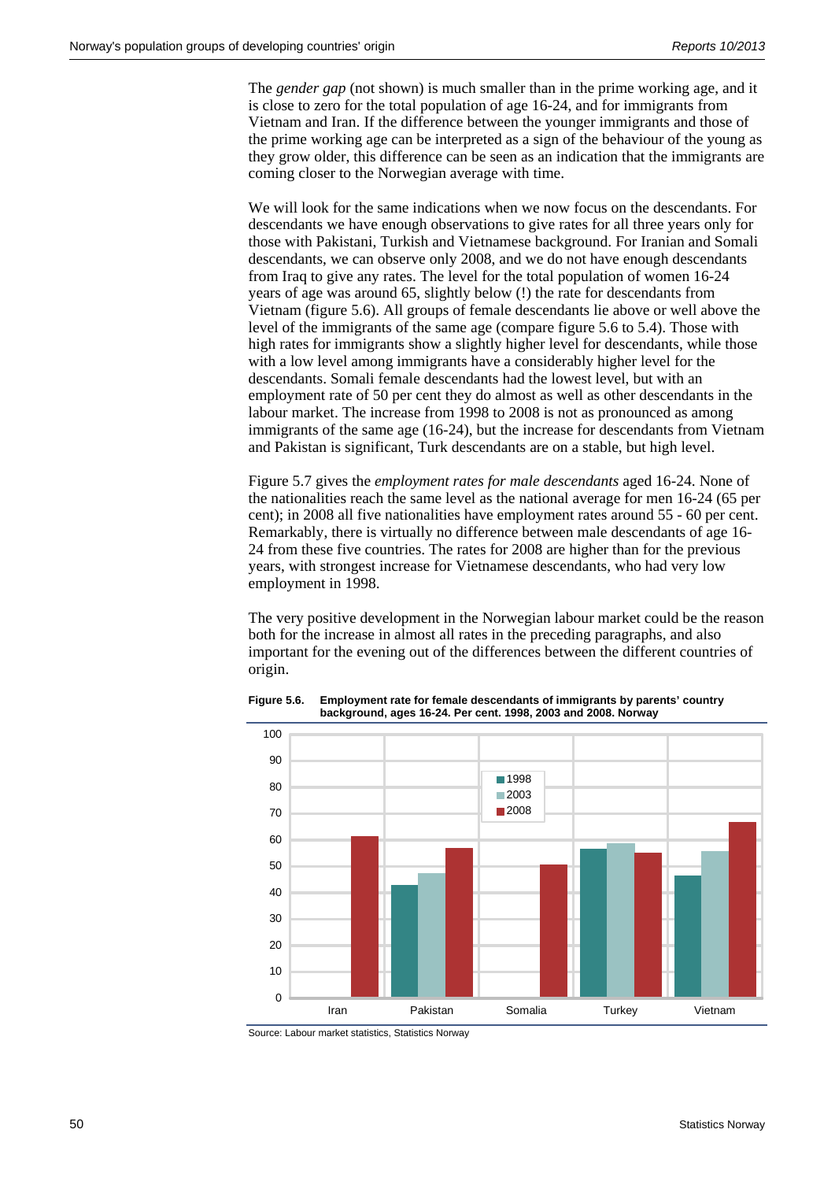The *gender gap* (not shown) is much smaller than in the prime working age, and it is close to zero for the total population of age 16-24, and for immigrants from Vietnam and Iran. If the difference between the younger immigrants and those of the prime working age can be interpreted as a sign of the behaviour of the young as they grow older, this difference can be seen as an indication that the immigrants are coming closer to the Norwegian average with time.

We will look for the same indications when we now focus on the descendants. For descendants we have enough observations to give rates for all three years only for those with Pakistani, Turkish and Vietnamese background. For Iranian and Somali descendants, we can observe only 2008, and we do not have enough descendants from Iraq to give any rates. The level for the total population of women 16-24 years of age was around 65, slightly below (!) the rate for descendants from Vietnam (figure 5.6). All groups of female descendants lie above or well above the level of the immigrants of the same age (compare figure 5.6 to 5.4). Those with high rates for immigrants show a slightly higher level for descendants, while those with a low level among immigrants have a considerably higher level for the descendants. Somali female descendants had the lowest level, but with an employment rate of 50 per cent they do almost as well as other descendants in the labour market. The increase from 1998 to 2008 is not as pronounced as among immigrants of the same age (16-24), but the increase for descendants from Vietnam and Pakistan is significant, Turk descendants are on a stable, but high level.

Figure 5.7 gives the *employment rates for male descendants* aged 16-24. None of the nationalities reach the same level as the national average for men 16-24 (65 per cent); in 2008 all five nationalities have employment rates around 55 - 60 per cent. Remarkably, there is virtually no difference between male descendants of age 16-24 from these five countries. The rates for 2008 are higher than for the previous years, with strongest increase for Vietnamese descendants, who had very low employment in 1998.

The very positive development in the Norwegian labour market could be the reason both for the increase in almost all rates in the preceding paragraphs, and also important for the evening out of the differences between the different countries of origin.

**Figure 5.6. Employment rate for female descendants of immigrants by parents' country background, ages 16-24. Per cent. 1998, 2003 and 2008. Norway**

| | 1998 | 2003 | 2008 |
|---|---|---|---|
| Iran | | | 61 |
| Pakistan | 42 | 47 | 57 |
| Somalia | | | 50 |
| Turkey | 56 | 58 | 55 |
| Vietnam | 46 | 55 | 66 |

Source: Labour market statistics, Statistics Norway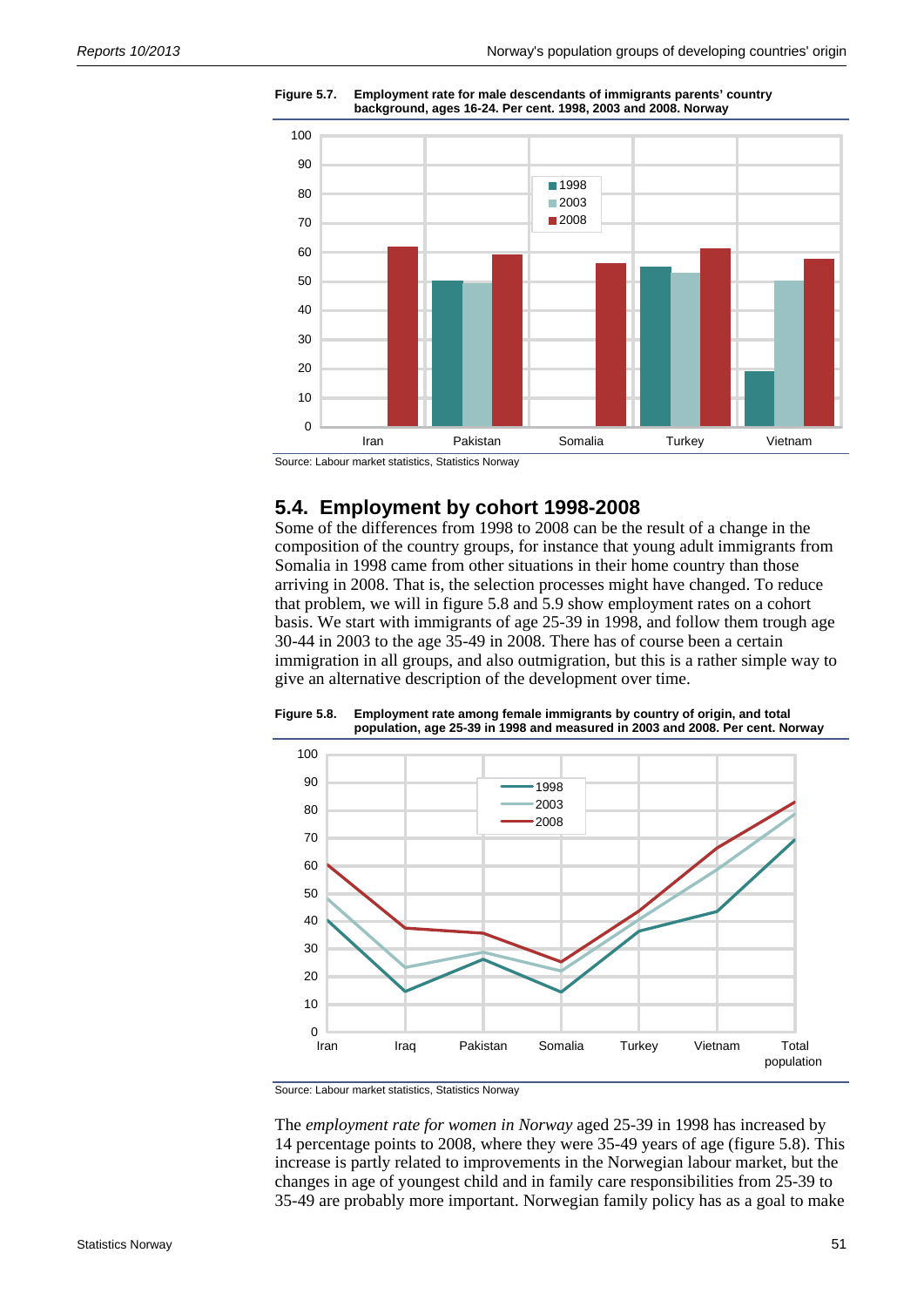**Figure 5.7. Employment rate for male descendants of immigrants parents' country background, ages 16-24. Per cent. 1998, 2003 and 2008. Norway**

Source: Labour market statistics, Statistics Norway

## 5.4. Employment by cohort 1998-2008

Some of the differences from 1998 to 2008 can be the result of a change in the composition of the country groups, for instance that young adult immigrants from Somalia in 1998 came from other situations in their home country than those arriving in 2008. That is, the selection processes might have changed. To reduce that problem, we will in figure 5.8 and 5.9 show employment rates on a cohort basis. We start with immigrants of age 25-39 in 1998, and follow them trough age 30-44 in 2003 to the age 35-49 in 2008. There has of course been a certain immigration in all groups, and also outmigration, but this is a rather simple way to give an alternative description of the development over time.

**Figure 5.8. Employment rate among female immigrants by country of origin, and total population, age 25-39 in 1998 and measured in 2003 and 2008. Per cent. Norway**

Source: Labour market statistics, Statistics Norway

The *employment rate for women in Norway* aged 25-39 in 1998 has increased by 14 percentage points to 2008, where they were 35-49 years of age (figure 5.8). This increase is partly related to improvements in the Norwegian labour market, but the changes in age of youngest child and in family care responsibilities from 25-39 to 35-49 are probably more important. Norwegian family policy has as a goal to make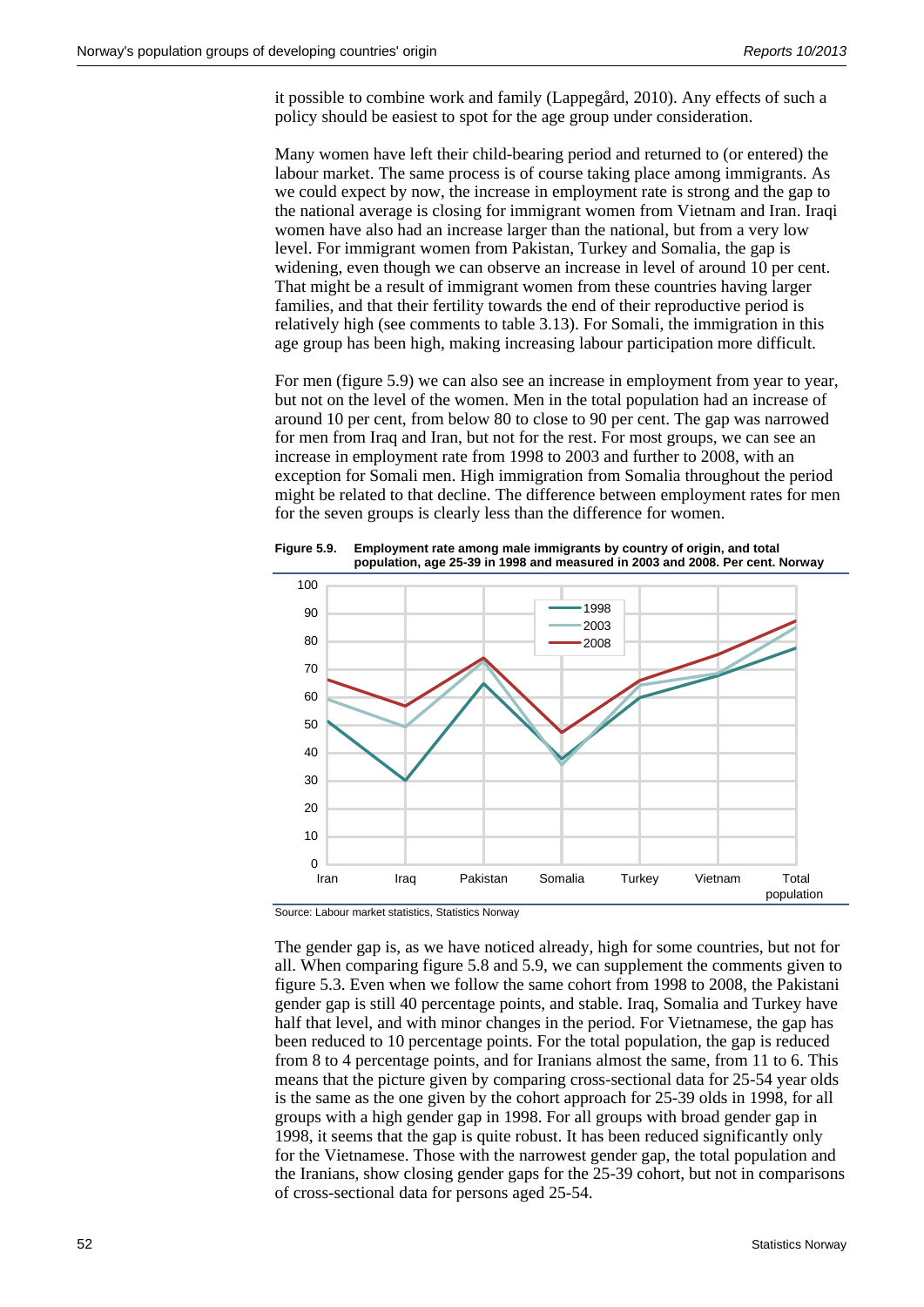it possible to combine work and family (Lappegård, 2010). Any effects of such a policy should be easiest to spot for the age group under consideration.

Many women have left their child-bearing period and returned to (or entered) the labour market. The same process is of course taking place among immigrants. As we could expect by now, the increase in employment rate is strong and the gap to the national average is closing for immigrant women from Vietnam and Iran. Iraqi women have also had an increase larger than the national, but from a very low level. For immigrant women from Pakistan, Turkey and Somalia, the gap is widening, even though we can observe an increase in level of around 10 per cent. That might be a result of immigrant women from these countries having larger families, and that their fertility towards the end of their reproductive period is relatively high (see comments to table 3.13). For Somali, the immigration in this age group has been high, making increasing labour participation more difficult.

For men (figure 5.9) we can also see an increase in employment from year to year, but not on the level of the women. Men in the total population had an increase of around 10 per cent, from below 80 to close to 90 per cent. The gap was narrowed for men from Iraq and Iran, but not for the rest. For most groups, we can see an increase in employment rate from 1998 to 2003 and further to 2008, with an exception for Somali men. High immigration from Somalia throughout the period might be related to that decline. The difference between employment rates for men for the seven groups is clearly less than the difference for women.

**Figure 5.9. Employment rate among male immigrants by country of origin, and total population, age 25-39 in 1998 and measured in 2003 and 2008. Per cent. Norway**

Source: Labour market statistics, Statistics Norway

The gender gap is, as we have noticed already, high for some countries, but not for all. When comparing figure 5.8 and 5.9, we can supplement the comments given to figure 5.3. Even when we follow the same cohort from 1998 to 2008, the Pakistani gender gap is still 40 percentage points, and stable. Iraq, Somalia and Turkey have half that level, and with minor changes in the period. For Vietnamese, the gap has been reduced to 10 percentage points. For the total population, the gap is reduced from 8 to 4 percentage points, and for Iranians almost the same, from 11 to 6. This means that the picture given by comparing cross-sectional data for 25-54 year olds is the same as the one given by the cohort approach for 25-39 olds in 1998, for all groups with a high gender gap in 1998. For all groups with broad gender gap in 1998, it seems that the gap is quite robust. It has been reduced significantly only for the Vietnamese. Those with the narrowest gender gap, the total population and the Iranians, show closing gender gaps for the 25-39 cohort, but not in comparisons of cross-sectional data for persons aged 25-54.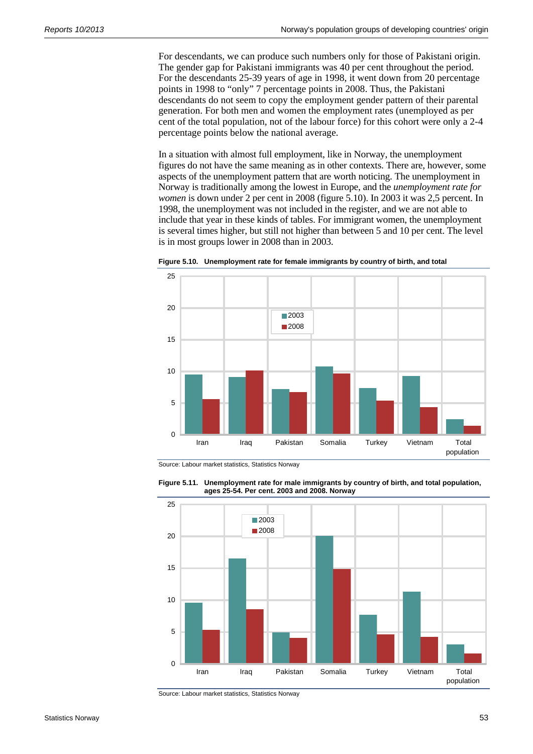For descendants, we can produce such numbers only for those of Pakistani origin. The gender gap for Pakistani immigrants was 40 per cent throughout the period. For the descendants 25-39 years of age in 1998, it went down from 20 percentage points in 1998 to "only" 7 percentage points in 2008. Thus, the Pakistani descendants do not seem to copy the employment gender pattern of their parental generation. For both men and women the employment rates (unemployed as per cent of the total population, not of the labour force) for this cohort were only a 2-4 percentage points below the national average.

In a situation with almost full employment, like in Norway, the unemployment figures do not have the same meaning as in other contexts. There are, however, some aspects of the unemployment pattern that are worth noticing. The unemployment in Norway is traditionally among the lowest in Europe, and the *unemployment rate for women* is down under 2 per cent in 2008 (figure 5.10). In 2003 it was 2,5 percent. In 1998, the unemployment was not included in the register, and we are not able to include that year in these kinds of tables. For immigrant women, the unemployment is several times higher, but still not higher than between 5 and 10 per cent. The level is in most groups lower in 2008 than in 2003.

**Figure 5.10. Unemployment rate for female immigrants by country of birth, and total**

Source: Labour market statistics, Statistics Norway

**Figure 5.11. Unemployment rate for male immigrants by country of birth, and total population, ages 25-54. Per cent. 2003 and 2008. Norway**

Source: Labour market statistics, Statistics Norway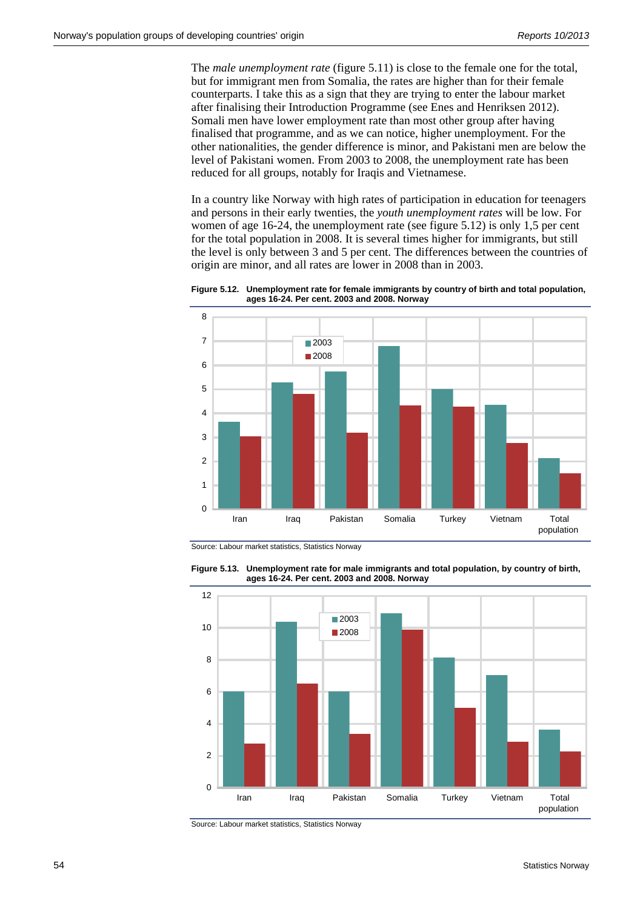The *male unemployment rate* (figure 5.11) is close to the female one for the total, but for immigrant men from Somalia, the rates are higher than for their female counterparts. I take this as a sign that they are trying to enter the labour market after finalising their Introduction Programme (see Enes and Henriksen 2012). Somali men have lower employment rate than most other group after having finalised that programme, and as we can notice, higher unemployment. For the other nationalities, the gender difference is minor, and Pakistani men are below the level of Pakistani women. From 2003 to 2008, the unemployment rate has been reduced for all groups, notably for Iraqis and Vietnamese.

In a country like Norway with high rates of participation in education for teenagers and persons in their early twenties, the *youth unemployment rates* will be low. For women of age 16-24, the unemployment rate (see figure 5.12) is only 1,5 per cent for the total population in 2008. It is several times higher for immigrants, but still the level is only between 3 and 5 per cent. The differences between the countries of origin are minor, and all rates are lower in 2008 than in 2003.

**Figure 5.12. Unemployment rate for female immigrants by country of birth and total population, ages 16-24. Per cent. 2003 and 2008. Norway**

Source: Labour market statistics, Statistics Norway

**Figure 5.13. Unemployment rate for male immigrants and total population, by country of birth, ages 16-24. Per cent. 2003 and 2008. Norway**

Source: Labour market statistics, Statistics Norway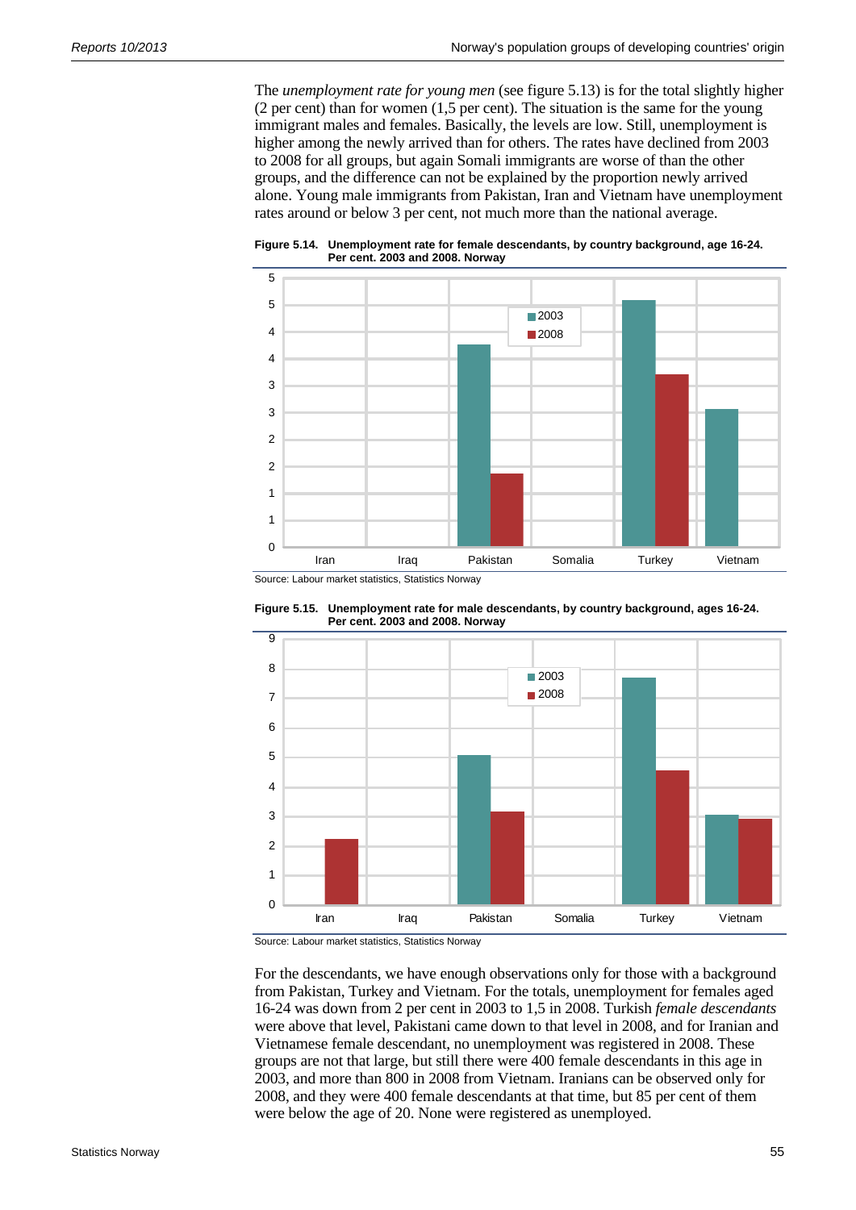The *unemployment rate for young men* (see figure 5.13) is for the total slightly higher (2 per cent) than for women (1,5 per cent). The situation is the same for the young immigrant males and females. Basically, the levels are low. Still, unemployment is higher among the newly arrived than for others. The rates have declined from 2003 to 2008 for all groups, but again Somali immigrants are worse of than the other groups, and the difference can not be explained by the proportion newly arrived alone. Young male immigrants from Pakistan, Iran and Vietnam have unemployment rates around or below 3 per cent, not much more than the national average.

**Figure 5.14. Unemployment rate for female descendants, by country background, age 16-24. Per cent. 2003 and 2008. Norway**

Source: Labour market statistics, Statistics Norway

**Figure 5.15. Unemployment rate for male descendants, by country background, ages 16-24. Per cent. 2003 and 2008. Norway**

Source: Labour market statistics, Statistics Norway

For the descendants, we have enough observations only for those with a background from Pakistan, Turkey and Vietnam. For the totals, unemployment for females aged 16-24 was down from 2 per cent in 2003 to 1,5 in 2008. Turkish *female descendants* were above that level, Pakistani came down to that level in 2008, and for Iranian and Vietnamese female descendant, no unemployment was registered in 2008. These groups are not that large, but still there were 400 female descendants in this age in 2003, and more than 800 in 2008 from Vietnam. Iranians can be observed only for 2008, and they were 400 female descendants at that time, but 85 per cent of them were below the age of 20. None were registered as unemployed.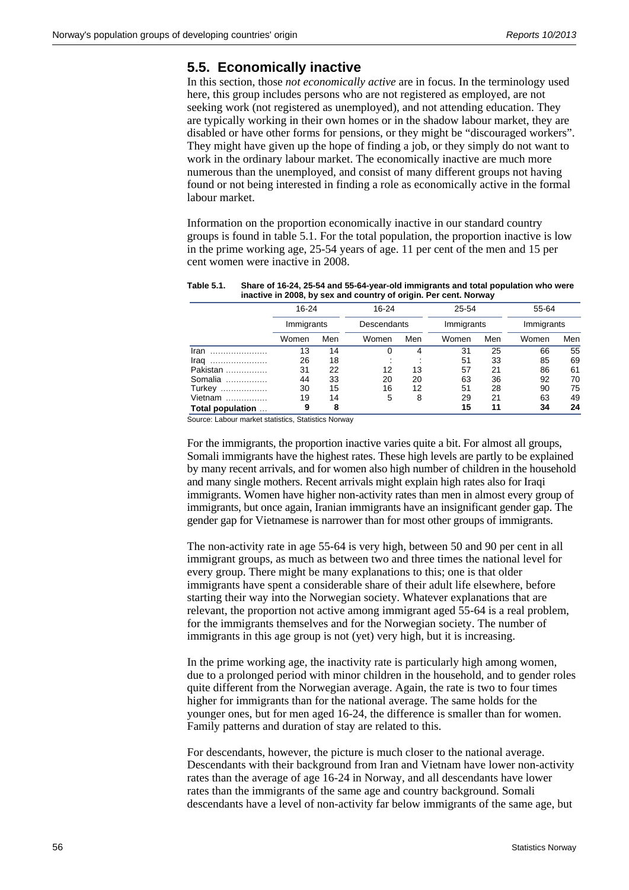## 5.5. Economically inactive

In this section, those *not economically active* are in focus. In the terminology used here, this group includes persons who are not registered as employed, are not seeking work (not registered as unemployed), and not attending education. They are typically working in their own homes or in the shadow labour market, they are disabled or have other forms for pensions, or they might be "discouraged workers". They might have given up the hope of finding a job, or they simply do not want to work in the ordinary labour market. The economically inactive are much more numerous than the unemployed, and consist of many different groups not having found or not being interested in finding a role as economically active in the formal labour market.

Information on the proportion economically inactive in our standard country groups is found in table 5.1. For the total population, the proportion inactive is low in the prime working age, 25-54 years of age. 11 per cent of the men and 15 per cent women were inactive in 2008.

**Table 5.1. Share of 16-24, 25-54 and 55-64-year-old immigrants and total population who were inactive in 2008, by sex and country of origin. Per cent. Norway**

| | 16-24 | | 16-24 | | 25-54 | | 55-64 | |
|---|---|---|---|---|---|---|---|---|
| | Immigrants | | Descendants | | Immigrants | | Immigrants | |
| | Women | Men | Women | Men | Women | Men | Women | Men |
| Iran | 13 | 14 | 0 | 4 | 31 | 25 | 66 | 55 |
| Iraq | 26 | 18 | : | : | 51 | 33 | 85 | 69 |
| Pakistan | 31 | 22 | 12 | 13 | 57 | 21 | 86 | 61 |
| Somalia | 44 | 33 | 20 | 20 | 63 | 36 | 92 | 70 |
| Turkey | 30 | 15 | 16 | 12 | 51 | 28 | 90 | 75 |
| Vietnam | 19 | 14 | 5 | 8 | 29 | 21 | 63 | 49 |
| **Total population** | **9** | **8** | | | **15** | **11** | **34** | **24** |

Source: Labour market statistics, Statistics Norway

For the immigrants, the proportion inactive varies quite a bit. For almost all groups, Somali immigrants have the highest rates. These high levels are partly to be explained by many recent arrivals, and for women also high number of children in the household and many single mothers. Recent arrivals might explain high rates also for Iraqi immigrants. Women have higher non-activity rates than men in almost every group of immigrants, but once again, Iranian immigrants have an insignificant gender gap. The gender gap for Vietnamese is narrower than for most other groups of immigrants.

The non-activity rate in age 55-64 is very high, between 50 and 90 per cent in all immigrant groups, as much as between two and three times the national level for every group. There might be many explanations to this; one is that older immigrants have spent a considerable share of their adult life elsewhere, before starting their way into the Norwegian society. Whatever explanations that are relevant, the proportion not active among immigrant aged 55-64 is a real problem, for the immigrants themselves and for the Norwegian society. The number of immigrants in this age group is not (yet) very high, but it is increasing.

In the prime working age, the inactivity rate is particularly high among women, due to a prolonged period with minor children in the household, and to gender roles quite different from the Norwegian average. Again, the rate is two to four times higher for immigrants than for the national average. The same holds for the younger ones, but for men aged 16-24, the difference is smaller than for women. Family patterns and duration of stay are related to this.

For descendants, however, the picture is much closer to the national average. Descendants with their background from Iran and Vietnam have lower non-activity rates than the average of age 16-24 in Norway, and all descendants have lower rates than the immigrants of the same age and country background. Somali descendants have a level of non-activity far below immigrants of the same age, but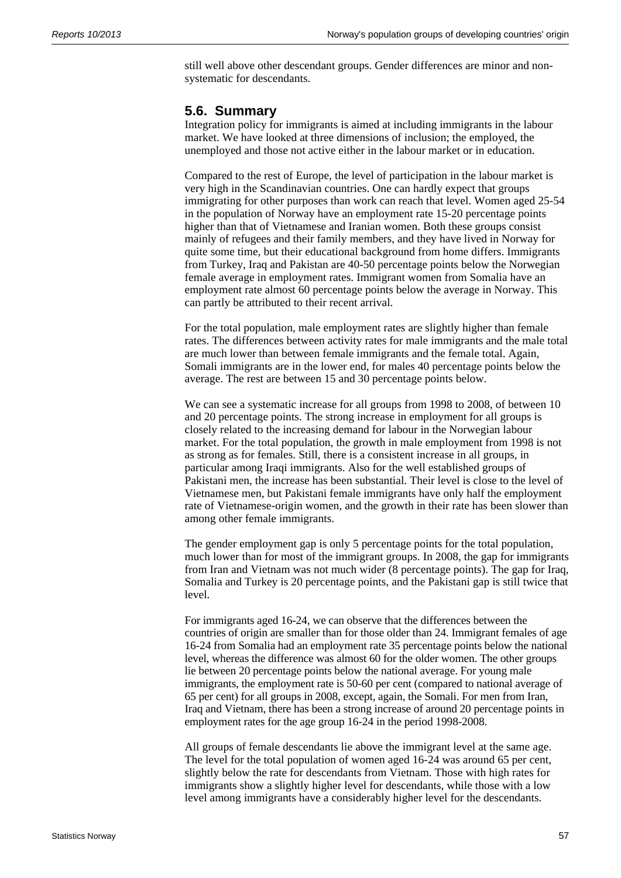still well above other descendant groups. Gender differences are minor and non-systematic for descendants.

## 5.6. Summary

Integration policy for immigrants is aimed at including immigrants in the labour market. We have looked at three dimensions of inclusion; the employed, the unemployed and those not active either in the labour market or in education.

Compared to the rest of Europe, the level of participation in the labour market is very high in the Scandinavian countries. One can hardly expect that groups immigrating for other purposes than work can reach that level. Women aged 25-54 in the population of Norway have an employment rate 15-20 percentage points higher than that of Vietnamese and Iranian women. Both these groups consist mainly of refugees and their family members, and they have lived in Norway for quite some time, but their educational background from home differs. Immigrants from Turkey, Iraq and Pakistan are 40-50 percentage points below the Norwegian female average in employment rates. Immigrant women from Somalia have an employment rate almost 60 percentage points below the average in Norway. This can partly be attributed to their recent arrival.

For the total population, male employment rates are slightly higher than female rates. The differences between activity rates for male immigrants and the male total are much lower than between female immigrants and the female total. Again, Somali immigrants are in the lower end, for males 40 percentage points below the average. The rest are between 15 and 30 percentage points below.

We can see a systematic increase for all groups from 1998 to 2008, of between 10 and 20 percentage points. The strong increase in employment for all groups is closely related to the increasing demand for labour in the Norwegian labour market. For the total population, the growth in male employment from 1998 is not as strong as for females. Still, there is a consistent increase in all groups, in particular among Iraqi immigrants. Also for the well established groups of Pakistani men, the increase has been substantial. Their level is close to the level of Vietnamese men, but Pakistani female immigrants have only half the employment rate of Vietnamese-origin women, and the growth in their rate has been slower than among other female immigrants.

The gender employment gap is only 5 percentage points for the total population, much lower than for most of the immigrant groups. In 2008, the gap for immigrants from Iran and Vietnam was not much wider (8 percentage points). The gap for Iraq, Somalia and Turkey is 20 percentage points, and the Pakistani gap is still twice that level.

For immigrants aged 16-24, we can observe that the differences between the countries of origin are smaller than for those older than 24. Immigrant females of age 16-24 from Somalia had an employment rate 35 percentage points below the national level, whereas the difference was almost 60 for the older women. The other groups lie between 20 percentage points below the national average. For young male immigrants, the employment rate is 50-60 per cent (compared to national average of 65 per cent) for all groups in 2008, except, again, the Somali. For men from Iran, Iraq and Vietnam, there has been a strong increase of around 20 percentage points in employment rates for the age group 16-24 in the period 1998-2008.

All groups of female descendants lie above the immigrant level at the same age. The level for the total population of women aged 16-24 was around 65 per cent, slightly below the rate for descendants from Vietnam. Those with high rates for immigrants show a slightly higher level for descendants, while those with a low level among immigrants have a considerably higher level for the descendants.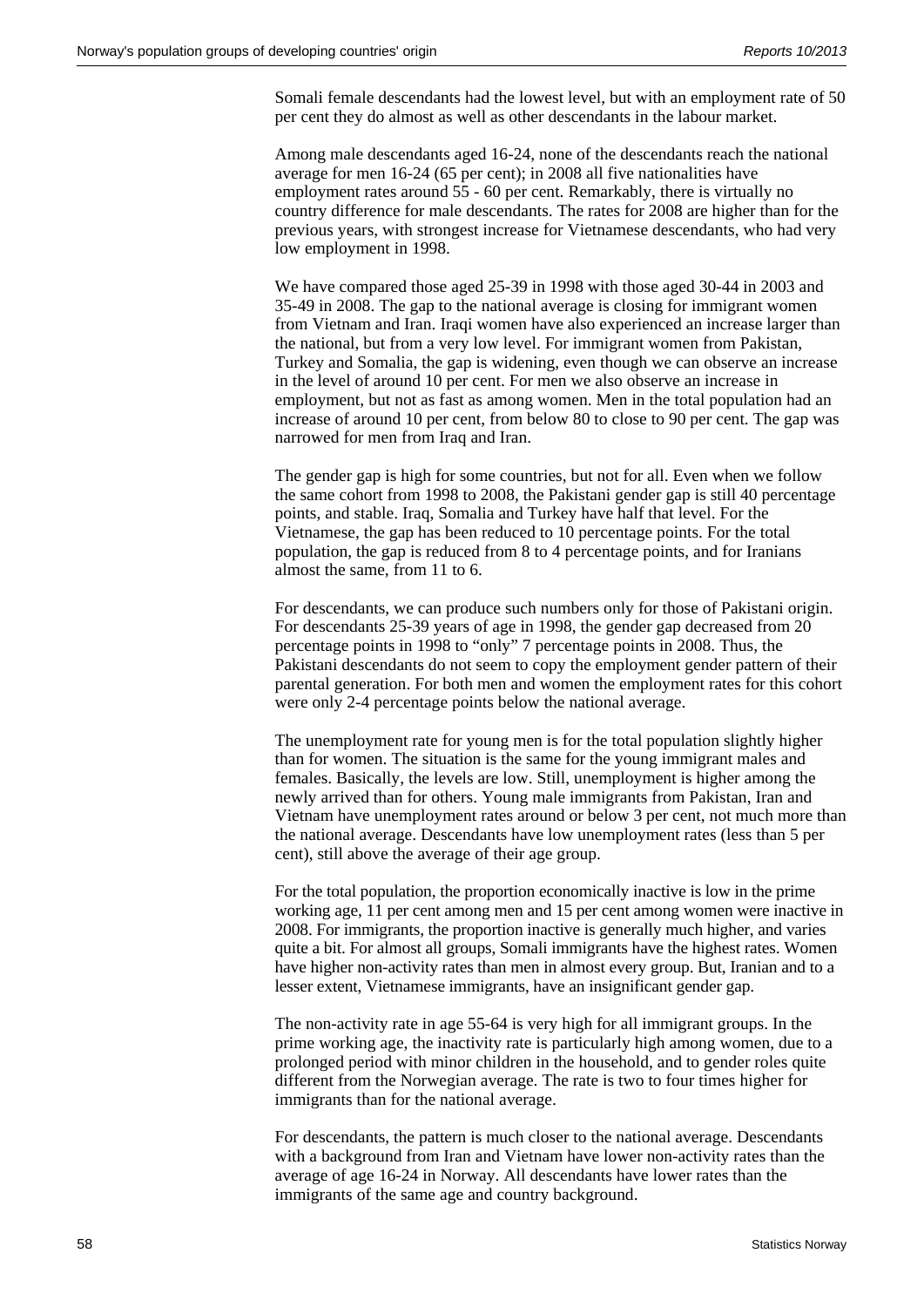Somali female descendants had the lowest level, but with an employment rate of 50 per cent they do almost as well as other descendants in the labour market.

Among male descendants aged 16-24, none of the descendants reach the national average for men 16-24 (65 per cent); in 2008 all five nationalities have employment rates around 55 - 60 per cent. Remarkably, there is virtually no country difference for male descendants. The rates for 2008 are higher than for the previous years, with strongest increase for Vietnamese descendants, who had very low employment in 1998.

We have compared those aged 25-39 in 1998 with those aged 30-44 in 2003 and 35-49 in 2008. The gap to the national average is closing for immigrant women from Vietnam and Iran. Iraqi women have also experienced an increase larger than the national, but from a very low level. For immigrant women from Pakistan, Turkey and Somalia, the gap is widening, even though we can observe an increase in the level of around 10 per cent. For men we also observe an increase in employment, but not as fast as among women. Men in the total population had an increase of around 10 per cent, from below 80 to close to 90 per cent. The gap was narrowed for men from Iraq and Iran.

The gender gap is high for some countries, but not for all. Even when we follow the same cohort from 1998 to 2008, the Pakistani gender gap is still 40 percentage points, and stable. Iraq, Somalia and Turkey have half that level. For the Vietnamese, the gap has been reduced to 10 percentage points. For the total population, the gap is reduced from 8 to 4 percentage points, and for Iranians almost the same, from 11 to 6.

For descendants, we can produce such numbers only for those of Pakistani origin. For descendants 25-39 years of age in 1998, the gender gap decreased from 20 percentage points in 1998 to "only" 7 percentage points in 2008. Thus, the Pakistani descendants do not seem to copy the employment gender pattern of their parental generation. For both men and women the employment rates for this cohort were only 2-4 percentage points below the national average.

The unemployment rate for young men is for the total population slightly higher than for women. The situation is the same for the young immigrant males and females. Basically, the levels are low. Still, unemployment is higher among the newly arrived than for others. Young male immigrants from Pakistan, Iran and Vietnam have unemployment rates around or below 3 per cent, not much more than the national average. Descendants have low unemployment rates (less than 5 per cent), still above the average of their age group.

For the total population, the proportion economically inactive is low in the prime working age, 11 per cent among men and 15 per cent among women were inactive in 2008. For immigrants, the proportion inactive is generally much higher, and varies quite a bit. For almost all groups, Somali immigrants have the highest rates. Women have higher non-activity rates than men in almost every group. But, Iranian and to a lesser extent, Vietnamese immigrants, have an insignificant gender gap.

The non-activity rate in age 55-64 is very high for all immigrant groups. In the prime working age, the inactivity rate is particularly high among women, due to a prolonged period with minor children in the household, and to gender roles quite different from the Norwegian average. The rate is two to four times higher for immigrants than for the national average.

For descendants, the pattern is much closer to the national average. Descendants with a background from Iran and Vietnam have lower non-activity rates than the average of age 16-24 in Norway. All descendants have lower rates than the immigrants of the same age and country background.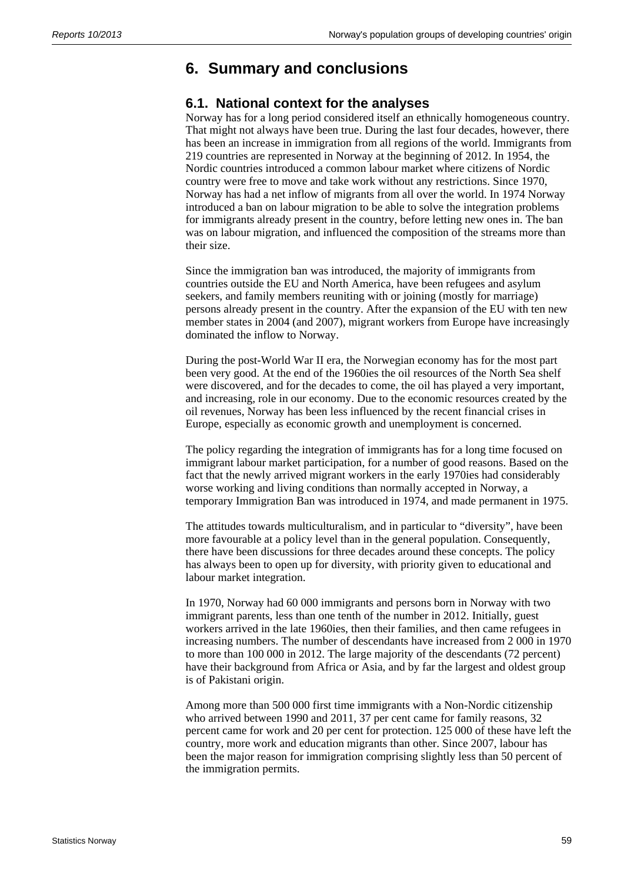# 6. Summary and conclusions

## 6.1. National context for the analyses

Norway has for a long period considered itself an ethnically homogeneous country. That might not always have been true. During the last four decades, however, there has been an increase in immigration from all regions of the world. Immigrants from 219 countries are represented in Norway at the beginning of 2012. In 1954, the Nordic countries introduced a common labour market where citizens of Nordic country were free to move and take work without any restrictions. Since 1970, Norway has had a net inflow of migrants from all over the world. In 1974 Norway introduced a ban on labour migration to be able to solve the integration problems for immigrants already present in the country, before letting new ones in. The ban was on labour migration, and influenced the composition of the streams more than their size.

Since the immigration ban was introduced, the majority of immigrants from countries outside the EU and North America, have been refugees and asylum seekers, and family members reuniting with or joining (mostly for marriage) persons already present in the country. After the expansion of the EU with ten new member states in 2004 (and 2007), migrant workers from Europe have increasingly dominated the inflow to Norway.

During the post-World War II era, the Norwegian economy has for the most part been very good. At the end of the 1960ies the oil resources of the North Sea shelf were discovered, and for the decades to come, the oil has played a very important, and increasing, role in our economy. Due to the economic resources created by the oil revenues, Norway has been less influenced by the recent financial crises in Europe, especially as economic growth and unemployment is concerned.

The policy regarding the integration of immigrants has for a long time focused on immigrant labour market participation, for a number of good reasons. Based on the fact that the newly arrived migrant workers in the early 1970ies had considerably worse working and living conditions than normally accepted in Norway, a temporary Immigration Ban was introduced in 1974, and made permanent in 1975.

The attitudes towards multiculturalism, and in particular to "diversity", have been more favourable at a policy level than in the general population. Consequently, there have been discussions for three decades around these concepts. The policy has always been to open up for diversity, with priority given to educational and labour market integration.

In 1970, Norway had 60 000 immigrants and persons born in Norway with two immigrant parents, less than one tenth of the number in 2012. Initially, guest workers arrived in the late 1960ies, then their families, and then came refugees in increasing numbers. The number of descendants have increased from 2 000 in 1970 to more than 100 000 in 2012. The large majority of the descendants (72 percent) have their background from Africa or Asia, and by far the largest and oldest group is of Pakistani origin.

Among more than 500 000 first time immigrants with a Non-Nordic citizenship who arrived between 1990 and 2011, 37 per cent came for family reasons, 32 percent came for work and 20 per cent for protection. 125 000 of these have left the country, more work and education migrants than other. Since 2007, labour has been the major reason for immigration comprising slightly less than 50 percent of the immigration permits.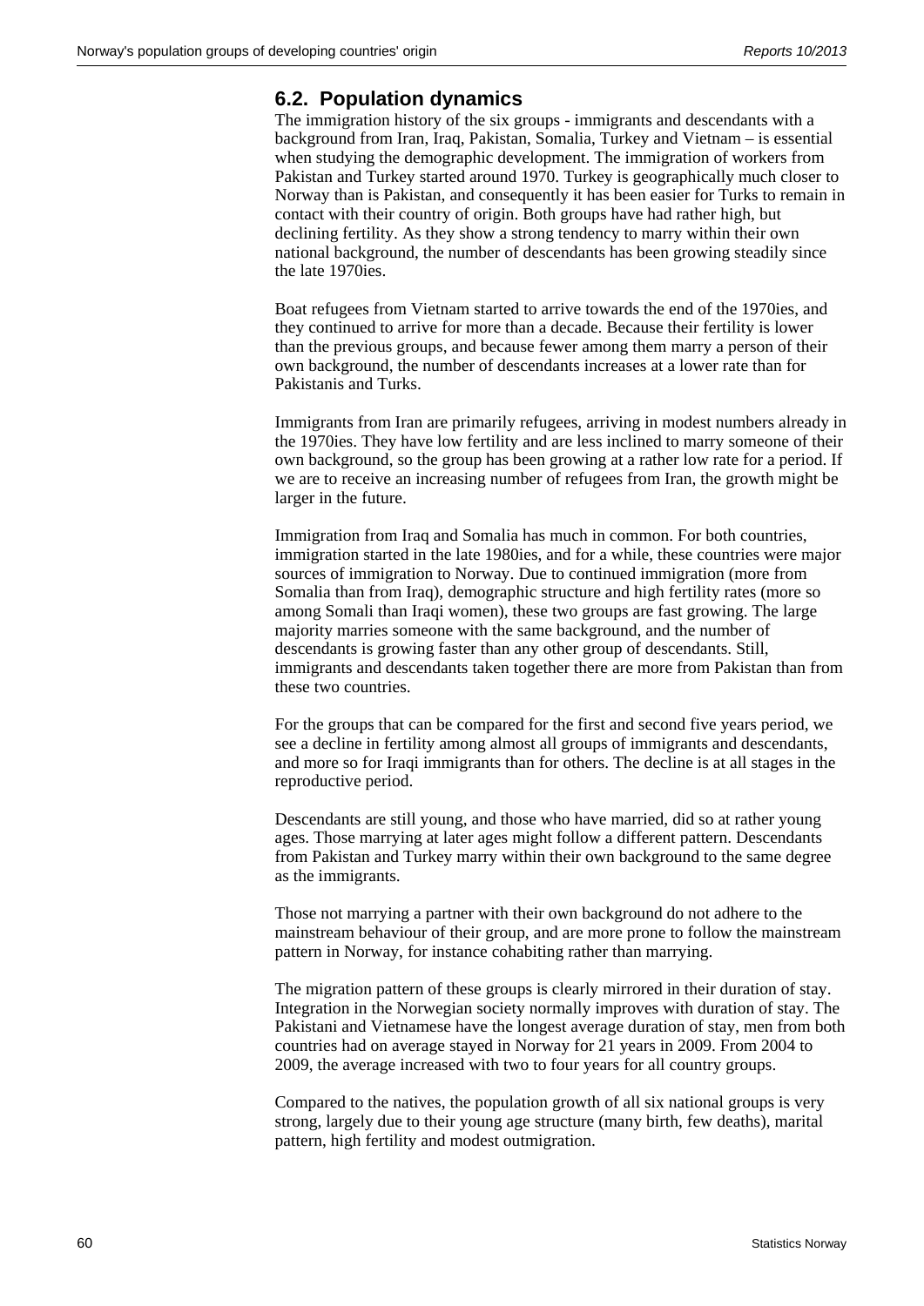## 6.2. Population dynamics

The immigration history of the six groups - immigrants and descendants with a background from Iran, Iraq, Pakistan, Somalia, Turkey and Vietnam – is essential when studying the demographic development. The immigration of workers from Pakistan and Turkey started around 1970. Turkey is geographically much closer to Norway than is Pakistan, and consequently it has been easier for Turks to remain in contact with their country of origin. Both groups have had rather high, but declining fertility. As they show a strong tendency to marry within their own national background, the number of descendants has been growing steadily since the late 1970ies.

Boat refugees from Vietnam started to arrive towards the end of the 1970ies, and they continued to arrive for more than a decade. Because their fertility is lower than the previous groups, and because fewer among them marry a person of their own background, the number of descendants increases at a lower rate than for Pakistanis and Turks.

Immigrants from Iran are primarily refugees, arriving in modest numbers already in the 1970ies. They have low fertility and are less inclined to marry someone of their own background, so the group has been growing at a rather low rate for a period. If we are to receive an increasing number of refugees from Iran, the growth might be larger in the future.

Immigration from Iraq and Somalia has much in common. For both countries, immigration started in the late 1980ies, and for a while, these countries were major sources of immigration to Norway. Due to continued immigration (more from Somalia than from Iraq), demographic structure and high fertility rates (more so among Somali than Iraqi women), these two groups are fast growing. The large majority marries someone with the same background, and the number of descendants is growing faster than any other group of descendants. Still, immigrants and descendants taken together there are more from Pakistan than from these two countries.

For the groups that can be compared for the first and second five years period, we see a decline in fertility among almost all groups of immigrants and descendants, and more so for Iraqi immigrants than for others. The decline is at all stages in the reproductive period.

Descendants are still young, and those who have married, did so at rather young ages. Those marrying at later ages might follow a different pattern. Descendants from Pakistan and Turkey marry within their own background to the same degree as the immigrants.

Those not marrying a partner with their own background do not adhere to the mainstream behaviour of their group, and are more prone to follow the mainstream pattern in Norway, for instance cohabiting rather than marrying.

The migration pattern of these groups is clearly mirrored in their duration of stay. Integration in the Norwegian society normally improves with duration of stay. The Pakistani and Vietnamese have the longest average duration of stay, men from both countries had on average stayed in Norway for 21 years in 2009. From 2004 to 2009, the average increased with two to four years for all country groups.

Compared to the natives, the population growth of all six national groups is very strong, largely due to their young age structure (many birth, few deaths), marital pattern, high fertility and modest outmigration.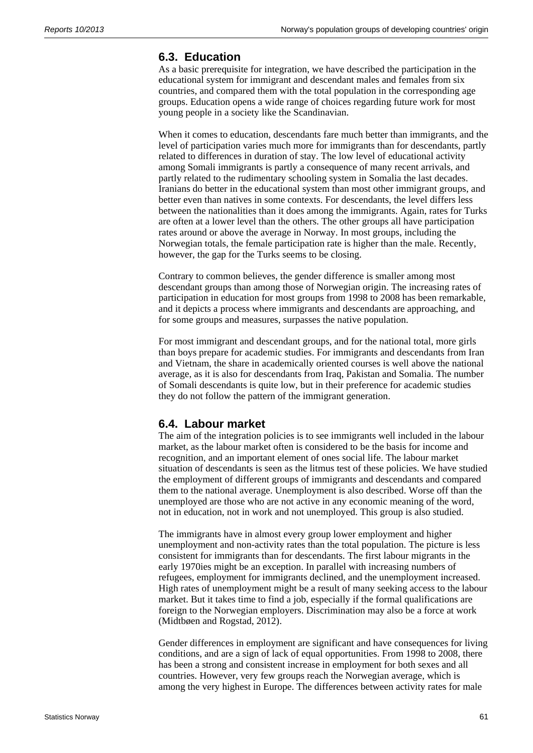## 6.3. Education

As a basic prerequisite for integration, we have described the participation in the educational system for immigrant and descendant males and females from six countries, and compared them with the total population in the corresponding age groups. Education opens a wide range of choices regarding future work for most young people in a society like the Scandinavian.

When it comes to education, descendants fare much better than immigrants, and the level of participation varies much more for immigrants than for descendants, partly related to differences in duration of stay. The low level of educational activity among Somali immigrants is partly a consequence of many recent arrivals, and partly related to the rudimentary schooling system in Somalia the last decades. Iranians do better in the educational system than most other immigrant groups, and better even than natives in some contexts. For descendants, the level differs less between the nationalities than it does among the immigrants. Again, rates for Turks are often at a lower level than the others. The other groups all have participation rates around or above the average in Norway. In most groups, including the Norwegian totals, the female participation rate is higher than the male. Recently, however, the gap for the Turks seems to be closing.

Contrary to common believes, the gender difference is smaller among most descendant groups than among those of Norwegian origin. The increasing rates of participation in education for most groups from 1998 to 2008 has been remarkable, and it depicts a process where immigrants and descendants are approaching, and for some groups and measures, surpasses the native population.

For most immigrant and descendant groups, and for the national total, more girls than boys prepare for academic studies. For immigrants and descendants from Iran and Vietnam, the share in academically oriented courses is well above the national average, as it is also for descendants from Iraq, Pakistan and Somalia. The number of Somali descendants is quite low, but in their preference for academic studies they do not follow the pattern of the immigrant generation.

## 6.4. Labour market

The aim of the integration policies is to see immigrants well included in the labour market, as the labour market often is considered to be the basis for income and recognition, and an important element of ones social life. The labour market situation of descendants is seen as the litmus test of these policies. We have studied the employment of different groups of immigrants and descendants and compared them to the national average. Unemployment is also described. Worse off than the unemployed are those who are not active in any economic meaning of the word, not in education, not in work and not unemployed. This group is also studied.

The immigrants have in almost every group lower employment and higher unemployment and non-activity rates than the total population. The picture is less consistent for immigrants than for descendants. The first labour migrants in the early 1970ies might be an exception. In parallel with increasing numbers of refugees, employment for immigrants declined, and the unemployment increased. High rates of unemployment might be a result of many seeking access to the labour market. But it takes time to find a job, especially if the formal qualifications are foreign to the Norwegian employers. Discrimination may also be a force at work (Midtbøen and Rogstad, 2012).

Gender differences in employment are significant and have consequences for living conditions, and are a sign of lack of equal opportunities. From 1998 to 2008, there has been a strong and consistent increase in employment for both sexes and all countries. However, very few groups reach the Norwegian average, which is among the very highest in Europe. The differences between activity rates for male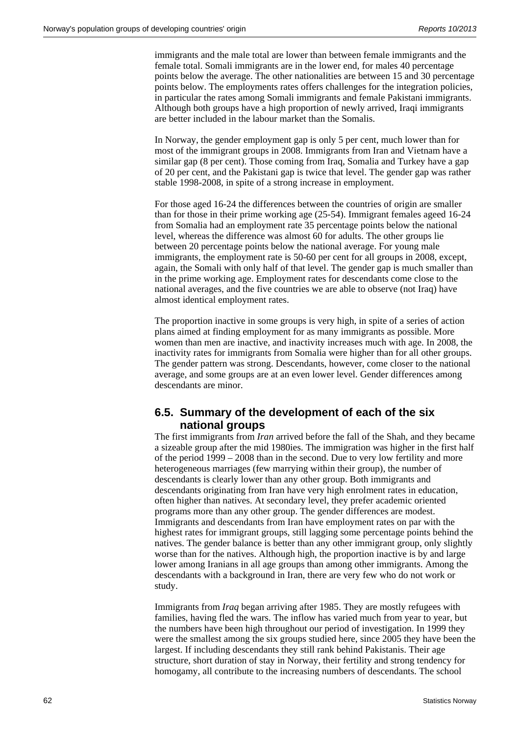immigrants and the male total are lower than between female immigrants and the female total. Somali immigrants are in the lower end, for males 40 percentage points below the average. The other nationalities are between 15 and 30 percentage points below. The employments rates offers challenges for the integration policies, in particular the rates among Somali immigrants and female Pakistani immigrants. Although both groups have a high proportion of newly arrived, Iraqi immigrants are better included in the labour market than the Somalis.

In Norway, the gender employment gap is only 5 per cent, much lower than for most of the immigrant groups in 2008. Immigrants from Iran and Vietnam have a similar gap (8 per cent). Those coming from Iraq, Somalia and Turkey have a gap of 20 per cent, and the Pakistani gap is twice that level. The gender gap was rather stable 1998-2008, in spite of a strong increase in employment.

For those aged 16-24 the differences between the countries of origin are smaller than for those in their prime working age (25-54). Immigrant females ageed 16-24 from Somalia had an employment rate 35 percentage points below the national level, whereas the difference was almost 60 for adults. The other groups lie between 20 percentage points below the national average. For young male immigrants, the employment rate is 50-60 per cent for all groups in 2008, except, again, the Somali with only half of that level. The gender gap is much smaller than in the prime working age. Employment rates for descendants come close to the national averages, and the five countries we are able to observe (not Iraq) have almost identical employment rates.

The proportion inactive in some groups is very high, in spite of a series of action plans aimed at finding employment for as many immigrants as possible. More women than men are inactive, and inactivity increases much with age. In 2008, the inactivity rates for immigrants from Somalia were higher than for all other groups. The gender pattern was strong. Descendants, however, come closer to the national average, and some groups are at an even lower level. Gender differences among descendants are minor.

## 6.5. Summary of the development of each of the six national groups

The first immigrants from *Iran* arrived before the fall of the Shah, and they became a sizeable group after the mid 1980ies. The immigration was higher in the first half of the period 1999 – 2008 than in the second. Due to very low fertility and more heterogeneous marriages (few marrying within their group), the number of descendants is clearly lower than any other group. Both immigrants and descendants originating from Iran have very high enrolment rates in education, often higher than natives. At secondary level, they prefer academic oriented programs more than any other group. The gender differences are modest. Immigrants and descendants from Iran have employment rates on par with the highest rates for immigrant groups, still lagging some percentage points behind the natives. The gender balance is better than any other immigrant group, only slightly worse than for the natives. Although high, the proportion inactive is by and large lower among Iranians in all age groups than among other immigrants. Among the descendants with a background in Iran, there are very few who do not work or study.

Immigrants from *Iraq* began arriving after 1985. They are mostly refugees with families, having fled the wars. The inflow has varied much from year to year, but the numbers have been high throughout our period of investigation. In 1999 they were the smallest among the six groups studied here, since 2005 they have been the largest. If including descendants they still rank behind Pakistanis. Their age structure, short duration of stay in Norway, their fertility and strong tendency for homogamy, all contribute to the increasing numbers of descendants. The school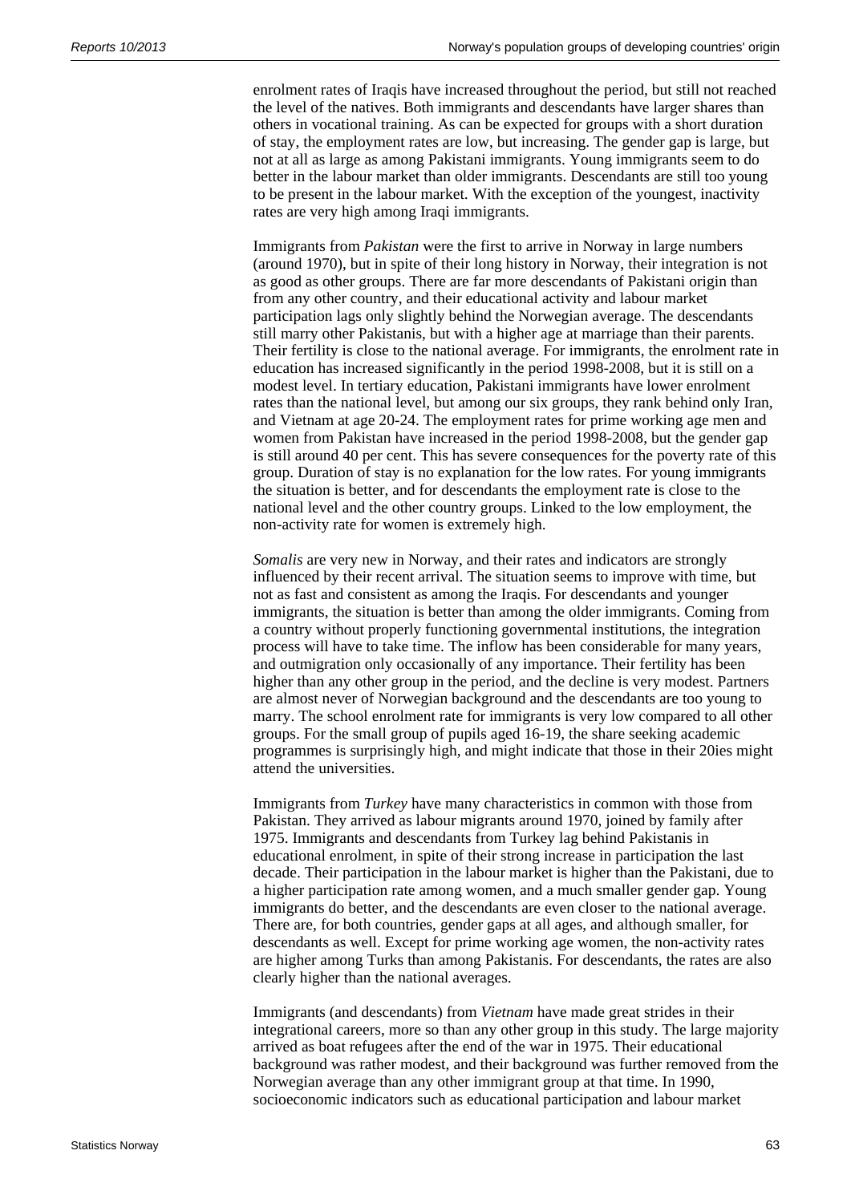enrolment rates of Iraqis have increased throughout the period, but still not reached the level of the natives. Both immigrants and descendants have larger shares than others in vocational training. As can be expected for groups with a short duration of stay, the employment rates are low, but increasing. The gender gap is large, but not at all as large as among Pakistani immigrants. Young immigrants seem to do better in the labour market than older immigrants. Descendants are still too young to be present in the labour market. With the exception of the youngest, inactivity rates are very high among Iraqi immigrants.

Immigrants from *Pakistan* were the first to arrive in Norway in large numbers (around 1970), but in spite of their long history in Norway, their integration is not as good as other groups. There are far more descendants of Pakistani origin than from any other country, and their educational activity and labour market participation lags only slightly behind the Norwegian average. The descendants still marry other Pakistanis, but with a higher age at marriage than their parents. Their fertility is close to the national average. For immigrants, the enrolment rate in education has increased significantly in the period 1998-2008, but it is still on a modest level. In tertiary education, Pakistani immigrants have lower enrolment rates than the national level, but among our six groups, they rank behind only Iran, and Vietnam at age 20-24. The employment rates for prime working age men and women from Pakistan have increased in the period 1998-2008, but the gender gap is still around 40 per cent. This has severe consequences for the poverty rate of this group. Duration of stay is no explanation for the low rates. For young immigrants the situation is better, and for descendants the employment rate is close to the national level and the other country groups. Linked to the low employment, the non-activity rate for women is extremely high.

*Somalis* are very new in Norway, and their rates and indicators are strongly influenced by their recent arrival. The situation seems to improve with time, but not as fast and consistent as among the Iraqis. For descendants and younger immigrants, the situation is better than among the older immigrants. Coming from a country without properly functioning governmental institutions, the integration process will have to take time. The inflow has been considerable for many years, and outmigration only occasionally of any importance. Their fertility has been higher than any other group in the period, and the decline is very modest. Partners are almost never of Norwegian background and the descendants are too young to marry. The school enrolment rate for immigrants is very low compared to all other groups. For the small group of pupils aged 16-19, the share seeking academic programmes is surprisingly high, and might indicate that those in their 20ies might attend the universities.

Immigrants from *Turkey* have many characteristics in common with those from Pakistan. They arrived as labour migrants around 1970, joined by family after 1975. Immigrants and descendants from Turkey lag behind Pakistanis in educational enrolment, in spite of their strong increase in participation the last decade. Their participation in the labour market is higher than the Pakistani, due to a higher participation rate among women, and a much smaller gender gap. Young immigrants do better, and the descendants are even closer to the national average. There are, for both countries, gender gaps at all ages, and although smaller, for descendants as well. Except for prime working age women, the non-activity rates are higher among Turks than among Pakistanis. For descendants, the rates are also clearly higher than the national averages.

Immigrants (and descendants) from *Vietnam* have made great strides in their integrational careers, more so than any other group in this study. The large majority arrived as boat refugees after the end of the war in 1975. Their educational background was rather modest, and their background was further removed from the Norwegian average than any other immigrant group at that time. In 1990, socioeconomic indicators such as educational participation and labour market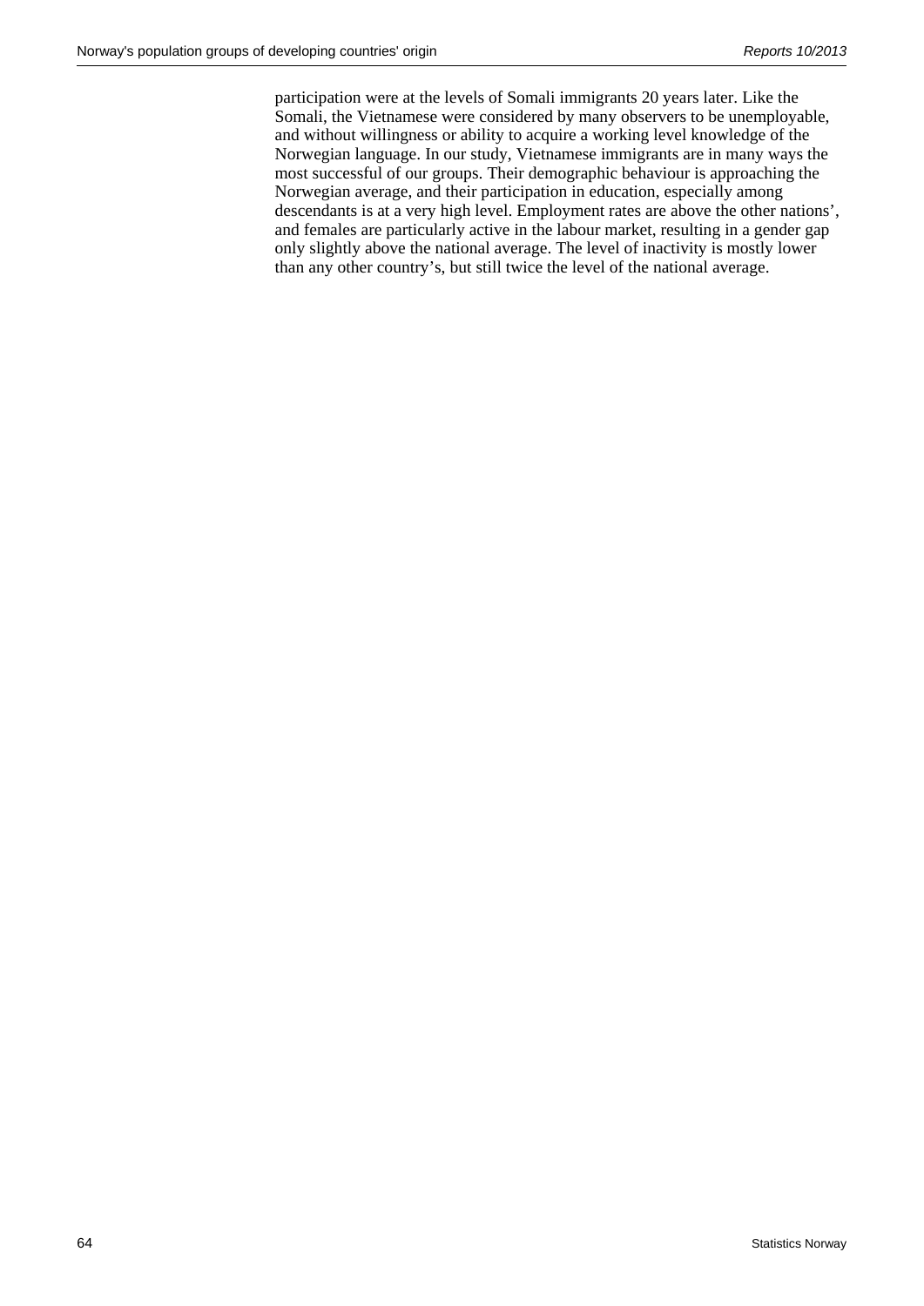participation were at the levels of Somali immigrants 20 years later. Like the Somali, the Vietnamese were considered by many observers to be unemployable, and without willingness or ability to acquire a working level knowledge of the Norwegian language. In our study, Vietnamese immigrants are in many ways the most successful of our groups. Their demographic behaviour is approaching the Norwegian average, and their participation in education, especially among descendants is at a very high level. Employment rates are above the other nations', and females are particularly active in the labour market, resulting in a gender gap only slightly above the national average. The level of inactivity is mostly lower than any other country's, but still twice the level of the national average.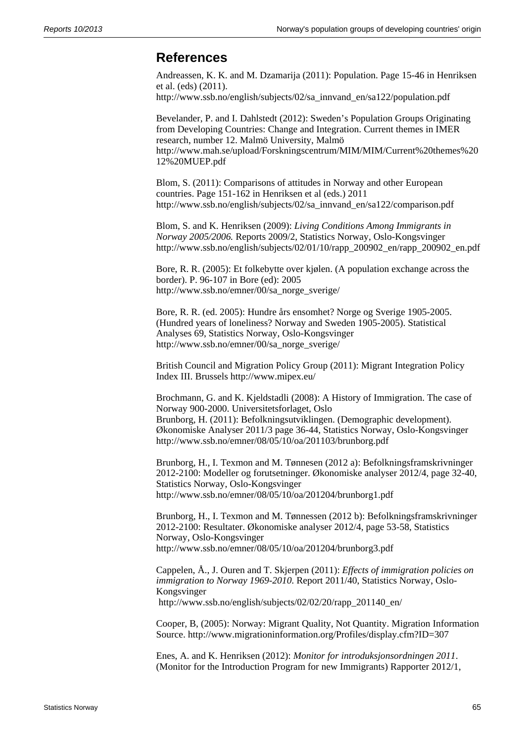## References

Andreassen, K. K. and M. Dzamarija (2011): Population. Page 15-46 in Henriksen et al. (eds) (2011).
http://www.ssb.no/english/subjects/02/sa_innvand_en/sa122/population.pdf

Bevelander, P. and I. Dahlstedt (2012): Sweden's Population Groups Originating from Developing Countries: Change and Integration. Current themes in IMER research, number 12. Malmö University, Malmö
http://www.mah.se/upload/Forskningscentrum/MIM/MIM/Current%20themes%2012%20MUEP.pdf

Blom, S. (2011): Comparisons of attitudes in Norway and other European countries. Page 151-162 in Henriksen et al (eds.) 2011
http://www.ssb.no/english/subjects/02/sa_innvand_en/sa122/comparison.pdf

Blom, S. and K. Henriksen (2009): *Living Conditions Among Immigrants in Norway 2005/2006.* Reports 2009/2, Statistics Norway, Oslo-Kongsvinger
http://www.ssb.no/english/subjects/02/01/10/rapp_200902_en/rapp_200902_en.pdf

Bore, R. R. (2005): Et folkebytte over kjølen. (A population exchange across the border). P. 96-107 in Bore (ed): 2005
http://www.ssb.no/emner/00/sa_norge_sverige/

Bore, R. R. (ed. 2005): Hundre års ensomhet? Norge og Sverige 1905-2005. (Hundred years of loneliness? Norway and Sweden 1905-2005). Statistical Analyses 69, Statistics Norway, Oslo-Kongsvinger
http://www.ssb.no/emner/00/sa_norge_sverige/

British Council and Migration Policy Group (2011): Migrant Integration Policy Index III. Brussels http://www.mipex.eu/

Brochmann, G. and K. Kjeldstadli (2008): A History of Immigration. The case of Norway 900-2000. Universitetsforlaget, Oslo
Brunborg, H. (2011): Befolkningsutviklingen. (Demographic development). Økonomiske Analyser 2011/3 page 36-44, Statistics Norway, Oslo-Kongsvinger
http://www.ssb.no/emner/08/05/10/oa/201103/brunborg.pdf

Brunborg, H., I. Texmon and M. Tønnesen (2012 a): Befolkningsframskrivninger 2012-2100: Modeller og forutsetninger. Økonomiske analyser 2012/4, page 32-40, Statistics Norway, Oslo-Kongsvinger
http://www.ssb.no/emner/08/05/10/oa/201204/brunborg1.pdf

Brunborg, H., I. Texmon and M. Tønnessen (2012 b): Befolkningsframskrivninger 2012-2100: Resultater. Økonomiske analyser 2012/4, page 53-58, Statistics Norway, Oslo-Kongsvinger
http://www.ssb.no/emner/08/05/10/oa/201204/brunborg3.pdf

Cappelen, Å., J. Ouren and T. Skjerpen (2011): *Effects of immigration policies on immigration to Norway 1969-2010.* Report 2011/40, Statistics Norway, Oslo-Kongsvinger
http://www.ssb.no/english/subjects/02/02/20/rapp_201140_en/

Cooper, B, (2005): Norway: Migrant Quality, Not Quantity. Migration Information Source. http://www.migrationinformation.org/Profiles/display.cfm?ID=307

Enes, A. and K. Henriksen (2012): *Monitor for introduksjonsordningen 2011*. (Monitor for the Introduction Program for new Immigrants) Rapporter 2012/1,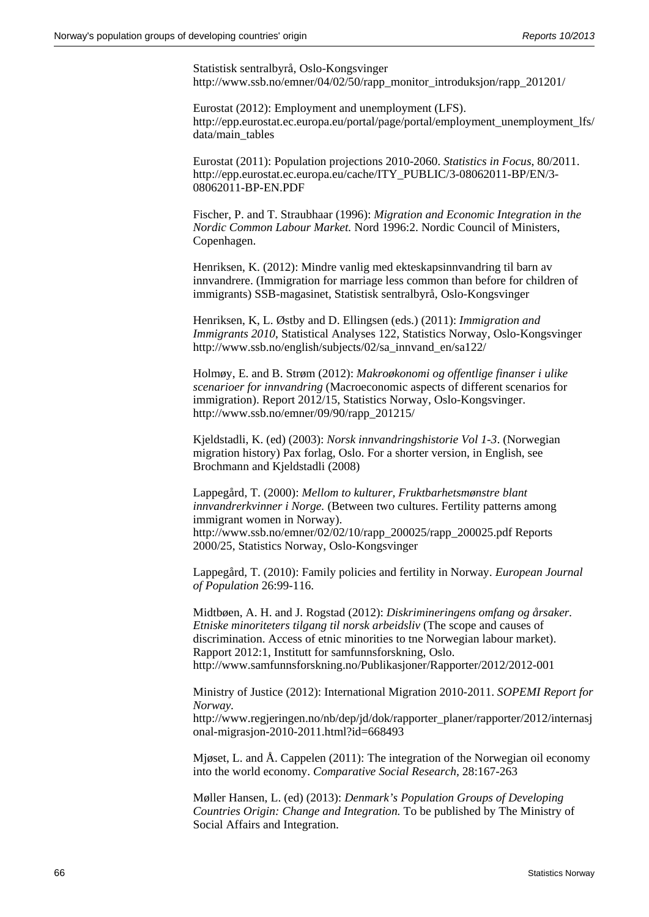Statistisk sentralbyrå, Oslo-Kongsvinger
http://www.ssb.no/emner/04/02/50/rapp_monitor_introduksjon/rapp_201201/

Eurostat (2012): Employment and unemployment (LFS).
http://epp.eurostat.ec.europa.eu/portal/page/portal/employment_unemployment_lfs/data/main_tables

Eurostat (2011): Population projections 2010-2060. *Statistics in Focus*, 80/2011.
http://epp.eurostat.ec.europa.eu/cache/ITY_PUBLIC/3-08062011-BP/EN/3-08062011-BP-EN.PDF

Fischer, P. and T. Straubhaar (1996): *Migration and Economic Integration in the Nordic Common Labour Market.* Nord 1996:2. Nordic Council of Ministers, Copenhagen.

Henriksen, K. (2012): Mindre vanlig med ekteskapsinnvandring til barn av innvandrere. (Immigration for marriage less common than before for children of immigrants) SSB-magasinet, Statistisk sentralbyrå, Oslo-Kongsvinger

Henriksen, K, L. Østby and D. Ellingsen (eds.) (2011): *Immigration and Immigrants 2010*, Statistical Analyses 122, Statistics Norway, Oslo-Kongsvinger
http://www.ssb.no/english/subjects/02/sa_innvand_en/sa122/

Holmøy, E. and B. Strøm (2012): *Makroøkonomi og offentlige finanser i ulike scenarioer for innvandring* (Macroeconomic aspects of different scenarios for immigration). Report 2012/15, Statistics Norway, Oslo-Kongsvinger.
http://www.ssb.no/emner/09/90/rapp_201215/

Kjeldstadli, K. (ed) (2003): *Norsk innvandringshistorie Vol 1-3*. (Norwegian migration history) Pax forlag, Oslo. For a shorter version, in English, see Brochmann and Kjeldstadli (2008)

Lappegård, T. (2000): *Mellom to kulturer, Fruktbarhetsmønstre blant innvandrerkvinner i Norge.* (Between two cultures. Fertility patterns among immigrant women in Norway).
http://www.ssb.no/emner/02/02/10/rapp_200025/rapp_200025.pdf Reports 2000/25, Statistics Norway, Oslo-Kongsvinger

Lappegård, T. (2010): Family policies and fertility in Norway. *European Journal of Population* 26:99-116.

Midtbøen, A. H. and J. Rogstad (2012): *Diskrimineringens omfang og årsaker. Etniske minoriteters tilgang til norsk arbeidsliv* (The scope and causes of discrimination. Access of etnic minorities to tne Norwegian labour market). Rapport 2012:1, Institutt for samfunnsforskning, Oslo.
http://www.samfunnsforskning.no/Publikasjoner/Rapporter/2012/2012-001

Ministry of Justice (2012): International Migration 2010-2011. *SOPEMI Report for Norway.*
http://www.regjeringen.no/nb/dep/jd/dok/rapporter_planer/rapporter/2012/internasjonal-migrasjon-2010-2011.html?id=668493

Mjøset, L. and Å. Cappelen (2011): The integration of the Norwegian oil economy into the world economy. *Comparative Social Research,* 28:167-263

Møller Hansen, L. (ed) (2013): *Denmark's Population Groups of Developing Countries Origin: Change and Integration.* To be published by The Ministry of Social Affairs and Integration.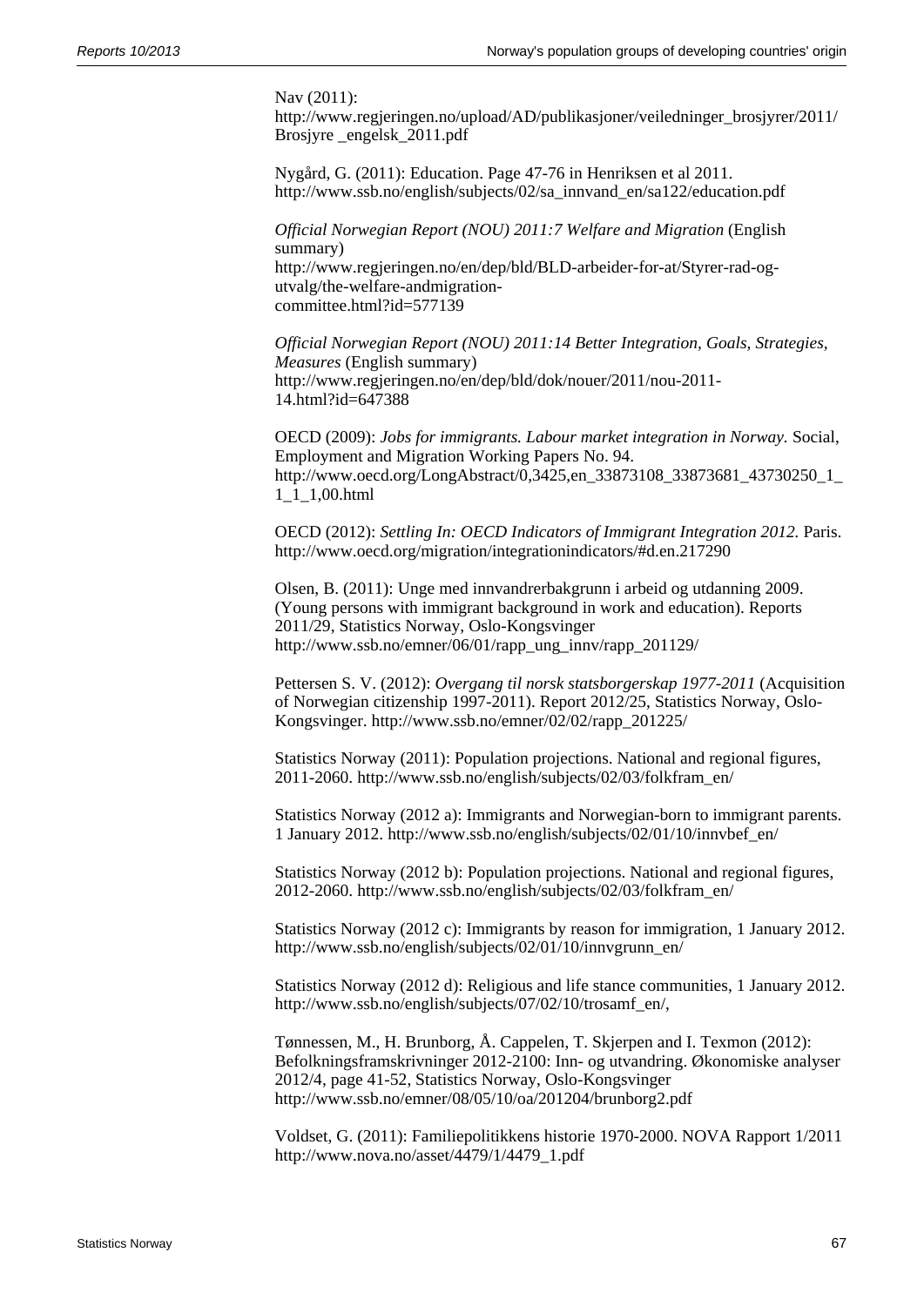Nav (2011):
http://www.regjeringen.no/upload/AD/publikasjoner/veiledninger_brosjyrer/2011/Brosjyre _engelsk_2011.pdf

Nygård, G. (2011): Education. Page 47-76 in Henriksen et al 2011. http://www.ssb.no/english/subjects/02/sa_innvand_en/sa122/education.pdf

*Official Norwegian Report (NOU) 2011:7 Welfare and Migration* (English summary)
http://www.regjeringen.no/en/dep/bld/BLD-arbeider-for-at/Styrer-rad-og-utvalg/the-welfare-andmigration-committee.html?id=577139

*Official Norwegian Report (NOU) 2011:14 Better Integration, Goals, Strategies, Measures* (English summary)
http://www.regjeringen.no/en/dep/bld/dok/nouer/2011/nou-2011-14.html?id=647388

OECD (2009): *Jobs for immigrants. Labour market integration in Norway.* Social, Employment and Migration Working Papers No. 94.
http://www.oecd.org/LongAbstract/0,3425,en_33873108_33873681_43730250_1_1_1_1,00.html

OECD (2012): *Settling In: OECD Indicators of Immigrant Integration 2012.* Paris. http://www.oecd.org/migration/integrationindicators/#d.en.217290

Olsen, B. (2011): Unge med innvandrerbakgrunn i arbeid og utdanning 2009. (Young persons with immigrant background in work and education). Reports 2011/29, Statistics Norway, Oslo-Kongsvinger
http://www.ssb.no/emner/06/01/rapp_ung_innv/rapp_201129/

Pettersen S. V. (2012): *Overgang til norsk statsborgerskap 1977-2011* (Acquisition of Norwegian citizenship 1997-2011). Report 2012/25, Statistics Norway, Oslo-Kongsvinger. http://www.ssb.no/emner/02/02/rapp_201225/

Statistics Norway (2011): Population projections. National and regional figures, 2011-2060. http://www.ssb.no/english/subjects/02/03/folkfram_en/

Statistics Norway (2012 a): Immigrants and Norwegian-born to immigrant parents. 1 January 2012. http://www.ssb.no/english/subjects/02/01/10/innvbef_en/

Statistics Norway (2012 b): Population projections. National and regional figures, 2012-2060. http://www.ssb.no/english/subjects/02/03/folkfram_en/

Statistics Norway (2012 c): Immigrants by reason for immigration, 1 January 2012. http://www.ssb.no/english/subjects/02/01/10/innvgrunn_en/

Statistics Norway (2012 d): Religious and life stance communities, 1 January 2012. http://www.ssb.no/english/subjects/07/02/10/trosamf_en/,

Tønnessen, M., H. Brunborg, Å. Cappelen, T. Skjerpen and I. Texmon (2012): Befolkningsframskrivninger 2012-2100: Inn- og utvandring. Økonomiske analyser 2012/4, page 41-52, Statistics Norway, Oslo-Kongsvinger
http://www.ssb.no/emner/08/05/10/oa/201204/brunborg2.pdf

Voldset, G. (2011): Familiepolitikkens historie 1970-2000. NOVA Rapport 1/2011 http://www.nova.no/asset/4479/1/4479_1.pdf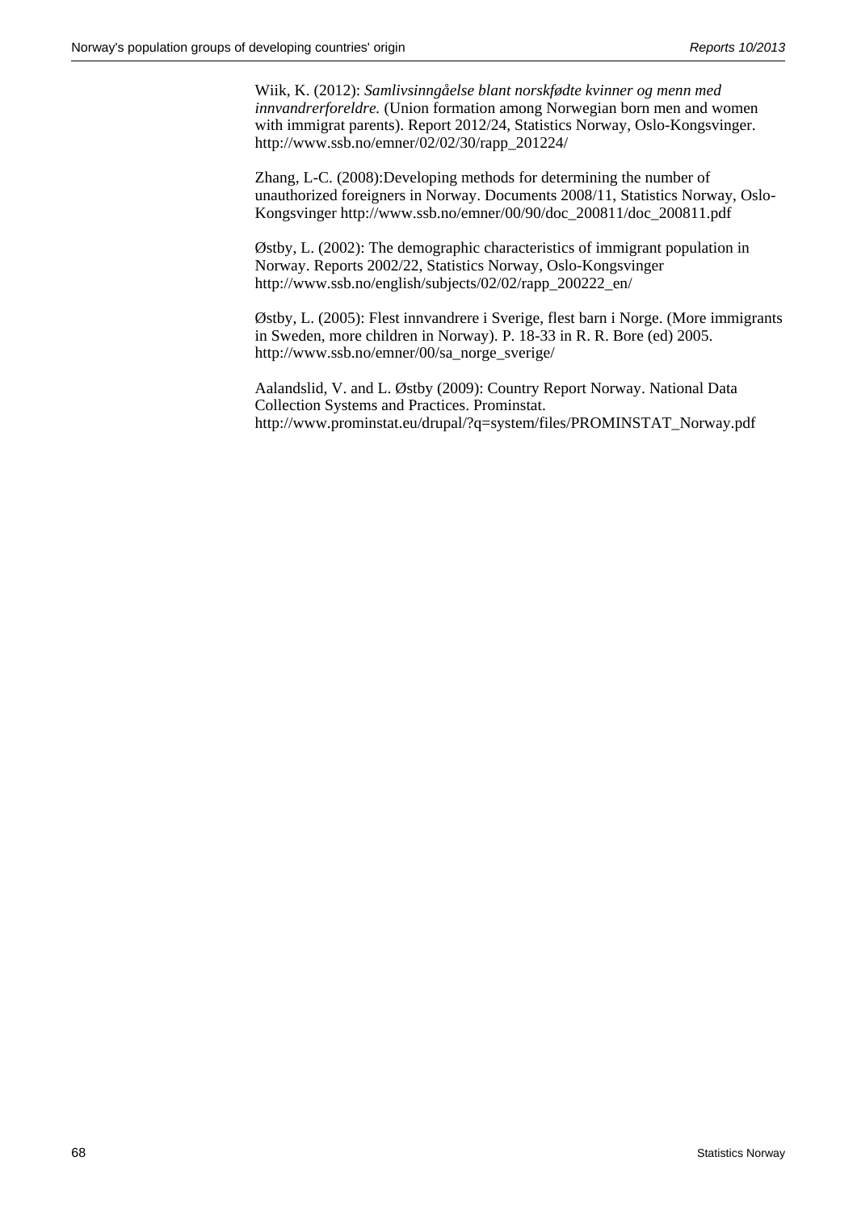Wiik, K. (2012): *Samlivsinngåelse blant norskfødte kvinner og menn med innvandrerforeldre.* (Union formation among Norwegian born men and women with immigrat parents). Report 2012/24, Statistics Norway, Oslo-Kongsvinger. http://www.ssb.no/emner/02/02/30/rapp_201224/

Zhang, L-C. (2008):Developing methods for determining the number of unauthorized foreigners in Norway. Documents 2008/11, Statistics Norway, Oslo-Kongsvinger http://www.ssb.no/emner/00/90/doc_200811/doc_200811.pdf

Østby, L. (2002): The demographic characteristics of immigrant population in Norway. Reports 2002/22, Statistics Norway, Oslo-Kongsvinger http://www.ssb.no/english/subjects/02/02/rapp_200222_en/

Østby, L. (2005): Flest innvandrere i Sverige, flest barn i Norge. (More immigrants in Sweden, more children in Norway). P. 18-33 in R. R. Bore (ed) 2005. http://www.ssb.no/emner/00/sa_norge_sverige/

Aalandslid, V. and L. Østby (2009): Country Report Norway. National Data Collection Systems and Practices. Prominstat. http://www.prominstat.eu/drupal/?q=system/files/PROMINSTAT_Norway.pdf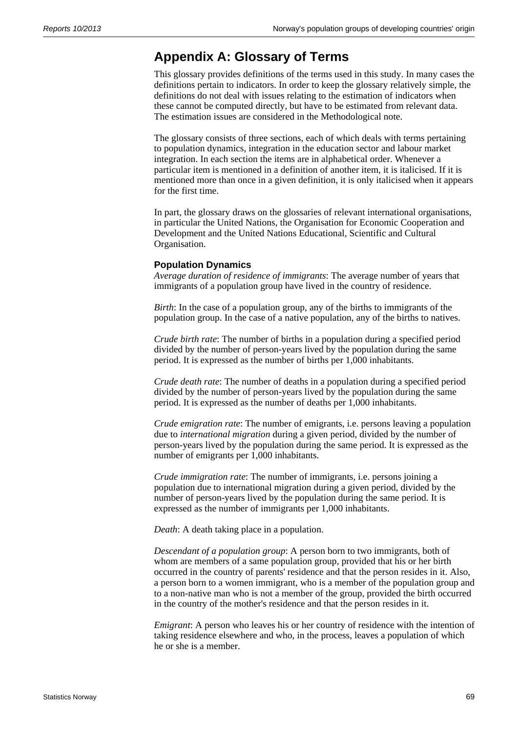# Appendix A: Glossary of Terms

This glossary provides definitions of the terms used in this study. In many cases the definitions pertain to indicators. In order to keep the glossary relatively simple, the definitions do not deal with issues relating to the estimation of indicators when these cannot be computed directly, but have to be estimated from relevant data. The estimation issues are considered in the Methodological note.

The glossary consists of three sections, each of which deals with terms pertaining to population dynamics, integration in the education sector and labour market integration. In each section the items are in alphabetical order. Whenever a particular item is mentioned in a definition of another item, it is italicised. If it is mentioned more than once in a given definition, it is only italicised when it appears for the first time.

In part, the glossary draws on the glossaries of relevant international organisations, in particular the United Nations, the Organisation for Economic Cooperation and Development and the United Nations Educational, Scientific and Cultural Organisation.

### Population Dynamics

*Average duration of residence of immigrants*: The average number of years that immigrants of a population group have lived in the country of residence.

*Birth*: In the case of a population group, any of the births to immigrants of the population group. In the case of a native population, any of the births to natives.

*Crude birth rate*: The number of births in a population during a specified period divided by the number of person-years lived by the population during the same period. It is expressed as the number of births per 1,000 inhabitants.

*Crude death rate*: The number of deaths in a population during a specified period divided by the number of person-years lived by the population during the same period. It is expressed as the number of deaths per 1,000 inhabitants.

*Crude emigration rate*: The number of emigrants, i.e. persons leaving a population due to *international migration* during a given period, divided by the number of person-years lived by the population during the same period. It is expressed as the number of emigrants per 1,000 inhabitants.

*Crude immigration rate*: The number of immigrants, i.e. persons joining a population due to international migration during a given period, divided by the number of person-years lived by the population during the same period. It is expressed as the number of immigrants per 1,000 inhabitants.

*Death*: A death taking place in a population.

*Descendant of a population group*: A person born to two immigrants, both of whom are members of a same population group, provided that his or her birth occurred in the country of parents' residence and that the person resides in it. Also, a person born to a women immigrant, who is a member of the population group and to a non-native man who is not a member of the group, provided the birth occurred in the country of the mother's residence and that the person resides in it.

*Emigrant*: A person who leaves his or her country of residence with the intention of taking residence elsewhere and who, in the process, leaves a population of which he or she is a member.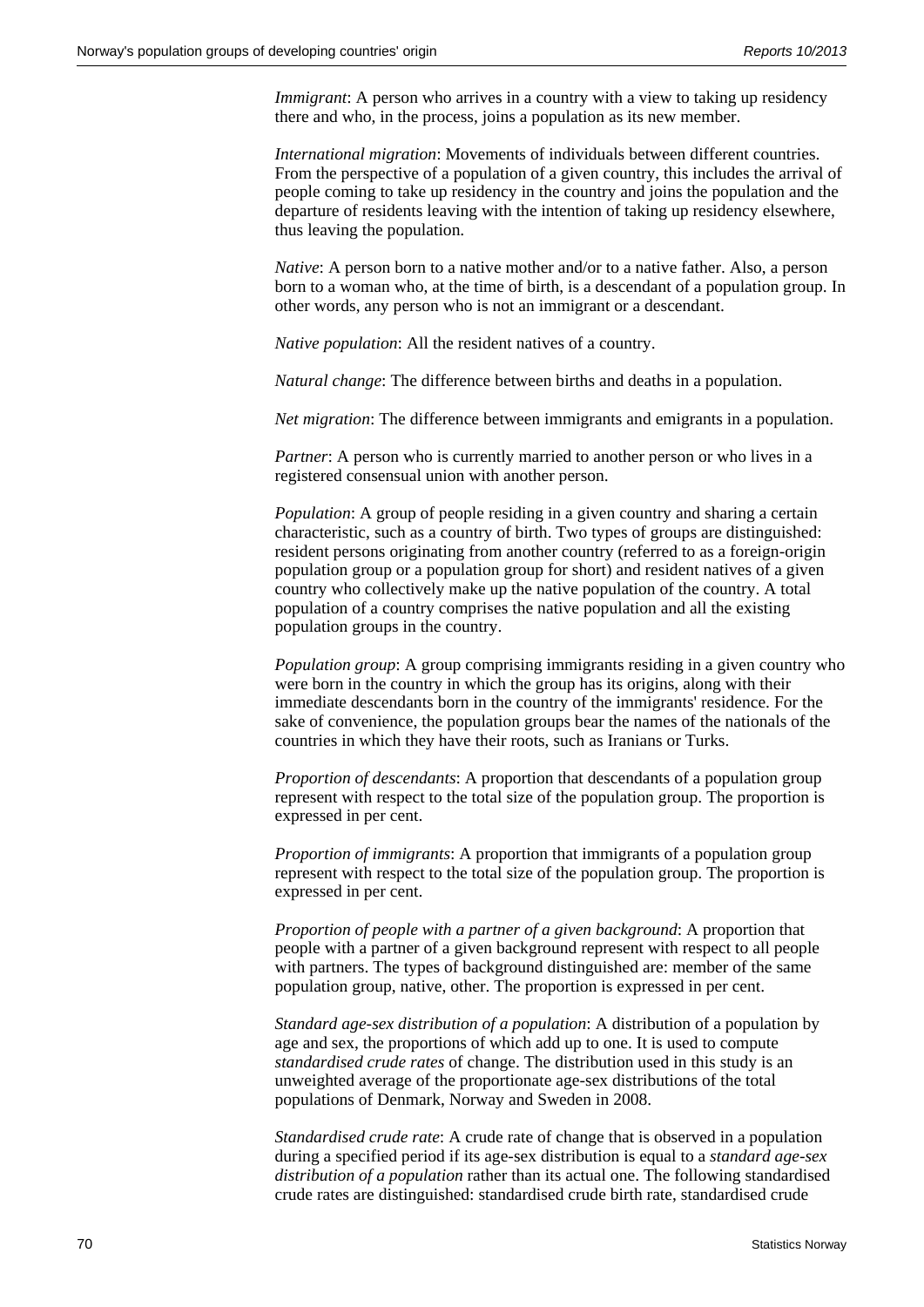*Immigrant*: A person who arrives in a country with a view to taking up residency there and who, in the process, joins a population as its new member.

*International migration*: Movements of individuals between different countries. From the perspective of a population of a given country, this includes the arrival of people coming to take up residency in the country and joins the population and the departure of residents leaving with the intention of taking up residency elsewhere, thus leaving the population.

*Native*: A person born to a native mother and/or to a native father. Also, a person born to a woman who, at the time of birth, is a descendant of a population group. In other words, any person who is not an immigrant or a descendant.

*Native population*: All the resident natives of a country.

*Natural change*: The difference between births and deaths in a population.

*Net migration*: The difference between immigrants and emigrants in a population.

*Partner*: A person who is currently married to another person or who lives in a registered consensual union with another person.

*Population*: A group of people residing in a given country and sharing a certain characteristic, such as a country of birth. Two types of groups are distinguished: resident persons originating from another country (referred to as a foreign-origin population group or a population group for short) and resident natives of a given country who collectively make up the native population of the country. A total population of a country comprises the native population and all the existing population groups in the country.

*Population group*: A group comprising immigrants residing in a given country who were born in the country in which the group has its origins, along with their immediate descendants born in the country of the immigrants' residence. For the sake of convenience, the population groups bear the names of the nationals of the countries in which they have their roots, such as Iranians or Turks.

*Proportion of descendants*: A proportion that descendants of a population group represent with respect to the total size of the population group. The proportion is expressed in per cent.

*Proportion of immigrants*: A proportion that immigrants of a population group represent with respect to the total size of the population group. The proportion is expressed in per cent.

*Proportion of people with a partner of a given background*: A proportion that people with a partner of a given background represent with respect to all people with partners. The types of background distinguished are: member of the same population group, native, other. The proportion is expressed in per cent.

*Standard age-sex distribution of a population*: A distribution of a population by age and sex, the proportions of which add up to one. It is used to compute *standardised crude rates* of change. The distribution used in this study is an unweighted average of the proportionate age-sex distributions of the total populations of Denmark, Norway and Sweden in 2008.

*Standardised crude rate*: A crude rate of change that is observed in a population during a specified period if its age-sex distribution is equal to a *standard age-sex distribution of a population* rather than its actual one. The following standardised crude rates are distinguished: standardised crude birth rate, standardised crude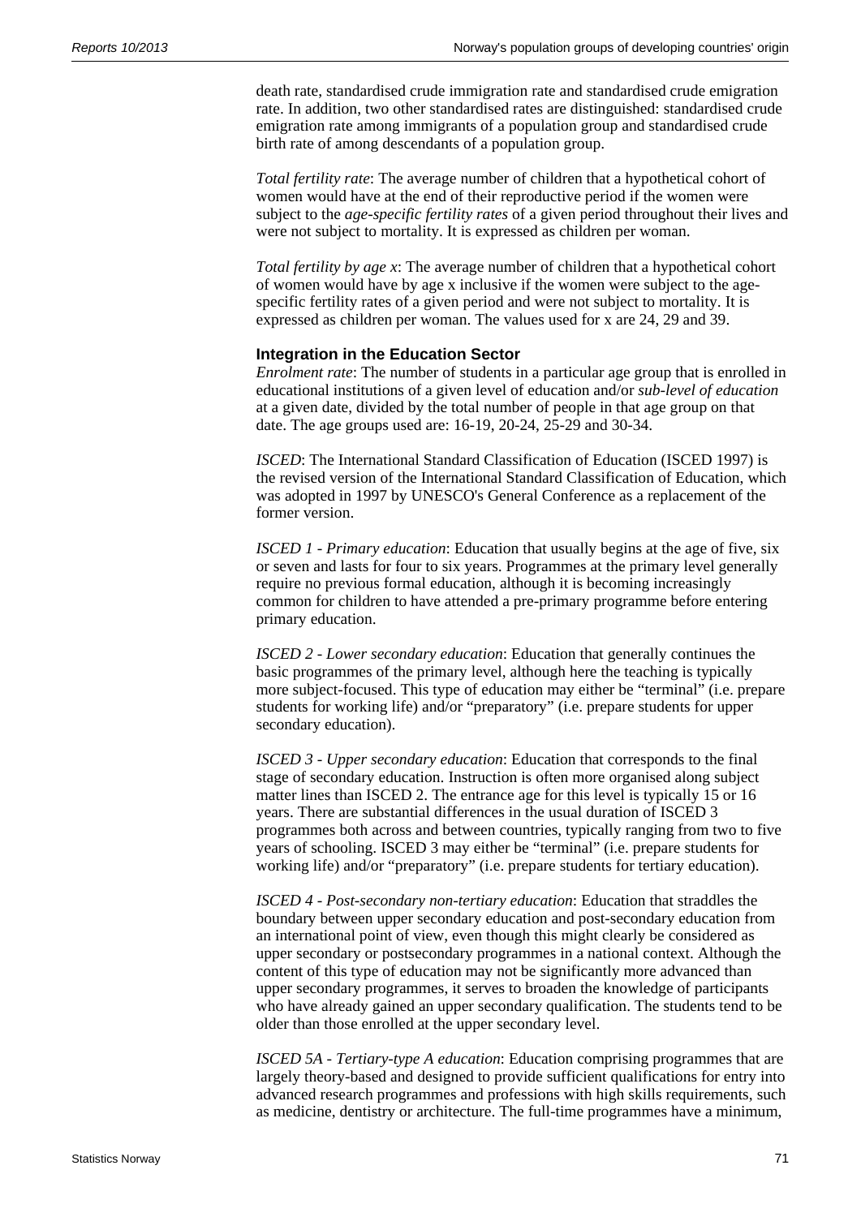death rate, standardised crude immigration rate and standardised crude emigration rate. In addition, two other standardised rates are distinguished: standardised crude emigration rate among immigrants of a population group and standardised crude birth rate of among descendants of a population group.

*Total fertility rate*: The average number of children that a hypothetical cohort of women would have at the end of their reproductive period if the women were subject to the *age-specific fertility rates* of a given period throughout their lives and were not subject to mortality. It is expressed as children per woman.

*Total fertility by age x*: The average number of children that a hypothetical cohort of women would have by age x inclusive if the women were subject to the age-specific fertility rates of a given period and were not subject to mortality. It is expressed as children per woman. The values used for x are 24, 29 and 39.

### Integration in the Education Sector

*Enrolment rate*: The number of students in a particular age group that is enrolled in educational institutions of a given level of education and/or *sub-level of education* at a given date, divided by the total number of people in that age group on that date. The age groups used are: 16-19, 20-24, 25-29 and 30-34.

*ISCED*: The International Standard Classification of Education (ISCED 1997) is the revised version of the International Standard Classification of Education, which was adopted in 1997 by UNESCO's General Conference as a replacement of the former version.

*ISCED 1 - Primary education*: Education that usually begins at the age of five, six or seven and lasts for four to six years. Programmes at the primary level generally require no previous formal education, although it is becoming increasingly common for children to have attended a pre-primary programme before entering primary education.

*ISCED 2 - Lower secondary education*: Education that generally continues the basic programmes of the primary level, although here the teaching is typically more subject-focused. This type of education may either be "terminal" (i.e. prepare students for working life) and/or "preparatory" (i.e. prepare students for upper secondary education).

*ISCED 3 - Upper secondary education*: Education that corresponds to the final stage of secondary education. Instruction is often more organised along subject matter lines than ISCED 2. The entrance age for this level is typically 15 or 16 years. There are substantial differences in the usual duration of ISCED 3 programmes both across and between countries, typically ranging from two to five years of schooling. ISCED 3 may either be "terminal" (i.e. prepare students for working life) and/or "preparatory" (i.e. prepare students for tertiary education).

*ISCED 4 - Post-secondary non-tertiary education*: Education that straddles the boundary between upper secondary education and post-secondary education from an international point of view, even though this might clearly be considered as upper secondary or postsecondary programmes in a national context. Although the content of this type of education may not be significantly more advanced than upper secondary programmes, it serves to broaden the knowledge of participants who have already gained an upper secondary qualification. The students tend to be older than those enrolled at the upper secondary level.

*ISCED 5A - Tertiary-type A education*: Education comprising programmes that are largely theory-based and designed to provide sufficient qualifications for entry into advanced research programmes and professions with high skills requirements, such as medicine, dentistry or architecture. The full-time programmes have a minimum,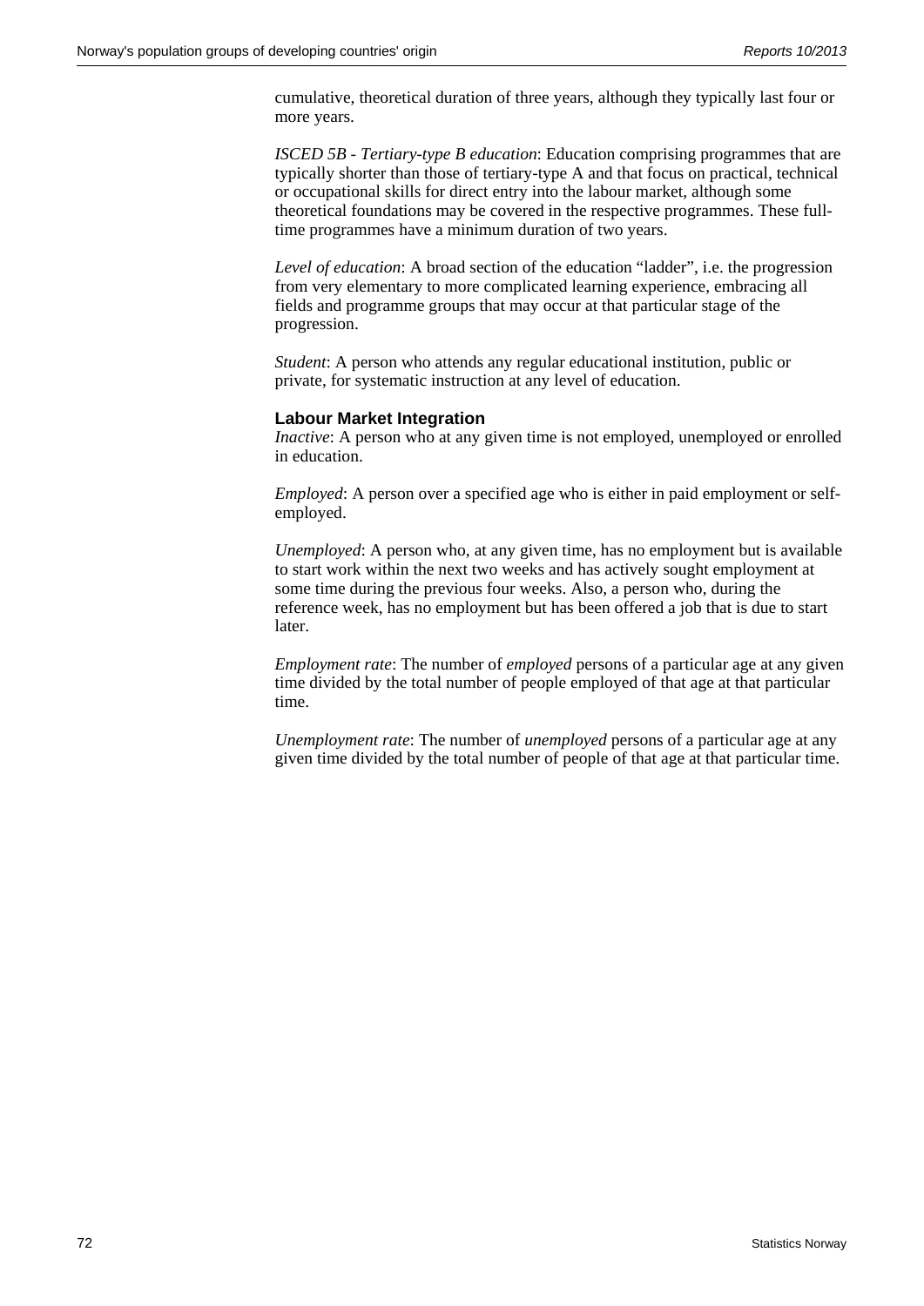cumulative, theoretical duration of three years, although they typically last four or more years.

*ISCED 5B - Tertiary-type B education*: Education comprising programmes that are typically shorter than those of tertiary-type A and that focus on practical, technical or occupational skills for direct entry into the labour market, although some theoretical foundations may be covered in the respective programmes. These full-time programmes have a minimum duration of two years.

*Level of education*: A broad section of the education "ladder", i.e. the progression from very elementary to more complicated learning experience, embracing all fields and programme groups that may occur at that particular stage of the progression.

*Student*: A person who attends any regular educational institution, public or private, for systematic instruction at any level of education.

### Labour Market Integration

*Inactive*: A person who at any given time is not employed, unemployed or enrolled in education.

*Employed*: A person over a specified age who is either in paid employment or self-employed.

*Unemployed*: A person who, at any given time, has no employment but is available to start work within the next two weeks and has actively sought employment at some time during the previous four weeks. Also, a person who, during the reference week, has no employment but has been offered a job that is due to start later.

*Employment rate*: The number of *employed* persons of a particular age at any given time divided by the total number of people employed of that age at that particular time.

*Unemployment rate*: The number of *unemployed* persons of a particular age at any given time divided by the total number of people of that age at that particular time.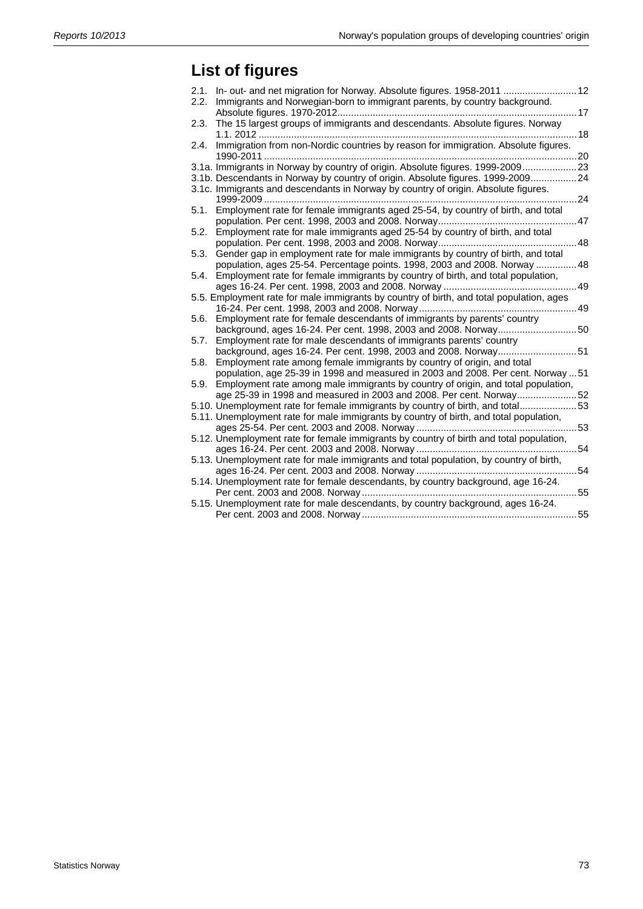# List of figures

2.1. In- out- and net migration for Norway. Absolute figures. 1958-2011 ........................... 12
2.2. Immigrants and Norwegian-born to immigrant parents, by country background. Absolute figures. 1970-2012........................................................................................ 17
2.3. The 15 largest groups of immigrants and descendants. Absolute figures. Norway 1.1. 2012 .................................................................................................................... 18
2.4. Immigration from non-Nordic countries by reason for immigration. Absolute figures. 1990-2011 .................................................................................................................. 20
3.1a. Immigrants in Norway by country of origin. Absolute figures. 1999-2009.................... 23
3.1b. Descendants in Norway by country of origin. Absolute figures. 1999-2009................. 24
3.1c. Immigrants and descendants in Norway by country of origin. Absolute figures. 1999-2009 .................................................................................................................. 24
5.1. Employment rate for female immigrants aged 25-54, by country of birth, and total population. Per cent. 1998, 2003 and 2008. Norway.................................................. 47
5.2. Employment rate for male immigrants aged 25-54 by country of birth, and total population. Per cent. 1998, 2003 and 2008. Norway.................................................. 48
5.3. Gender gap in employment rate for male immigrants by country of birth, and total population, ages 25-54. Percentage points. 1998, 2003 and 2008. Norway ............... 48
5.4. Employment rate for female immigrants by country of birth, and total population, ages 16-24. Per cent. 1998, 2003 and 2008. Norway ................................................. 49
5.5. Employment rate for male immigrants by country of birth, and total population, ages 16-24. Per cent. 1998, 2003 and 2008. Norway.......................................................... 49
5.6. Employment rate for female descendants of immigrants by parents' country background, ages 16-24. Per cent. 1998, 2003 and 2008. Norway............................ 50
5.7. Employment rate for male descendants of immigrants parents' country background, ages 16-24. Per cent. 1998, 2003 and 2008. Norway............................ 51
5.8. Employment rate among female immigrants by country of origin, and total population, age 25-39 in 1998 and measured in 2003 and 2008. Per cent. Norway ... 51
5.9. Employment rate among male immigrants by country of origin, and total population, age 25-39 in 1998 and measured in 2003 and 2008. Per cent. Norway...................... 52
5.10. Unemployment rate for female immigrants by country of birth, and total..................... 53
5.11. Unemployment rate for male immigrants by country of birth, and total population, ages 25-54. Per cent. 2003 and 2008. Norway ........................................................... 53
5.12. Unemployment rate for female immigrants by country of birth and total population, ages 16-24. Per cent. 2003 and 2008. Norway ........................................................... 54
5.13. Unemployment rate for male immigrants and total population, by country of birth, ages 16-24. Per cent. 2003 and 2008. Norway ........................................................... 54
5.14. Unemployment rate for female descendants, by country background, age 16-24. Per cent. 2003 and 2008. Norway .............................................................................. 55
5.15. Unemployment rate for male descendants, by country background, ages 16-24. Per cent. 2003 and 2008. Norway .............................................................................. 55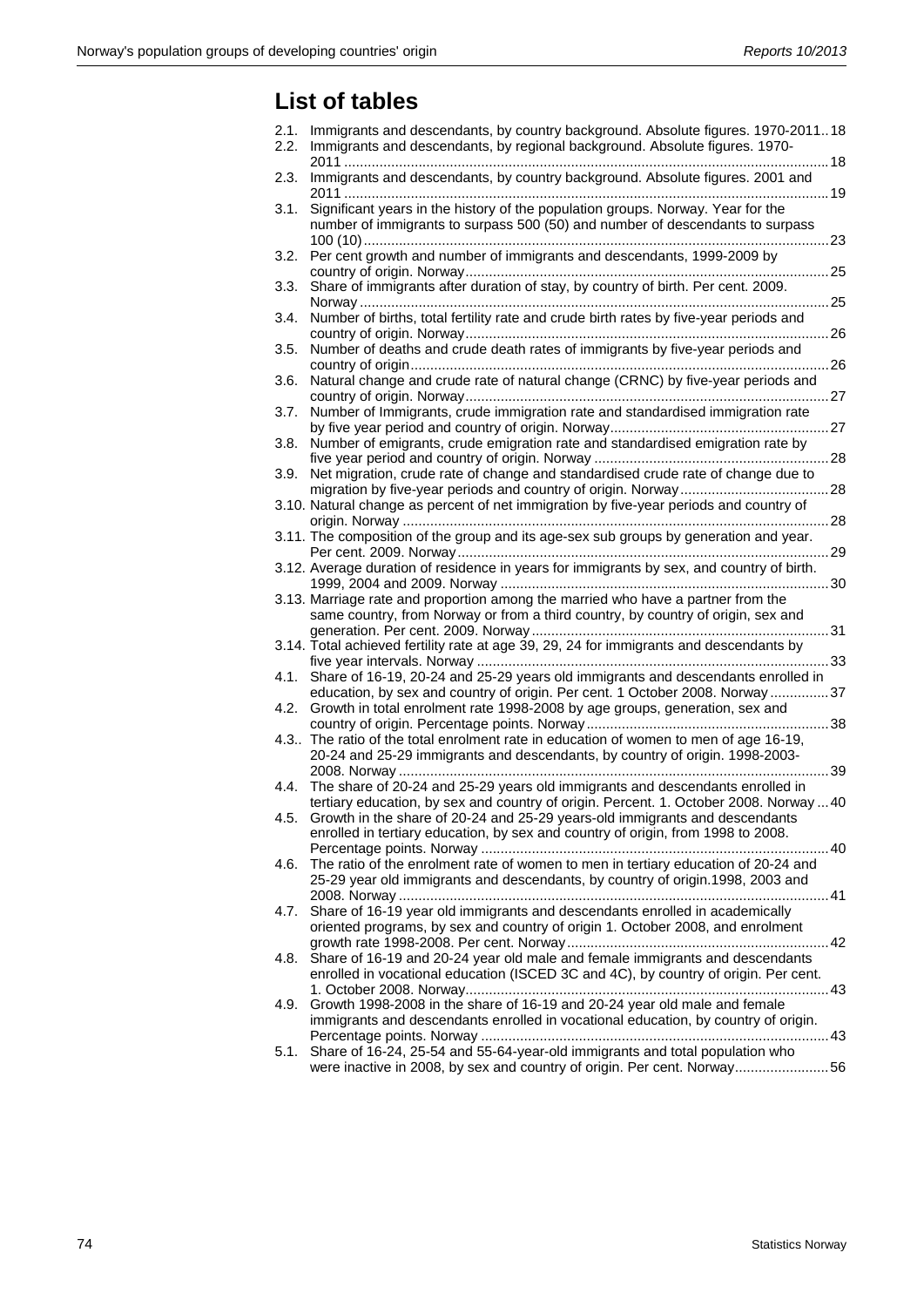## List of tables

2.1. Immigrants and descendants, by country background. Absolute figures. 1970-2011 .. 18
2.2. Immigrants and descendants, by regional background. Absolute figures. 1970-2011 .......... 18
2.3. Immigrants and descendants, by country background. Absolute figures. 2001 and 2011 .......... 19
3.1. Significant years in the history of the population groups. Norway. Year for the number of immigrants to surpass 500 (50) and number of descendants to surpass 100 (10) .......... 23
3.2. Per cent growth and number of immigrants and descendants, 1999-2009 by country of origin. Norway .......... 25
3.3. Share of immigrants after duration of stay, by country of birth. Per cent. 2009. Norway .......... 25
3.4. Number of births, total fertility rate and crude birth rates by five-year periods and country of origin. Norway .......... 26
3.5. Number of deaths and crude death rates of immigrants by five-year periods and country of origin .......... 26
3.6. Natural change and crude rate of natural change (CRNC) by five-year periods and country of origin. Norway .......... 27
3.7. Number of Immigrants, crude immigration rate and standardised immigration rate by five year period and country of origin. Norway .......... 27
3.8. Number of emigrants, crude emigration rate and standardised emigration rate by five year period and country of origin. Norway .......... 28
3.9. Net migration, crude rate of change and standardised crude rate of change due to migration by five-year periods and country of origin. Norway .......... 28
3.10. Natural change as percent of net immigration by five-year periods and country of origin. Norway .......... 28
3.11. The composition of the group and its age-sex sub groups by generation and year. Per cent. 2009. Norway .......... 29
3.12. Average duration of residence in years for immigrants by sex, and country of birth. 1999, 2004 and 2009. Norway .......... 30
3.13. Marriage rate and proportion among the married who have a partner from the same country, from Norway or from a third country, by country of origin, sex and generation. Per cent. 2009. Norway .......... 31
3.14. Total achieved fertility rate at age 39, 29, 24 for immigrants and descendants by five year intervals. Norway .......... 33
4.1. Share of 16-19, 20-24 and 25-29 years old immigrants and descendants enrolled in education, by sex and country of origin. Per cent. 1 October 2008. Norway .......... 37
4.2. Growth in total enrolment rate 1998-2008 by age groups, generation, sex and country of origin. Percentage points. Norway .......... 38
4.3.. The ratio of the total enrolment rate in education of women to men of age 16-19, 20-24 and 25-29 immigrants and descendants, by country of origin. 1998-2003-2008. Norway .......... 39
4.4. The share of 20-24 and 25-29 years old immigrants and descendants enrolled in tertiary education, by sex and country of origin. Percent. 1. October 2008. Norway ... 40
4.5. Growth in the share of 20-24 and 25-29 years-old immigrants and descendants enrolled in tertiary education, by sex and country of origin, from 1998 to 2008. Percentage points. Norway .......... 40
4.6. The ratio of the enrolment rate of women to men in tertiary education of 20-24 and 25-29 year old immigrants and descendants, by country of origin.1998, 2003 and 2008. Norway .......... 41
4.7. Share of 16-19 year old immigrants and descendants enrolled in academically oriented programs, by sex and country of origin 1. October 2008, and enrolment growth rate 1998-2008. Per cent. Norway .......... 42
4.8. Share of 16-19 and 20-24 year old male and female immigrants and descendants enrolled in vocational education (ISCED 3C and 4C), by country of origin. Per cent. 1. October 2008. Norway .......... 43
4.9. Growth 1998-2008 in the share of 16-19 and 20-24 year old male and female immigrants and descendants enrolled in vocational education, by country of origin. Percentage points. Norway .......... 43
5.1. Share of 16-24, 25-54 and 55-64-year-old immigrants and total population who were inactive in 2008, by sex and country of origin. Per cent. Norway .......... 56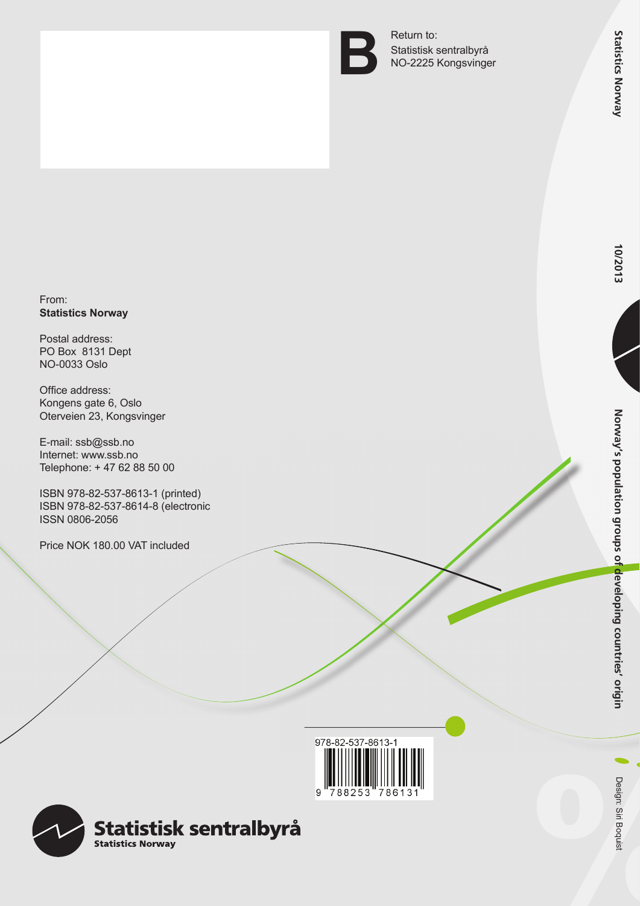**B**

Return to:
Statistisk sentralbyrå
NO-2225 Kongsvinger

From:
**Statistics Norway**

Postal address:
PO Box 8131 Dept
NO-0033 Oslo

Office address:
Kongens gate 6, Oslo
Oterveien 23, Kongsvinger

E-mail: ssb@ssb.no
Internet: www.ssb.no
Telephone: + 47 62 88 50 00

ISBN 978-82-537-8613-1 (printed)
ISBN 978-82-537-8614-8 (electronic
ISSN 0806-2056

Price NOK 180.00 VAT included

978-82-537-8613-1

9 788253 786131

**Statistisk sentralbyrå**
**Statistics Norway**

**Statistics Norway**

**10/2013**

**Norway's population groups of developing countries' origin**

Design: Siri Boquist